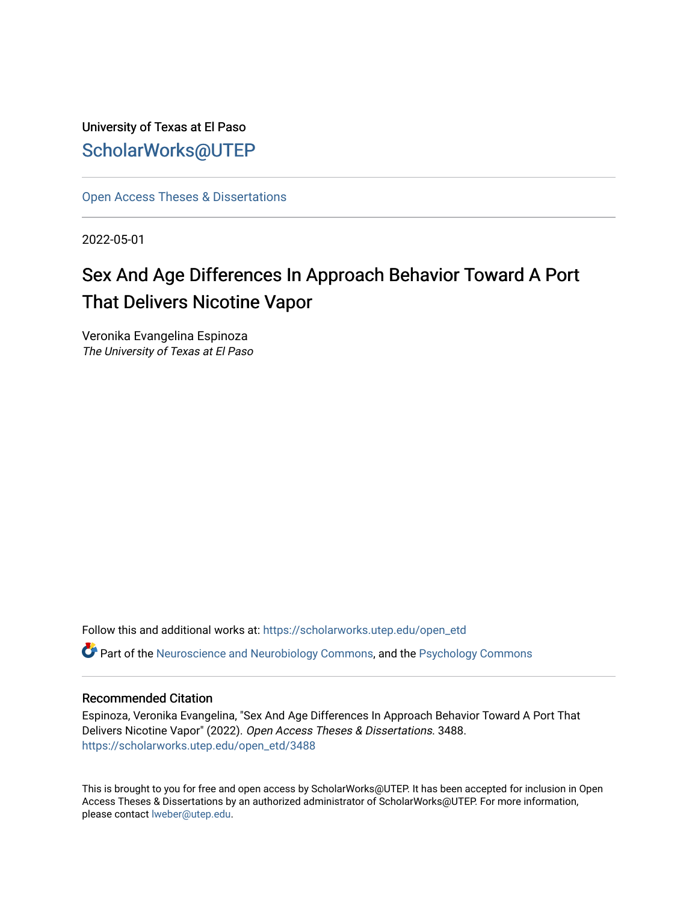University of Texas at El Paso

ScholarWorks@UTEP

Open Access Theses & Dissertations

2022-05-01

# Sex And Age Differences In Approach Behavior Toward A Port That Delivers Nicotine Vapor

Veronika Evangelina Espinoza
*The University of Texas at El Paso*

Follow this and additional works at: https://scholarworks.utep.edu/open_etd

Part of the Neuroscience and Neurobiology Commons, and the Psychology Commons

## Recommended Citation

Espinoza, Veronika Evangelina, "Sex And Age Differences In Approach Behavior Toward A Port That Delivers Nicotine Vapor" (2022). *Open Access Theses & Dissertations*. 3488.
https://scholarworks.utep.edu/open_etd/3488

This is brought to you for free and open access by ScholarWorks@UTEP. It has been accepted for inclusion in Open Access Theses & Dissertations by an authorized administrator of ScholarWorks@UTEP. For more information, please contact lweber@utep.edu.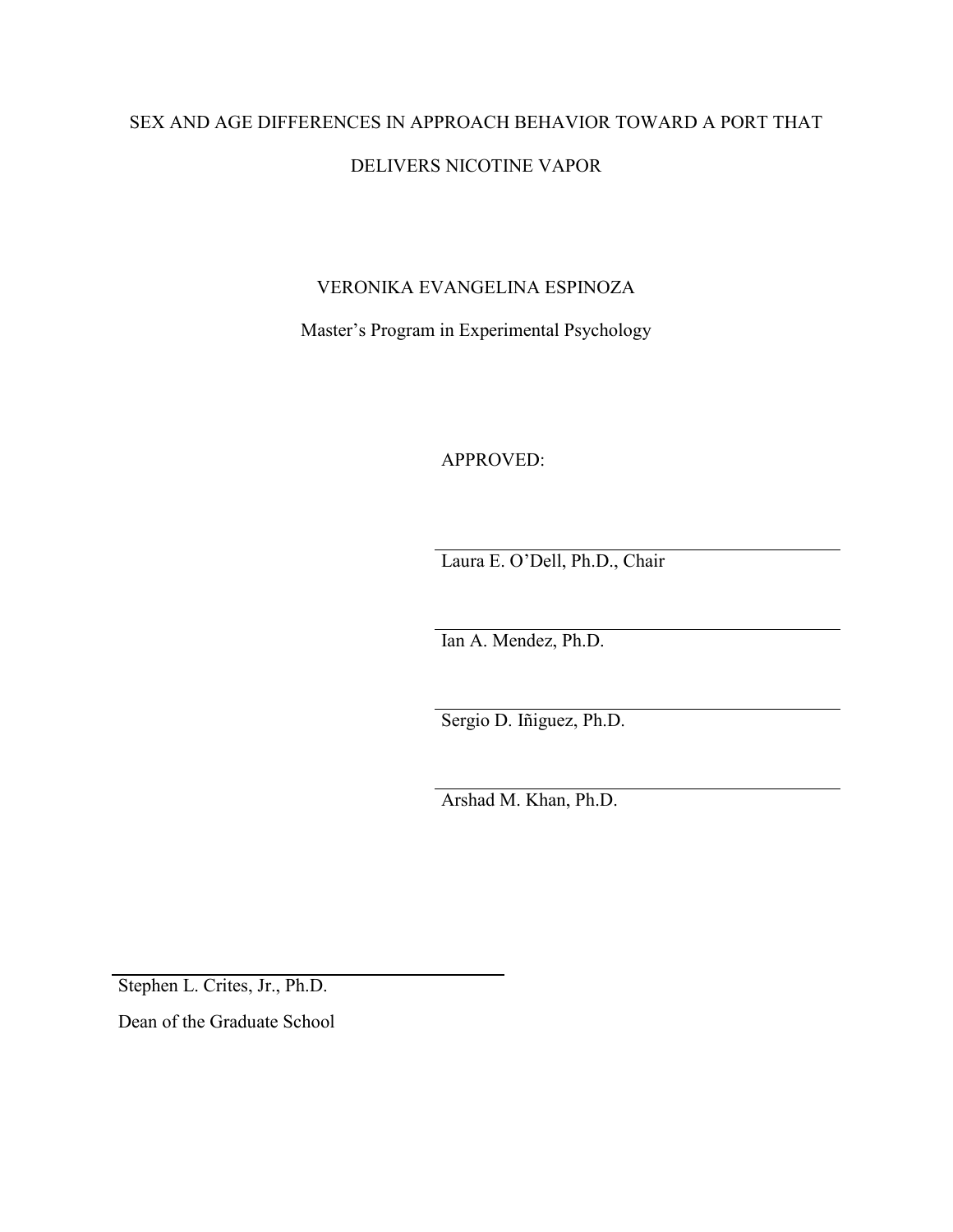SEX AND AGE DIFFERENCES IN APPROACH BEHAVIOR TOWARD A PORT THAT

DELIVERS NICOTINE VAPOR

VERONIKA EVANGELINA ESPINOZA

Master's Program in Experimental Psychology

APPROVED:

Laura E. O'Dell, Ph.D., Chair

Ian A. Mendez, Ph.D.

Sergio D. Iñiguez, Ph.D.

Arshad M. Khan, Ph.D.

Stephen L. Crites, Jr., Ph.D.

Dean of the Graduate School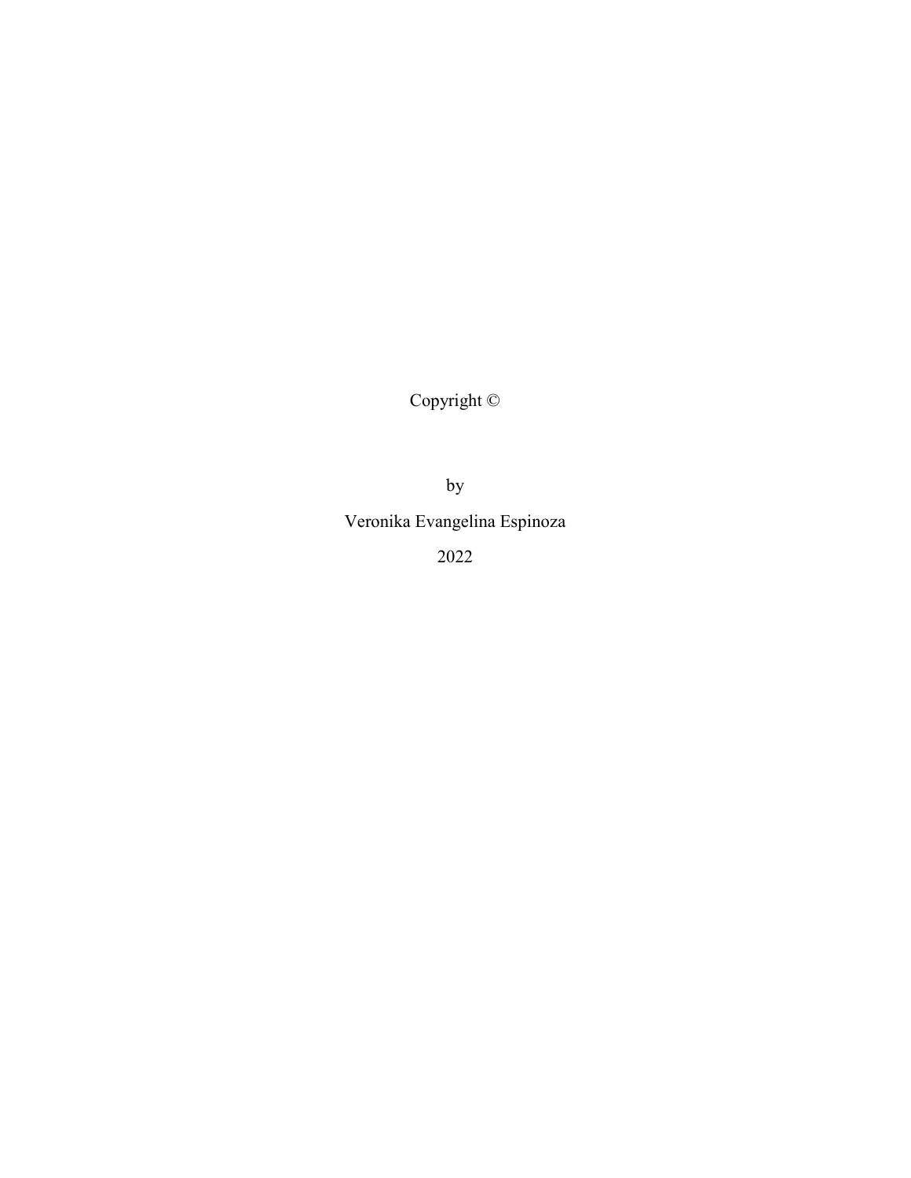Copyright ©

by

Veronika Evangelina Espinoza

2022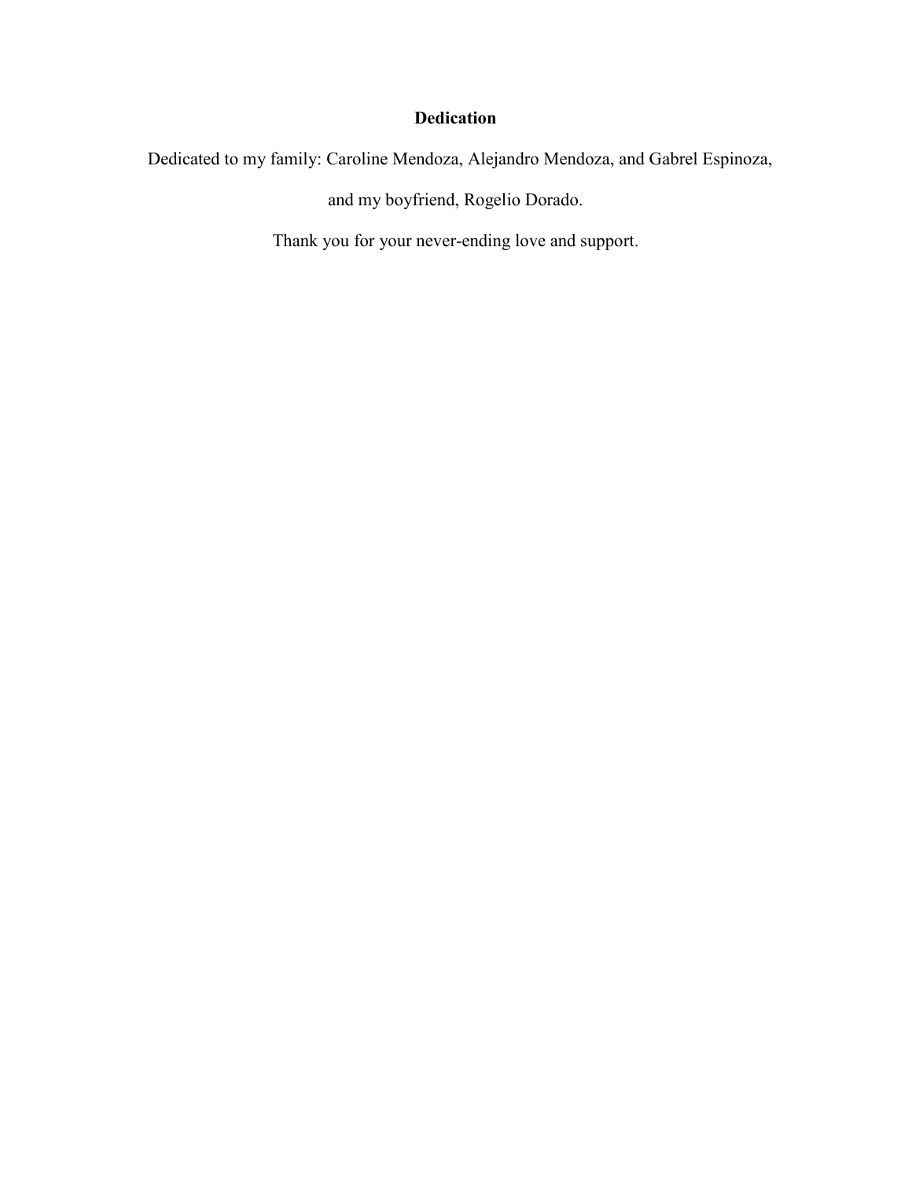# Dedication

Dedicated to my family: Caroline Mendoza, Alejandro Mendoza, and Gabrel Espinoza,

and my boyfriend, Rogelio Dorado.

Thank you for your never-ending love and support.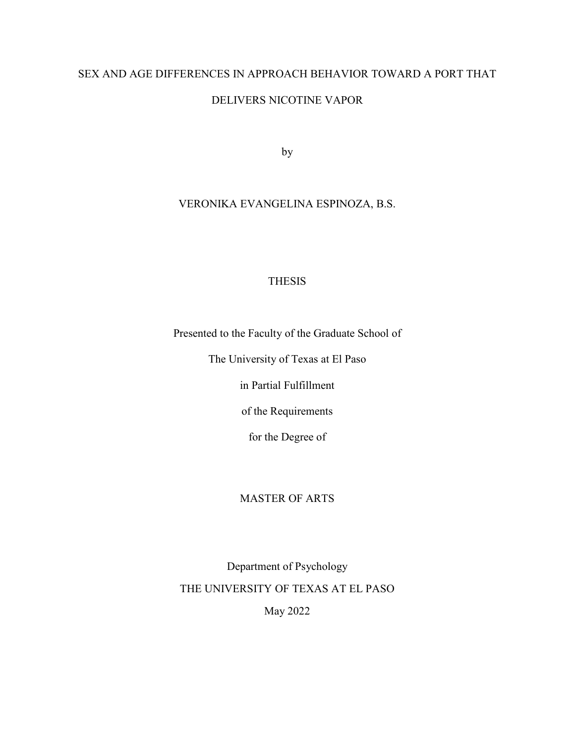# SEX AND AGE DIFFERENCES IN APPROACH BEHAVIOR TOWARD A PORT THAT DELIVERS NICOTINE VAPOR

by

VERONIKA EVANGELINA ESPINOZA, B.S.

THESIS

Presented to the Faculty of the Graduate School of

The University of Texas at El Paso

in Partial Fulfillment

of the Requirements

for the Degree of

MASTER OF ARTS

Department of Psychology

THE UNIVERSITY OF TEXAS AT EL PASO

May 2022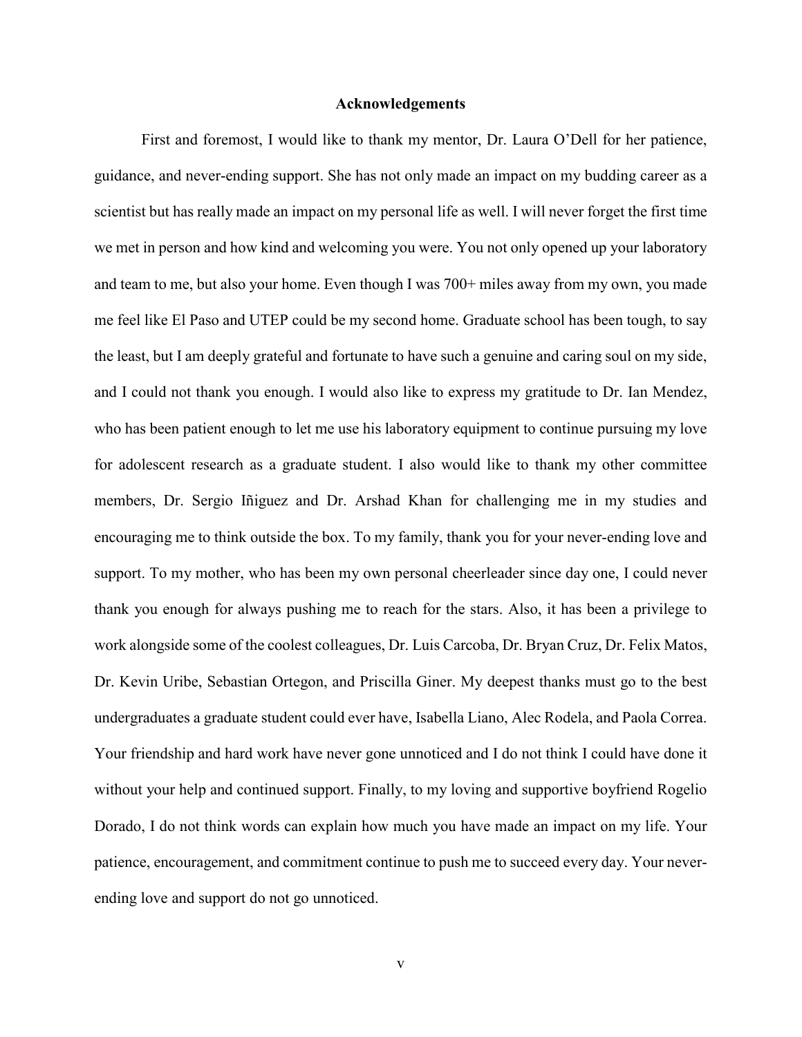## Acknowledgements

First and foremost, I would like to thank my mentor, Dr. Laura O'Dell for her patience, guidance, and never-ending support. She has not only made an impact on my budding career as a scientist but has really made an impact on my personal life as well. I will never forget the first time we met in person and how kind and welcoming you were. You not only opened up your laboratory and team to me, but also your home. Even though I was 700+ miles away from my own, you made me feel like El Paso and UTEP could be my second home. Graduate school has been tough, to say the least, but I am deeply grateful and fortunate to have such a genuine and caring soul on my side, and I could not thank you enough. I would also like to express my gratitude to Dr. Ian Mendez, who has been patient enough to let me use his laboratory equipment to continue pursuing my love for adolescent research as a graduate student. I also would like to thank my other committee members, Dr. Sergio Iñiguez and Dr. Arshad Khan for challenging me in my studies and encouraging me to think outside the box. To my family, thank you for your never-ending love and support. To my mother, who has been my own personal cheerleader since day one, I could never thank you enough for always pushing me to reach for the stars. Also, it has been a privilege to work alongside some of the coolest colleagues, Dr. Luis Carcoba, Dr. Bryan Cruz, Dr. Felix Matos, Dr. Kevin Uribe, Sebastian Ortegon, and Priscilla Giner. My deepest thanks must go to the best undergraduates a graduate student could ever have, Isabella Liano, Alec Rodela, and Paola Correa. Your friendship and hard work have never gone unnoticed and I do not think I could have done it without your help and continued support. Finally, to my loving and supportive boyfriend Rogelio Dorado, I do not think words can explain how much you have made an impact on my life. Your patience, encouragement, and commitment continue to push me to succeed every day. Your never-ending love and support do not go unnoticed.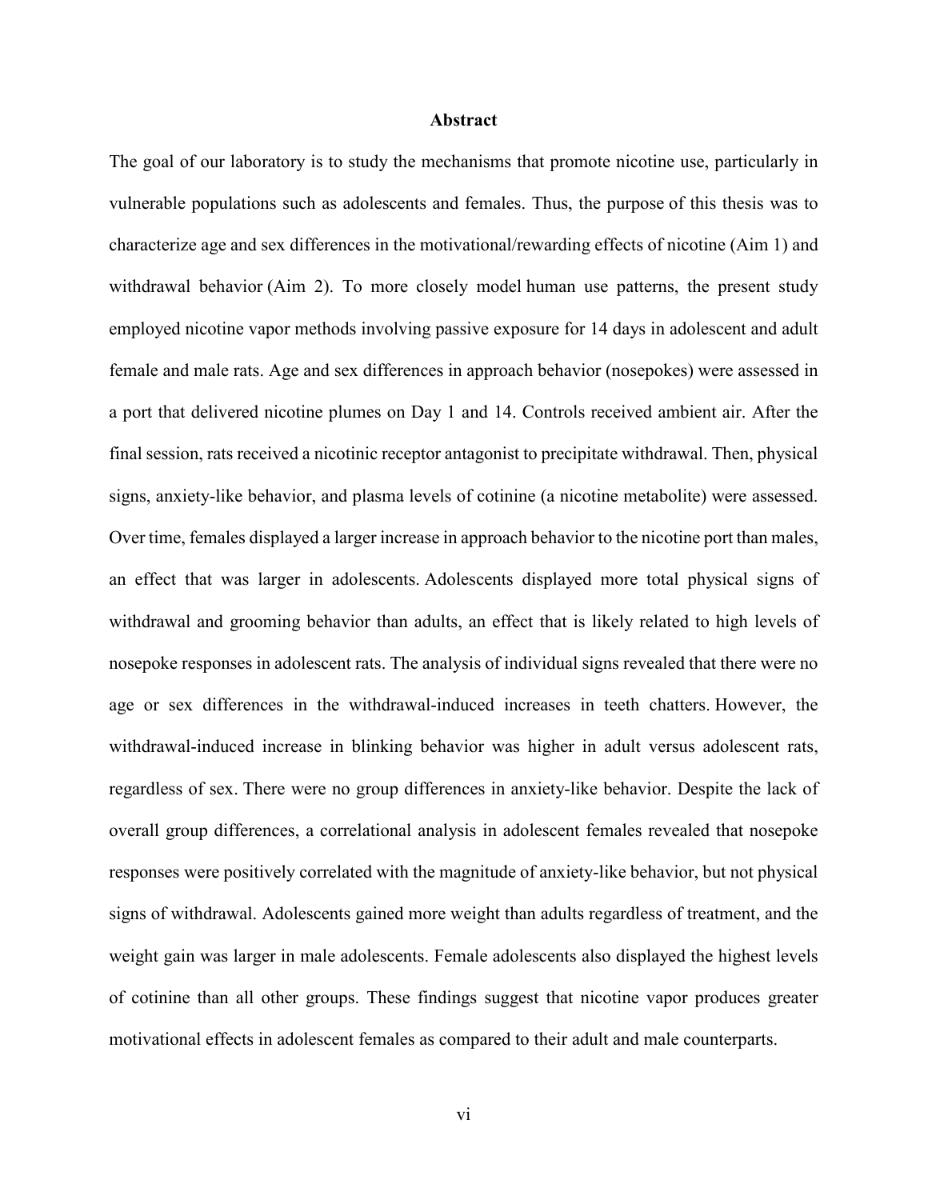## Abstract

The goal of our laboratory is to study the mechanisms that promote nicotine use, particularly in vulnerable populations such as adolescents and females. Thus, the purpose of this thesis was to characterize age and sex differences in the motivational/rewarding effects of nicotine (Aim 1) and withdrawal behavior (Aim 2). To more closely model human use patterns, the present study employed nicotine vapor methods involving passive exposure for 14 days in adolescent and adult female and male rats. Age and sex differences in approach behavior (nosepokes) were assessed in a port that delivered nicotine plumes on Day 1 and 14. Controls received ambient air. After the final session, rats received a nicotinic receptor antagonist to precipitate withdrawal. Then, physical signs, anxiety-like behavior, and plasma levels of cotinine (a nicotine metabolite) were assessed. Over time, females displayed a larger increase in approach behavior to the nicotine port than males, an effect that was larger in adolescents. Adolescents displayed more total physical signs of withdrawal and grooming behavior than adults, an effect that is likely related to high levels of nosepoke responses in adolescent rats. The analysis of individual signs revealed that there were no age or sex differences in the withdrawal-induced increases in teeth chatters. However, the withdrawal-induced increase in blinking behavior was higher in adult versus adolescent rats, regardless of sex. There were no group differences in anxiety-like behavior. Despite the lack of overall group differences, a correlational analysis in adolescent females revealed that nosepoke responses were positively correlated with the magnitude of anxiety-like behavior, but not physical signs of withdrawal. Adolescents gained more weight than adults regardless of treatment, and the weight gain was larger in male adolescents. Female adolescents also displayed the highest levels of cotinine than all other groups. These findings suggest that nicotine vapor produces greater motivational effects in adolescent females as compared to their adult and male counterparts.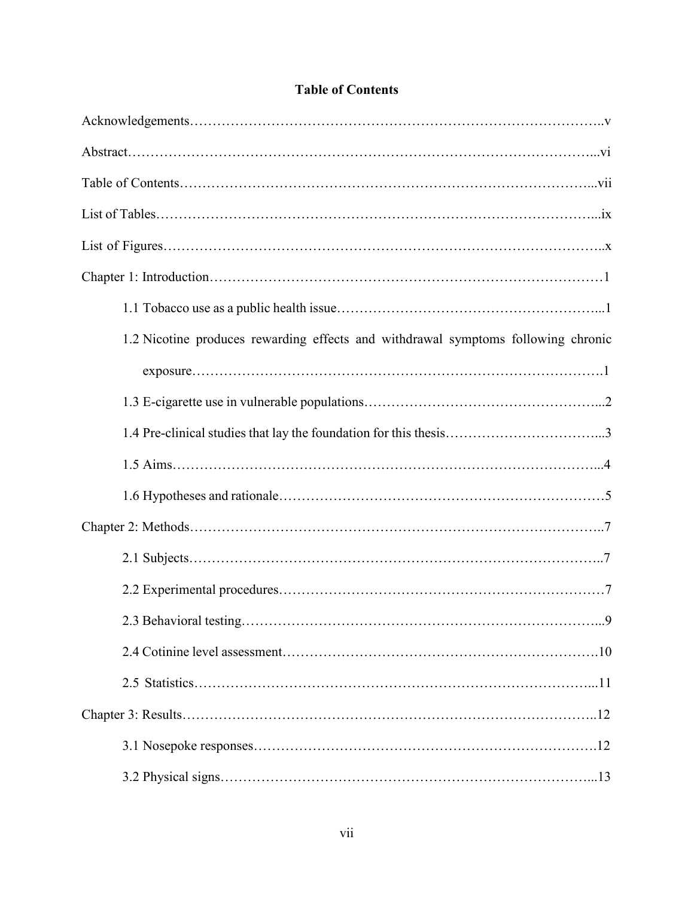**Table of Contents**

Acknowledgements……………………………………………………………………………..v

Abstract………………………………………………………………………………………...vi

Table of Contents……………………………………………………………………………...vii

List of Tables…………………………………………………………………………………...ix

List of Figures…………………………………………………………………………………..x

Chapter 1: Introduction…………………………………………………………………………1

- 1.1 Tobacco use as a public health issue…………………………………………………...1
- 1.2 Nicotine produces rewarding effects and withdrawal symptoms following chronic exposure……………………………………………………………………………….1
- 1.3 E-cigarette use in vulnerable populations……………………………………………...2
- 1.4 Pre-clinical studies that lay the foundation for this thesis……………………………...3
- 1.5 Aims…………………………………………………………………………………...4
- 1.6 Hypotheses and rationale……………………………………………………………5

Chapter 2: Methods……………………………………………………………………………..7

- 2.1 Subjects………………………………………………………………………………...7
- 2.2 Experimental procedures……………………………………………………………7
- 2.3 Behavioral testing……………………………………………………………………...9
- 2.4 Cotinine level assessment…………………………………………………………….10
- 2.5 Statistics……………………………………………………………………………...11

Chapter 3: Results……………………………………………………………………………..12

- 3.1 Nosepoke responses………………………………………………………………….12
- 3.2 Physical signs………………………………………………………………………...13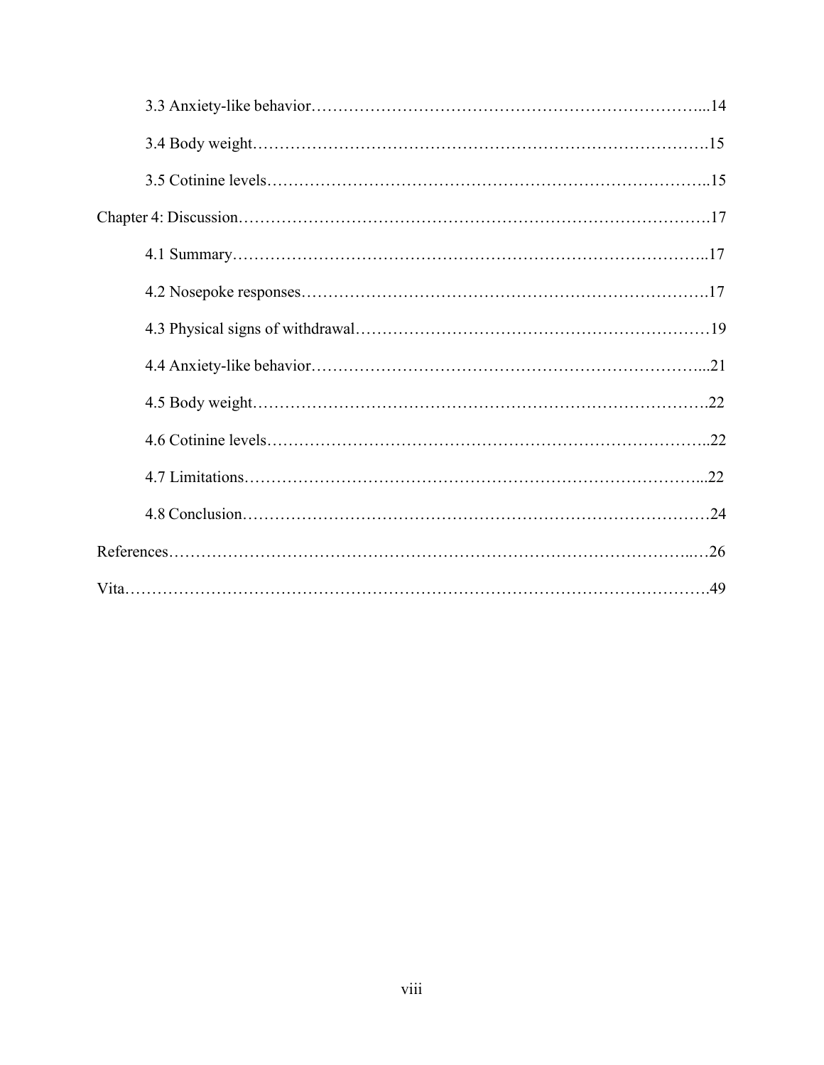3.3 Anxiety-like behavior…………………………………………………………………...14

3.4 Body weight……………………………………………………………………….15

3.5 Cotinine levels……………………………………………………………………..15

Chapter 4: Discussion……………………………………………………………………….17

4.1 Summary…………………………………………………………………………..17

4.2 Nosepoke responses……………………………………………………………….17

4.3 Physical signs of withdrawal………………………………………………………19

4.4 Anxiety-like behavior………………………………………………………………...21

4.5 Body weight……………………………………………………………………….22

4.6 Cotinine levels……………………………………………………………………..22

4.7 Limitations………………………………………………………………………...22

4.8 Conclusion…………………………………………………………………………24

References…………………………………………………………………………………...26

Vita…………………………………………………………………………………………….49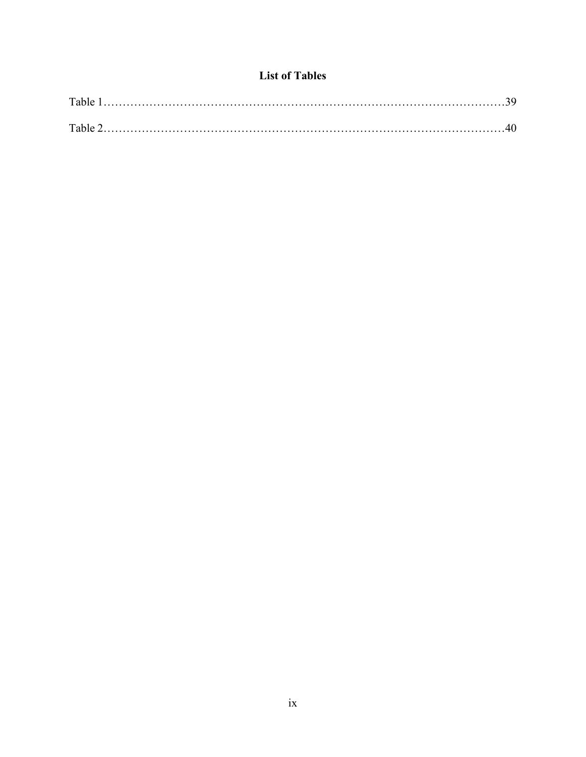# List of Tables

Table 1……………………………………………………………………………………………39

Table 2……………………………………………………………………………………………40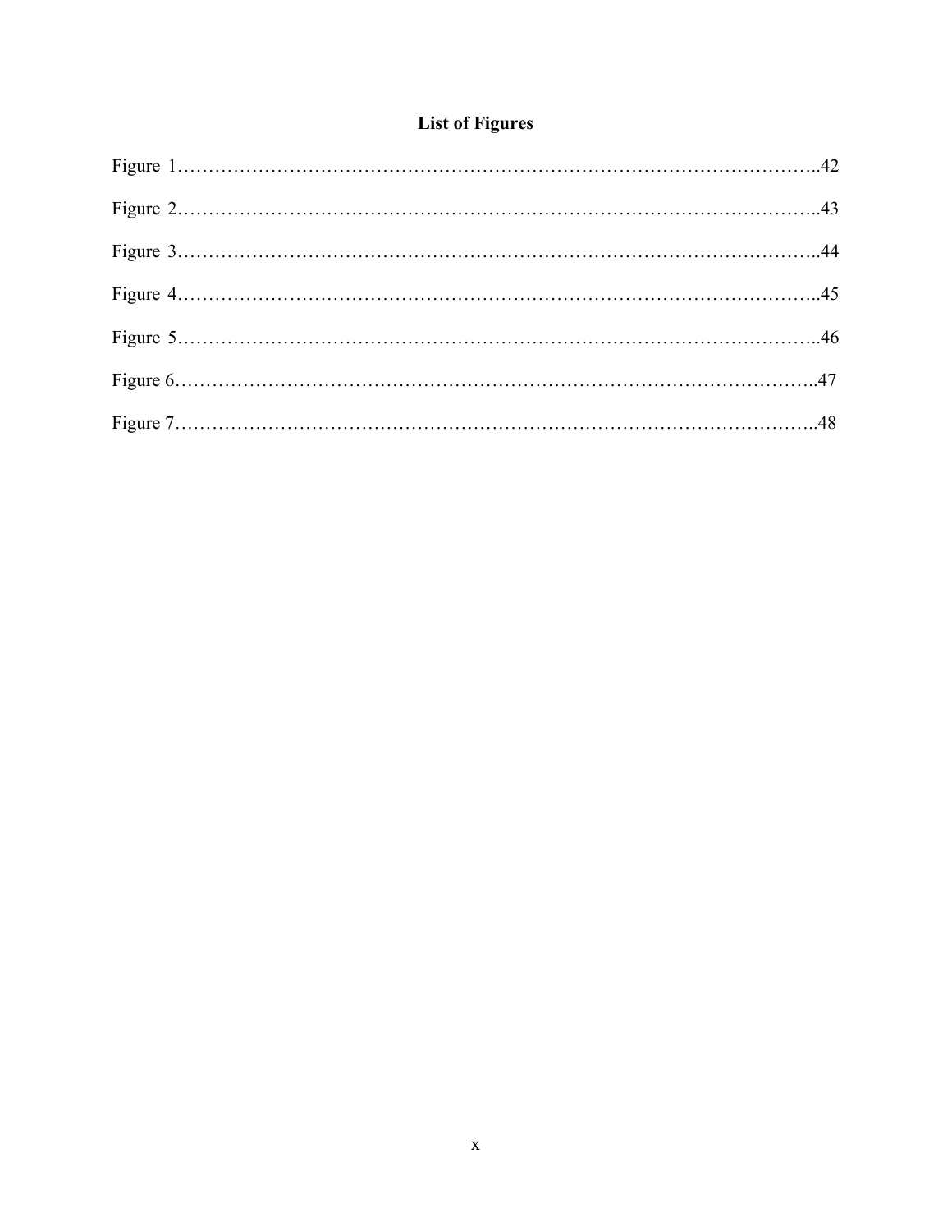## List of Figures

Figure 1……………………………………………………………………………………..42

Figure 2……………………………………………………………………………………..43

Figure 3……………………………………………………………………………………..44

Figure 4……………………………………………………………………………………..45

Figure 5……………………………………………………………………………………..46

Figure 6……………………………………………………………………………………..47

Figure 7……………………………………………………………………………………..48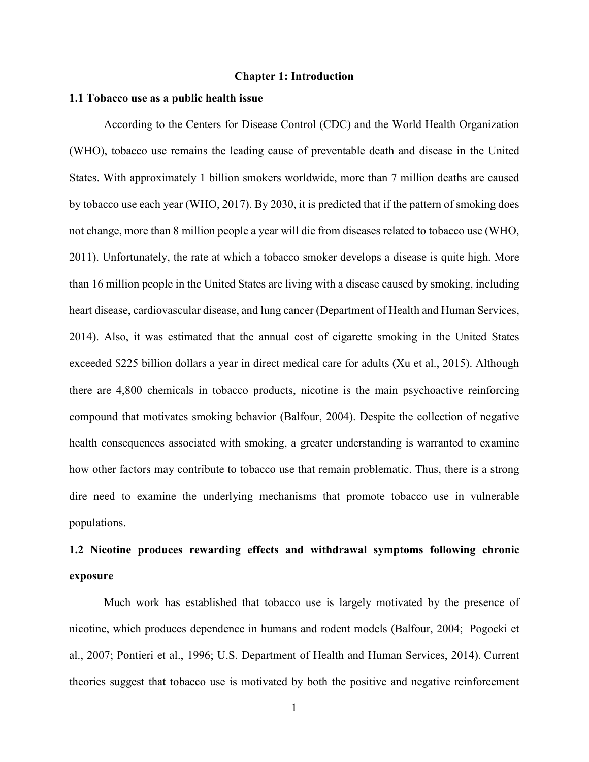# Chapter 1: Introduction

## 1.1 Tobacco use as a public health issue

According to the Centers for Disease Control (CDC) and the World Health Organization (WHO), tobacco use remains the leading cause of preventable death and disease in the United States. With approximately 1 billion smokers worldwide, more than 7 million deaths are caused by tobacco use each year (WHO, 2017). By 2030, it is predicted that if the pattern of smoking does not change, more than 8 million people a year will die from diseases related to tobacco use (WHO, 2011). Unfortunately, the rate at which a tobacco smoker develops a disease is quite high. More than 16 million people in the United States are living with a disease caused by smoking, including heart disease, cardiovascular disease, and lung cancer (Department of Health and Human Services, 2014). Also, it was estimated that the annual cost of cigarette smoking in the United States exceeded $225 billion dollars a year in direct medical care for adults (Xu et al., 2015). Although there are 4,800 chemicals in tobacco products, nicotine is the main psychoactive reinforcing compound that motivates smoking behavior (Balfour, 2004). Despite the collection of negative health consequences associated with smoking, a greater understanding is warranted to examine how other factors may contribute to tobacco use that remain problematic. Thus, there is a strong dire need to examine the underlying mechanisms that promote tobacco use in vulnerable populations.

## 1.2 Nicotine produces rewarding effects and withdrawal symptoms following chronic exposure

Much work has established that tobacco use is largely motivated by the presence of nicotine, which produces dependence in humans and rodent models (Balfour, 2004; Pogocki et al., 2007; Pontieri et al., 1996; U.S. Department of Health and Human Services, 2014). Current theories suggest that tobacco use is motivated by both the positive and negative reinforcement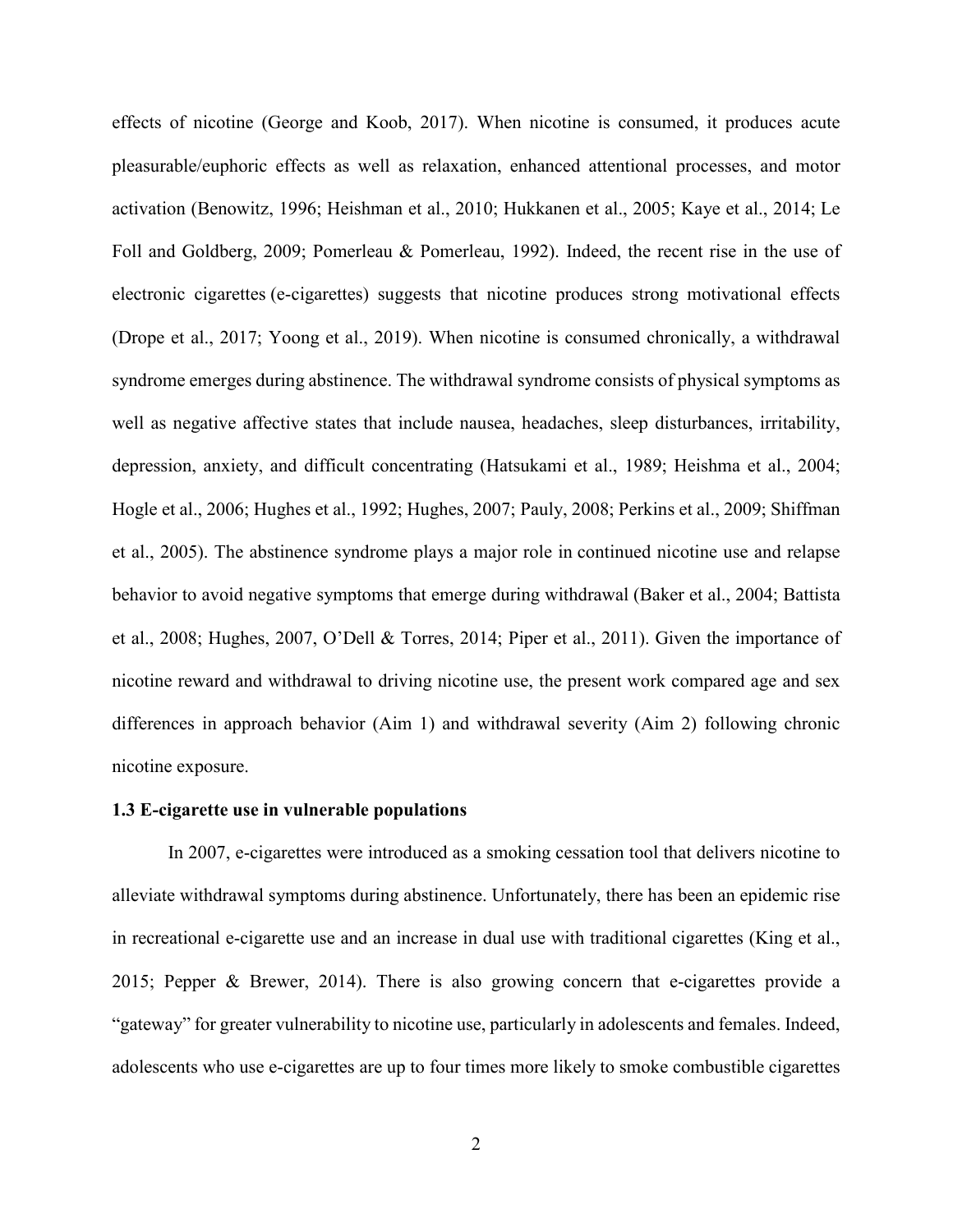effects of nicotine (George and Koob, 2017). When nicotine is consumed, it produces acute pleasurable/euphoric effects as well as relaxation, enhanced attentional processes, and motor activation (Benowitz, 1996; Heishman et al., 2010; Hukkanen et al., 2005; Kaye et al., 2014; Le Foll and Goldberg, 2009; Pomerleau & Pomerleau, 1992). Indeed, the recent rise in the use of electronic cigarettes (e-cigarettes) suggests that nicotine produces strong motivational effects (Drope et al., 2017; Yoong et al., 2019). When nicotine is consumed chronically, a withdrawal syndrome emerges during abstinence. The withdrawal syndrome consists of physical symptoms as well as negative affective states that include nausea, headaches, sleep disturbances, irritability, depression, anxiety, and difficult concentrating (Hatsukami et al., 1989; Heishma et al., 2004; Hogle et al., 2006; Hughes et al., 1992; Hughes, 2007; Pauly, 2008; Perkins et al., 2009; Shiffman et al., 2005). The abstinence syndrome plays a major role in continued nicotine use and relapse behavior to avoid negative symptoms that emerge during withdrawal (Baker et al., 2004; Battista et al., 2008; Hughes, 2007, O'Dell & Torres, 2014; Piper et al., 2011). Given the importance of nicotine reward and withdrawal to driving nicotine use, the present work compared age and sex differences in approach behavior (Aim 1) and withdrawal severity (Aim 2) following chronic nicotine exposure.

### 1.3 E-cigarette use in vulnerable populations

In 2007, e-cigarettes were introduced as a smoking cessation tool that delivers nicotine to alleviate withdrawal symptoms during abstinence. Unfortunately, there has been an epidemic rise in recreational e-cigarette use and an increase in dual use with traditional cigarettes (King et al., 2015; Pepper & Brewer, 2014). There is also growing concern that e-cigarettes provide a "gateway" for greater vulnerability to nicotine use, particularly in adolescents and females. Indeed, adolescents who use e-cigarettes are up to four times more likely to smoke combustible cigarettes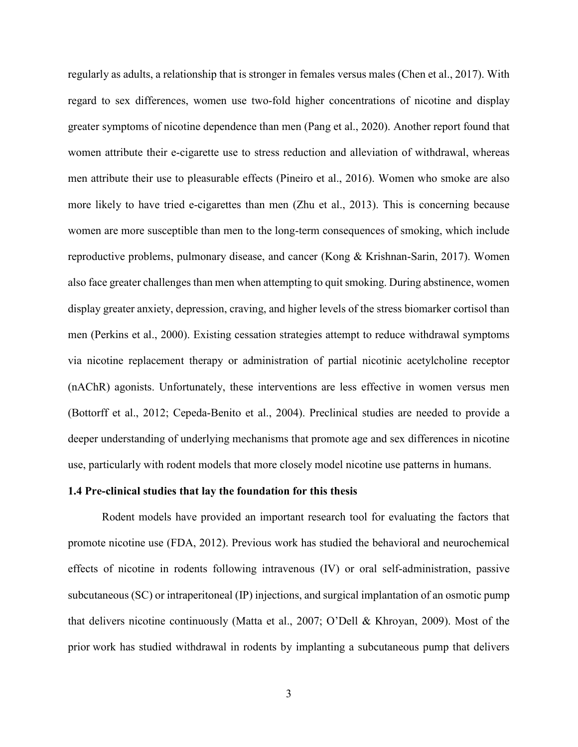regularly as adults, a relationship that is stronger in females versus males (Chen et al., 2017). With regard to sex differences, women use two-fold higher concentrations of nicotine and display greater symptoms of nicotine dependence than men (Pang et al., 2020). Another report found that women attribute their e-cigarette use to stress reduction and alleviation of withdrawal, whereas men attribute their use to pleasurable effects (Pineiro et al., 2016). Women who smoke are also more likely to have tried e-cigarettes than men (Zhu et al., 2013). This is concerning because women are more susceptible than men to the long-term consequences of smoking, which include reproductive problems, pulmonary disease, and cancer (Kong & Krishnan-Sarin, 2017). Women also face greater challenges than men when attempting to quit smoking. During abstinence, women display greater anxiety, depression, craving, and higher levels of the stress biomarker cortisol than men (Perkins et al., 2000). Existing cessation strategies attempt to reduce withdrawal symptoms via nicotine replacement therapy or administration of partial nicotinic acetylcholine receptor (nAChR) agonists. Unfortunately, these interventions are less effective in women versus men (Bottorff et al., 2012; Cepeda-Benito et al., 2004). Preclinical studies are needed to provide a deeper understanding of underlying mechanisms that promote age and sex differences in nicotine use, particularly with rodent models that more closely model nicotine use patterns in humans.

### 1.4 Pre-clinical studies that lay the foundation for this thesis

Rodent models have provided an important research tool for evaluating the factors that promote nicotine use (FDA, 2012). Previous work has studied the behavioral and neurochemical effects of nicotine in rodents following intravenous (IV) or oral self-administration, passive subcutaneous (SC) or intraperitoneal (IP) injections, and surgical implantation of an osmotic pump that delivers nicotine continuously (Matta et al., 2007; O'Dell & Khroyan, 2009). Most of the prior work has studied withdrawal in rodents by implanting a subcutaneous pump that delivers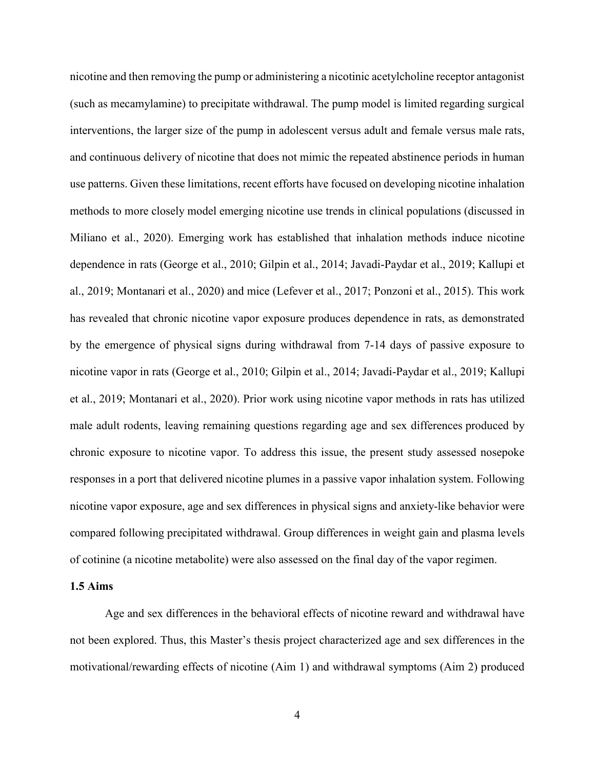nicotine and then removing the pump or administering a nicotinic acetylcholine receptor antagonist (such as mecamylamine) to precipitate withdrawal. The pump model is limited regarding surgical interventions, the larger size of the pump in adolescent versus adult and female versus male rats, and continuous delivery of nicotine that does not mimic the repeated abstinence periods in human use patterns. Given these limitations, recent efforts have focused on developing nicotine inhalation methods to more closely model emerging nicotine use trends in clinical populations (discussed in Miliano et al., 2020). Emerging work has established that inhalation methods induce nicotine dependence in rats (George et al., 2010; Gilpin et al., 2014; Javadi-Paydar et al., 2019; Kallupi et al., 2019; Montanari et al., 2020) and mice (Lefever et al., 2017; Ponzoni et al., 2015). This work has revealed that chronic nicotine vapor exposure produces dependence in rats, as demonstrated by the emergence of physical signs during withdrawal from 7-14 days of passive exposure to nicotine vapor in rats (George et al., 2010; Gilpin et al., 2014; Javadi-Paydar et al., 2019; Kallupi et al., 2019; Montanari et al., 2020). Prior work using nicotine vapor methods in rats has utilized male adult rodents, leaving remaining questions regarding age and sex differences produced by chronic exposure to nicotine vapor. To address this issue, the present study assessed nosepoke responses in a port that delivered nicotine plumes in a passive vapor inhalation system. Following nicotine vapor exposure, age and sex differences in physical signs and anxiety-like behavior were compared following precipitated withdrawal. Group differences in weight gain and plasma levels of cotinine (a nicotine metabolite) were also assessed on the final day of the vapor regimen.

### 1.5 Aims

Age and sex differences in the behavioral effects of nicotine reward and withdrawal have not been explored. Thus, this Master's thesis project characterized age and sex differences in the motivational/rewarding effects of nicotine (Aim 1) and withdrawal symptoms (Aim 2) produced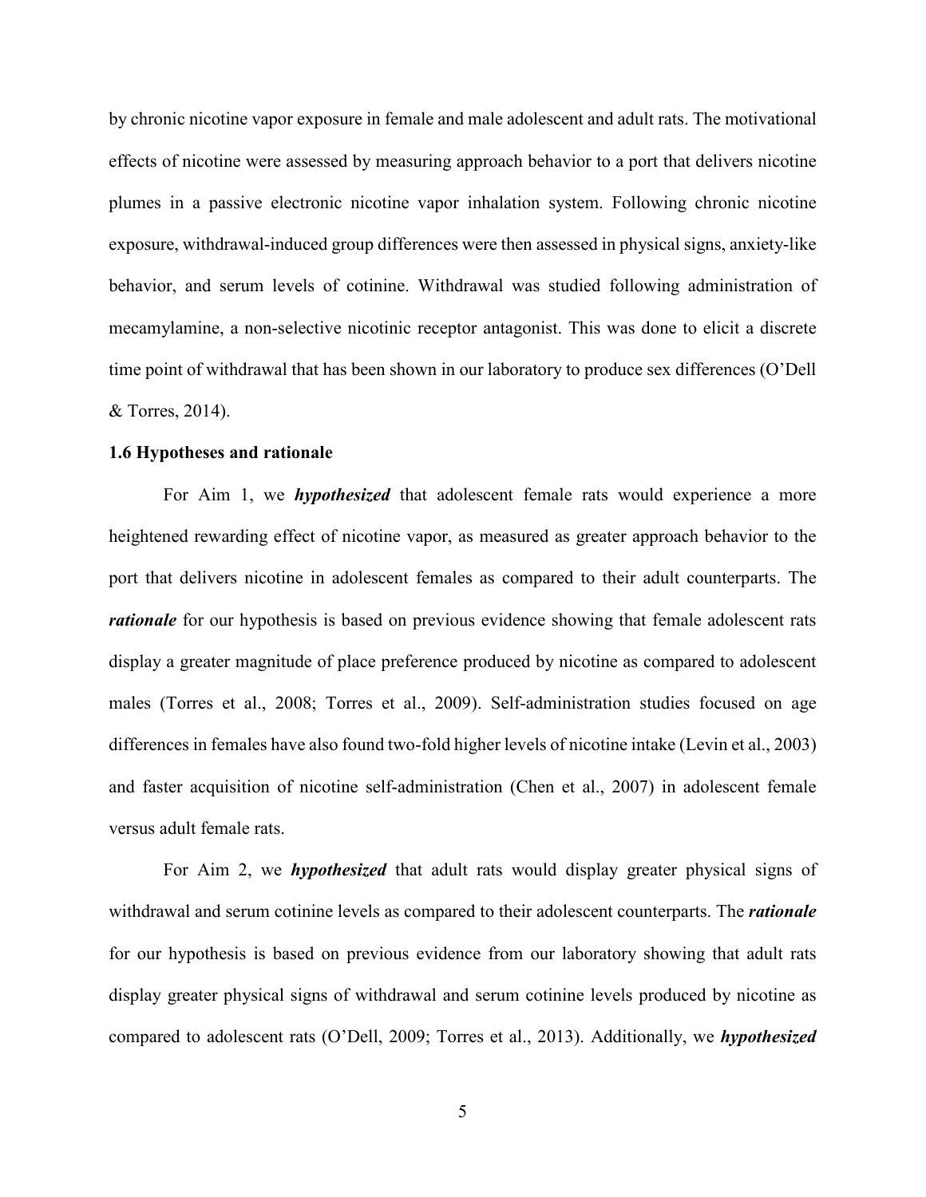by chronic nicotine vapor exposure in female and male adolescent and adult rats. The motivational effects of nicotine were assessed by measuring approach behavior to a port that delivers nicotine plumes in a passive electronic nicotine vapor inhalation system. Following chronic nicotine exposure, withdrawal-induced group differences were then assessed in physical signs, anxiety-like behavior, and serum levels of cotinine. Withdrawal was studied following administration of mecamylamine, a non-selective nicotinic receptor antagonist. This was done to elicit a discrete time point of withdrawal that has been shown in our laboratory to produce sex differences (O'Dell & Torres, 2014).

### 1.6 Hypotheses and rationale

For Aim 1, we ***hypothesized*** that adolescent female rats would experience a more heightened rewarding effect of nicotine vapor, as measured as greater approach behavior to the port that delivers nicotine in adolescent females as compared to their adult counterparts. The ***rationale*** for our hypothesis is based on previous evidence showing that female adolescent rats display a greater magnitude of place preference produced by nicotine as compared to adolescent males (Torres et al., 2008; Torres et al., 2009). Self-administration studies focused on age differences in females have also found two-fold higher levels of nicotine intake (Levin et al., 2003) and faster acquisition of nicotine self-administration (Chen et al., 2007) in adolescent female versus adult female rats.

For Aim 2, we ***hypothesized*** that adult rats would display greater physical signs of withdrawal and serum cotinine levels as compared to their adolescent counterparts. The ***rationale*** for our hypothesis is based on previous evidence from our laboratory showing that adult rats display greater physical signs of withdrawal and serum cotinine levels produced by nicotine as compared to adolescent rats (O'Dell, 2009; Torres et al., 2013). Additionally, we ***hypothesized***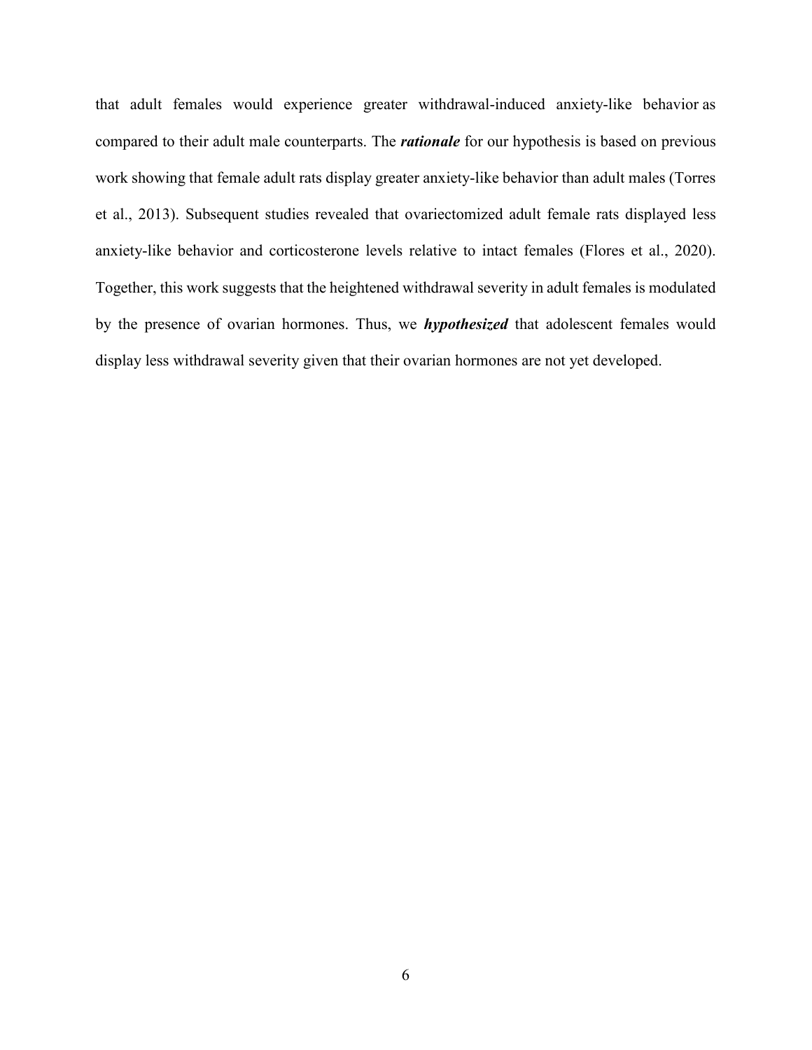that adult females would experience greater withdrawal-induced anxiety-like behavior as compared to their adult male counterparts. The ***rationale*** for our hypothesis is based on previous work showing that female adult rats display greater anxiety-like behavior than adult males (Torres et al., 2013). Subsequent studies revealed that ovariectomized adult female rats displayed less anxiety-like behavior and corticosterone levels relative to intact females (Flores et al., 2020). Together, this work suggests that the heightened withdrawal severity in adult females is modulated by the presence of ovarian hormones. Thus, we ***hypothesized*** that adolescent females would display less withdrawal severity given that their ovarian hormones are not yet developed.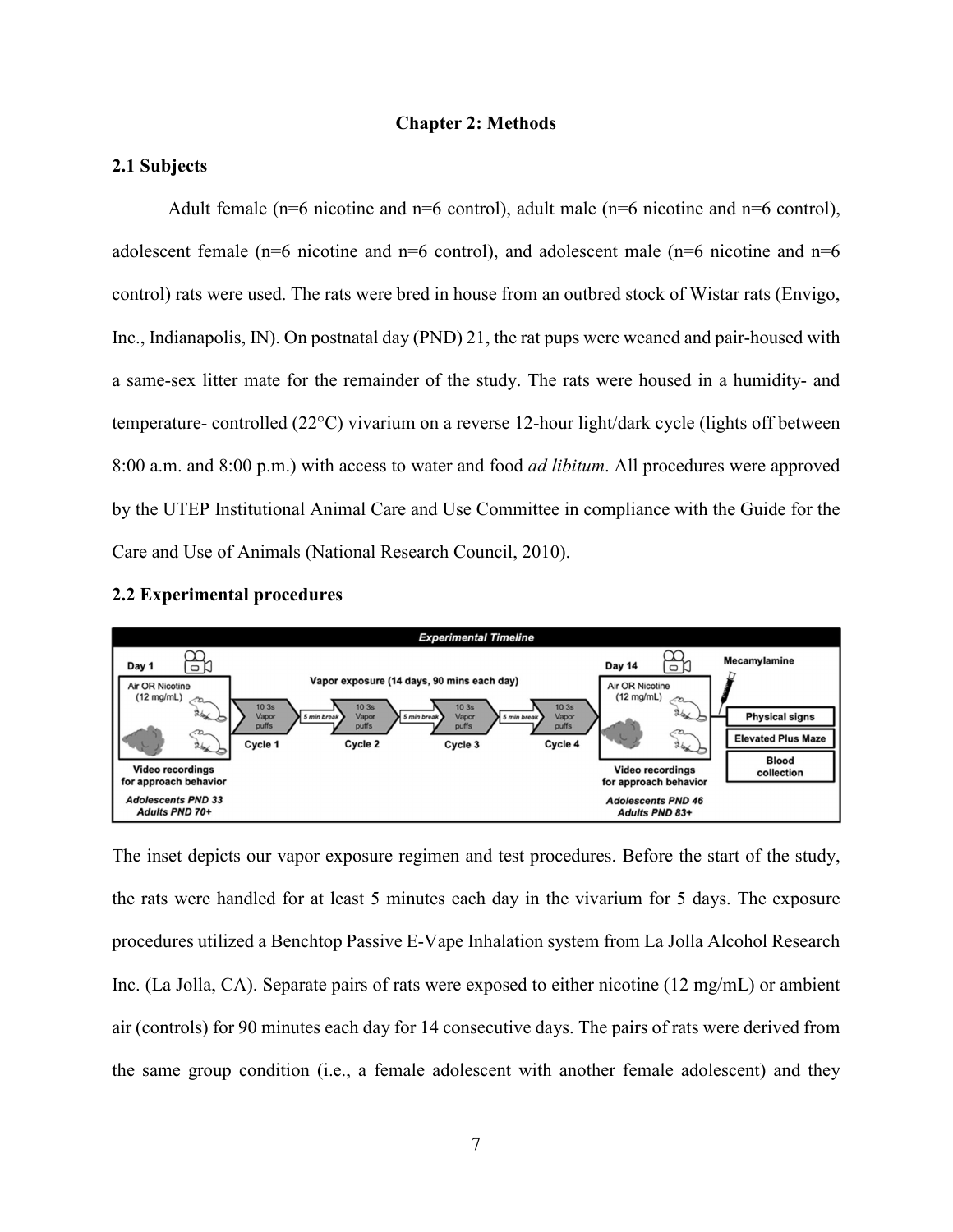# Chapter 2: Methods

## 2.1 Subjects

Adult female (n=6 nicotine and n=6 control), adult male (n=6 nicotine and n=6 control), adolescent female (n=6 nicotine and n=6 control), and adolescent male (n=6 nicotine and n=6 control) rats were used. The rats were bred in house from an outbred stock of Wistar rats (Envigo, Inc., Indianapolis, IN). On postnatal day (PND) 21, the rat pups were weaned and pair-housed with a same-sex litter mate for the remainder of the study. The rats were housed in a humidity- and temperature- controlled (22°C) vivarium on a reverse 12-hour light/dark cycle (lights off between 8:00 a.m. and 8:00 p.m.) with access to water and food *ad libitum*. All procedures were approved by the UTEP Institutional Animal Care and Use Committee in compliance with the Guide for the Care and Use of Animals (National Research Council, 2010).

## 2.2 Experimental procedures

The inset depicts our vapor exposure regimen and test procedures. Before the start of the study, the rats were handled for at least 5 minutes each day in the vivarium for 5 days. The exposure procedures utilized a Benchtop Passive E-Vape Inhalation system from La Jolla Alcohol Research Inc. (La Jolla, CA). Separate pairs of rats were exposed to either nicotine (12 mg/mL) or ambient air (controls) for 90 minutes each day for 14 consecutive days. The pairs of rats were derived from the same group condition (i.e., a female adolescent with another female adolescent) and they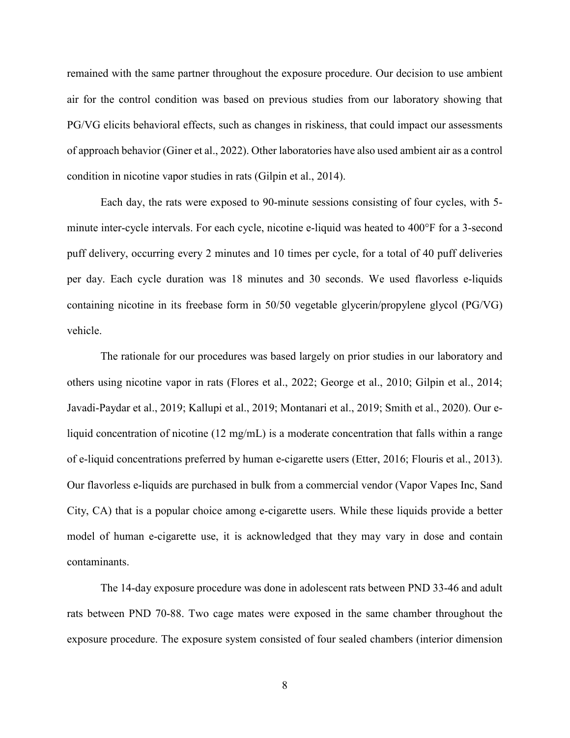remained with the same partner throughout the exposure procedure. Our decision to use ambient air for the control condition was based on previous studies from our laboratory showing that PG/VG elicits behavioral effects, such as changes in riskiness, that could impact our assessments of approach behavior (Giner et al., 2022). Other laboratories have also used ambient air as a control condition in nicotine vapor studies in rats (Gilpin et al., 2014).

Each day, the rats were exposed to 90-minute sessions consisting of four cycles, with 5-minute inter-cycle intervals. For each cycle, nicotine e-liquid was heated to 400°F for a 3-second puff delivery, occurring every 2 minutes and 10 times per cycle, for a total of 40 puff deliveries per day. Each cycle duration was 18 minutes and 30 seconds. We used flavorless e-liquids containing nicotine in its freebase form in 50/50 vegetable glycerin/propylene glycol (PG/VG) vehicle.

The rationale for our procedures was based largely on prior studies in our laboratory and others using nicotine vapor in rats (Flores et al., 2022; George et al., 2010; Gilpin et al., 2014; Javadi-Paydar et al., 2019; Kallupi et al., 2019; Montanari et al., 2019; Smith et al., 2020). Our e-liquid concentration of nicotine (12 mg/mL) is a moderate concentration that falls within a range of e-liquid concentrations preferred by human e-cigarette users (Etter, 2016; Flouris et al., 2013). Our flavorless e-liquids are purchased in bulk from a commercial vendor (Vapor Vapes Inc, Sand City, CA) that is a popular choice among e-cigarette users. While these liquids provide a better model of human e-cigarette use, it is acknowledged that they may vary in dose and contain contaminants.

The 14-day exposure procedure was done in adolescent rats between PND 33-46 and adult rats between PND 70-88. Two cage mates were exposed in the same chamber throughout the exposure procedure. The exposure system consisted of four sealed chambers (interior dimension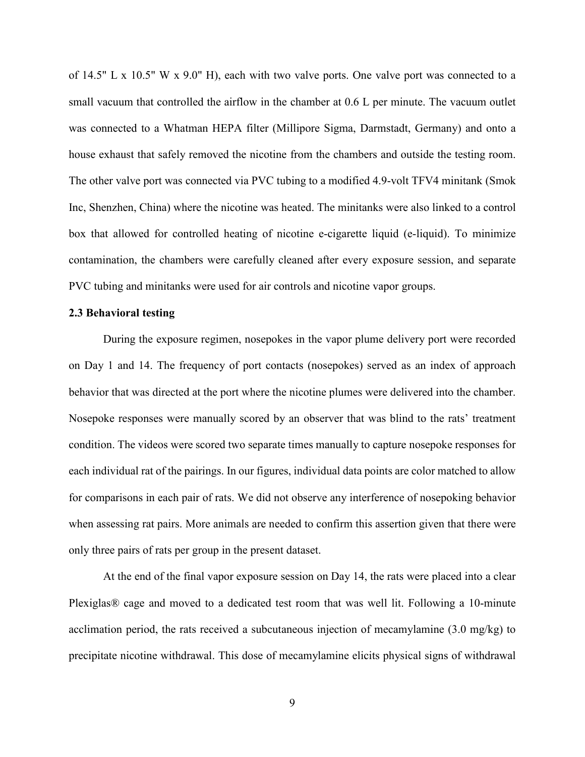of 14.5" L x 10.5" W x 9.0" H), each with two valve ports. One valve port was connected to a small vacuum that controlled the airflow in the chamber at 0.6 L per minute. The vacuum outlet was connected to a Whatman HEPA filter (Millipore Sigma, Darmstadt, Germany) and onto a house exhaust that safely removed the nicotine from the chambers and outside the testing room. The other valve port was connected via PVC tubing to a modified 4.9-volt TFV4 minitank (Smok Inc, Shenzhen, China) where the nicotine was heated. The minitanks were also linked to a control box that allowed for controlled heating of nicotine e-cigarette liquid (e-liquid). To minimize contamination, the chambers were carefully cleaned after every exposure session, and separate PVC tubing and minitanks were used for air controls and nicotine vapor groups.

### 2.3 Behavioral testing

During the exposure regimen, nosepokes in the vapor plume delivery port were recorded on Day 1 and 14. The frequency of port contacts (nosepokes) served as an index of approach behavior that was directed at the port where the nicotine plumes were delivered into the chamber. Nosepoke responses were manually scored by an observer that was blind to the rats' treatment condition. The videos were scored two separate times manually to capture nosepoke responses for each individual rat of the pairings. In our figures, individual data points are color matched to allow for comparisons in each pair of rats. We did not observe any interference of nosepoking behavior when assessing rat pairs. More animals are needed to confirm this assertion given that there were only three pairs of rats per group in the present dataset.

At the end of the final vapor exposure session on Day 14, the rats were placed into a clear Plexiglas® cage and moved to a dedicated test room that was well lit. Following a 10-minute acclimation period, the rats received a subcutaneous injection of mecamylamine (3.0 mg/kg) to precipitate nicotine withdrawal. This dose of mecamylamine elicits physical signs of withdrawal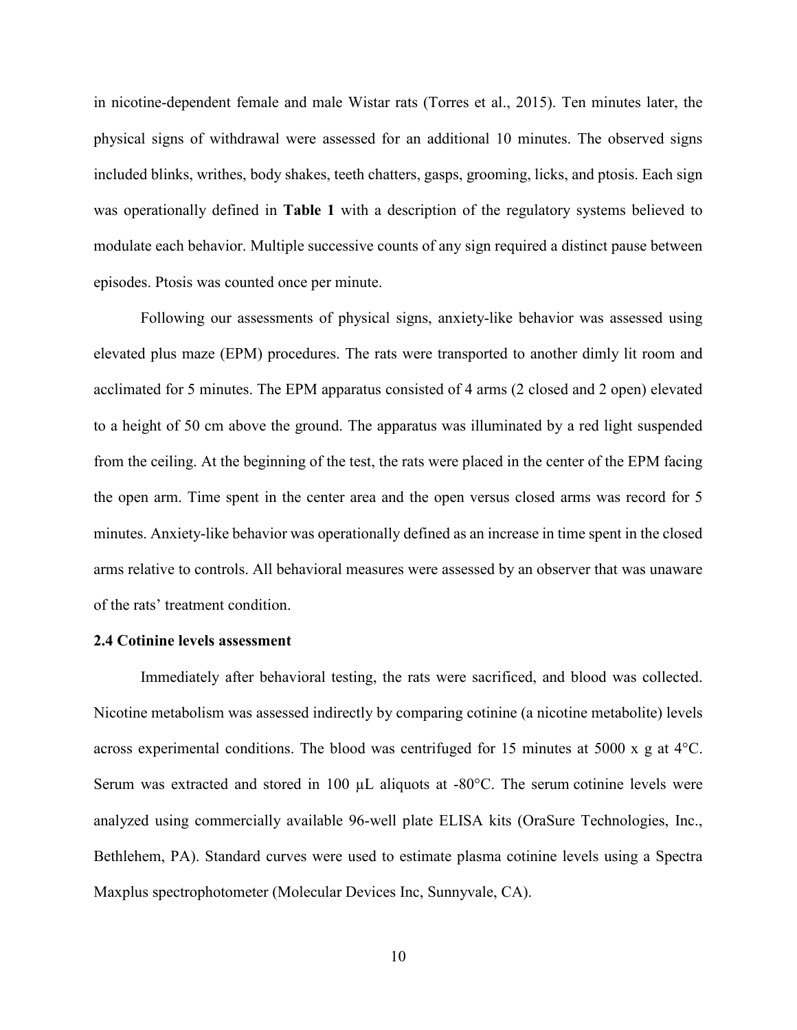in nicotine-dependent female and male Wistar rats (Torres et al., 2015). Ten minutes later, the physical signs of withdrawal were assessed for an additional 10 minutes. The observed signs included blinks, writhes, body shakes, teeth chatters, gasps, grooming, licks, and ptosis. Each sign was operationally defined in **Table 1** with a description of the regulatory systems believed to modulate each behavior. Multiple successive counts of any sign required a distinct pause between episodes. Ptosis was counted once per minute.

Following our assessments of physical signs, anxiety-like behavior was assessed using elevated plus maze (EPM) procedures. The rats were transported to another dimly lit room and acclimated for 5 minutes. The EPM apparatus consisted of 4 arms (2 closed and 2 open) elevated to a height of 50 cm above the ground. The apparatus was illuminated by a red light suspended from the ceiling. At the beginning of the test, the rats were placed in the center of the EPM facing the open arm. Time spent in the center area and the open versus closed arms was record for 5 minutes. Anxiety-like behavior was operationally defined as an increase in time spent in the closed arms relative to controls. All behavioral measures were assessed by an observer that was unaware of the rats' treatment condition.

**2.4 Cotinine levels assessment**

Immediately after behavioral testing, the rats were sacrificed, and blood was collected. Nicotine metabolism was assessed indirectly by comparing cotinine (a nicotine metabolite) levels across experimental conditions. The blood was centrifuged for 15 minutes at 5000 x g at 4°C. Serum was extracted and stored in 100 µL aliquots at -80°C. The serum cotinine levels were analyzed using commercially available 96-well plate ELISA kits (OraSure Technologies, Inc., Bethlehem, PA). Standard curves were used to estimate plasma cotinine levels using a Spectra Maxplus spectrophotometer (Molecular Devices Inc, Sunnyvale, CA).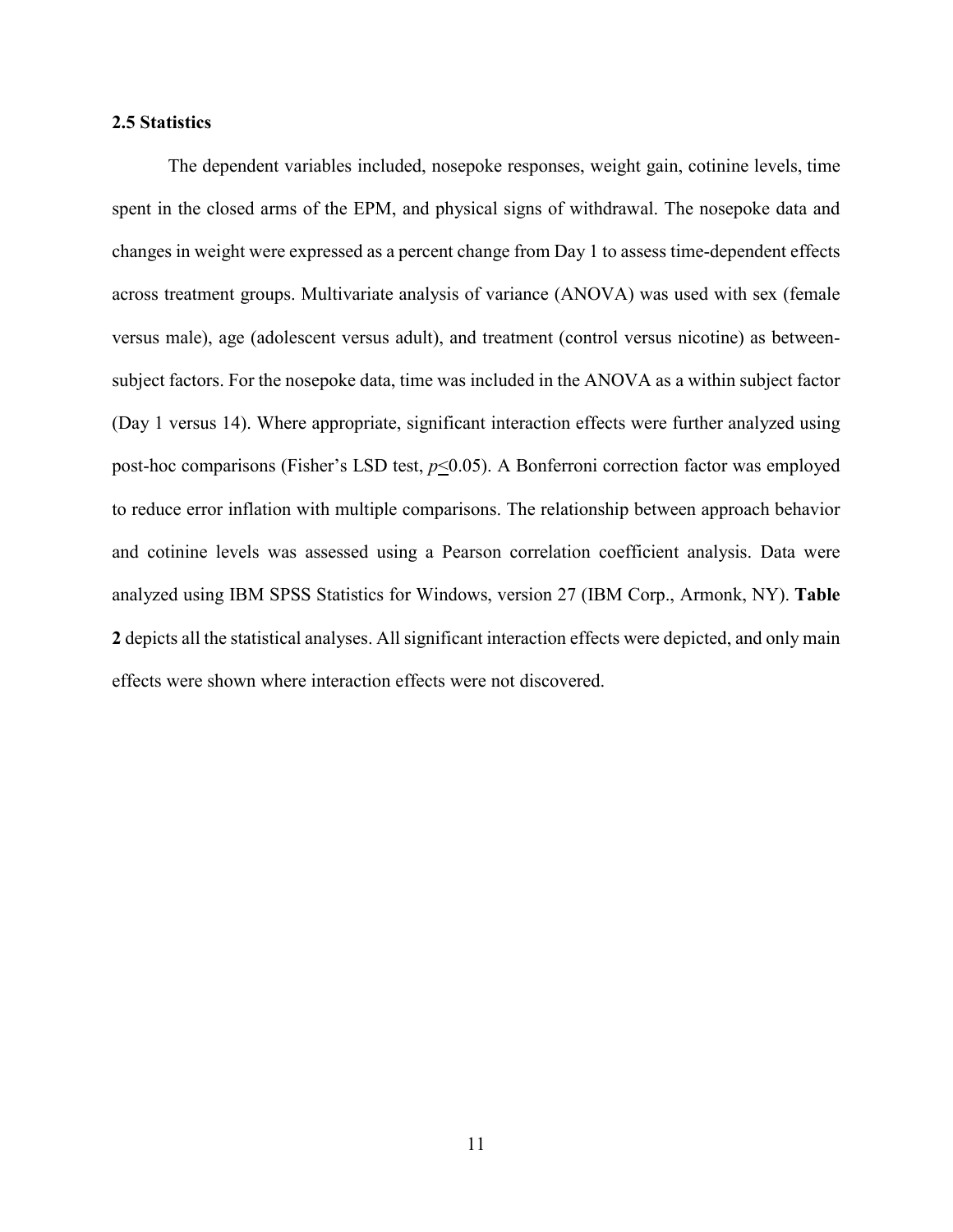### 2.5 Statistics

The dependent variables included, nosepoke responses, weight gain, cotinine levels, time spent in the closed arms of the EPM, and physical signs of withdrawal. The nosepoke data and changes in weight were expressed as a percent change from Day 1 to assess time-dependent effects across treatment groups. Multivariate analysis of variance (ANOVA) was used with sex (female versus male), age (adolescent versus adult), and treatment (control versus nicotine) as between-subject factors. For the nosepoke data, time was included in the ANOVA as a within subject factor (Day 1 versus 14). Where appropriate, significant interaction effects were further analyzed using post-hoc comparisons (Fisher's LSD test, $p \leq 0.05$). A Bonferroni correction factor was employed to reduce error inflation with multiple comparisons. The relationship between approach behavior and cotinine levels was assessed using a Pearson correlation coefficient analysis. Data were analyzed using IBM SPSS Statistics for Windows, version 27 (IBM Corp., Armonk, NY). **Table 2** depicts all the statistical analyses. All significant interaction effects were depicted, and only main effects were shown where interaction effects were not discovered.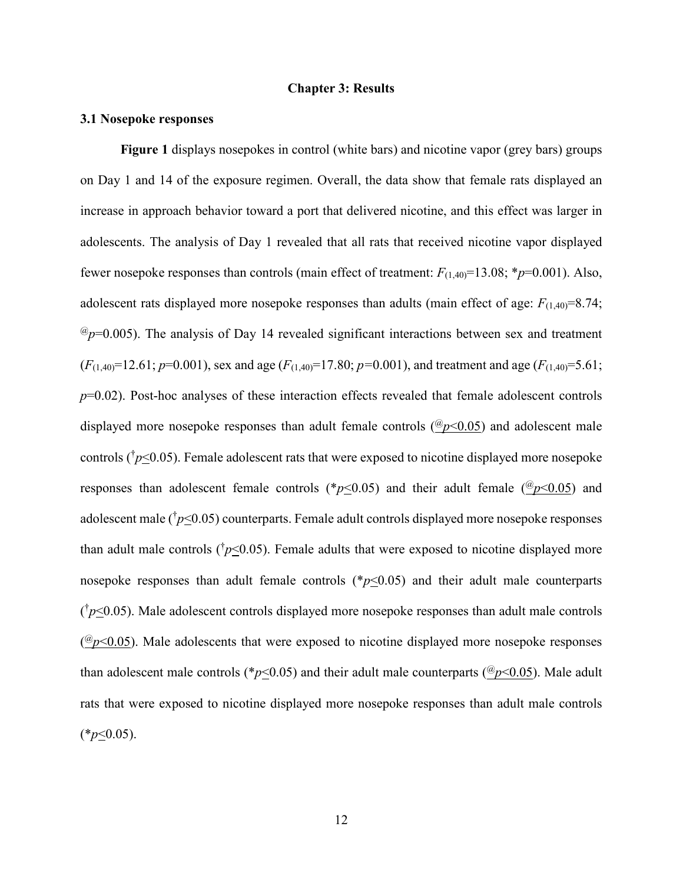## Chapter 3: Results

### 3.1 Nosepoke responses

**Figure 1** displays nosepokes in control (white bars) and nicotine vapor (grey bars) groups on Day 1 and 14 of the exposure regimen. Overall, the data show that female rats displayed an increase in approach behavior toward a port that delivered nicotine, and this effect was larger in adolescents. The analysis of Day 1 revealed that all rats that received nicotine vapor displayed fewer nosepoke responses than controls (main effect of treatment: $F_{(1,40)}$=13.08; *$p$=0.001). Also, adolescent rats displayed more nosepoke responses than adults (main effect of age: $F_{(1,40)}$=8.74; @$p$=0.005). The analysis of Day 14 revealed significant interactions between sex and treatment ($F_{(1,40)}$=12.61; $p$=0.001), sex and age ($F_{(1,40)}$=17.80; $p$=0.001), and treatment and age ($F_{(1,40)}$=5.61; $p$=0.02). Post-hoc analyses of these interaction effects revealed that female adolescent controls displayed more nosepoke responses than adult female controls (@$p \le 0.05$) and adolescent male controls (†$p \le 0.05$). Female adolescent rats that were exposed to nicotine displayed more nosepoke responses than adolescent female controls (*$p \le 0.05$) and their adult female (@$p \le 0.05$) and adolescent male (†$p \le 0.05$) counterparts. Female adult controls displayed more nosepoke responses than adult male controls (†$p \le 0.05$). Female adults that were exposed to nicotine displayed more nosepoke responses than adult female controls (*$p \le 0.05$) and their adult male counterparts (†$p \le 0.05$). Male adolescent controls displayed more nosepoke responses than adult male controls (@$p \le 0.05$). Male adolescents that were exposed to nicotine displayed more nosepoke responses than adolescent male controls (*$p \le 0.05$) and their adult male counterparts (@$p \le 0.05$). Male adult rats that were exposed to nicotine displayed more nosepoke responses than adult male controls (*$p \le 0.05$).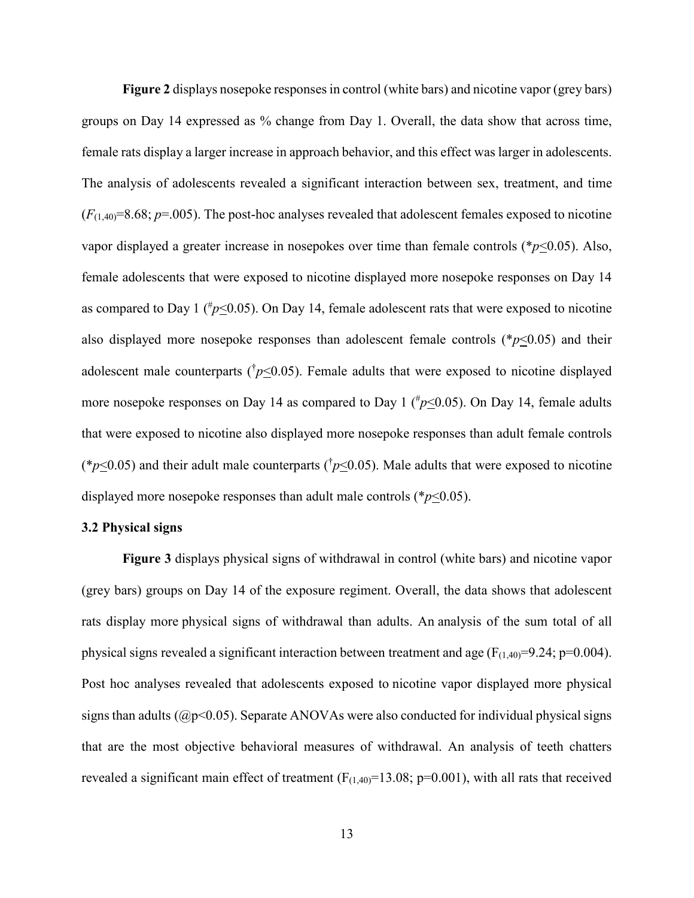**Figure 2** displays nosepoke responses in control (white bars) and nicotine vapor (grey bars) groups on Day 14 expressed as % change from Day 1. Overall, the data show that across time, female rats display a larger increase in approach behavior, and this effect was larger in adolescents. The analysis of adolescents revealed a significant interaction between sex, treatment, and time ($F_{(1,40)}$=8.68; $p$=.005). The post-hoc analyses revealed that adolescent females exposed to nicotine vapor displayed a greater increase in nosepokes over time than female controls (\*$p \leq 0.05$). Also, female adolescents that were exposed to nicotine displayed more nosepoke responses on Day 14 as compared to Day 1 ($^{\#}p \leq 0.05$). On Day 14, female adolescent rats that were exposed to nicotine also displayed more nosepoke responses than adolescent female controls (\*$p \leq 0.05$) and their adolescent male counterparts ($^{\dagger}p \leq 0.05$). Female adults that were exposed to nicotine displayed more nosepoke responses on Day 14 as compared to Day 1 ($^{\#}p \leq 0.05$). On Day 14, female adults that were exposed to nicotine also displayed more nosepoke responses than adult female controls (\*$p \leq 0.05$) and their adult male counterparts ($^{\dagger}p \leq 0.05$). Male adults that were exposed to nicotine displayed more nosepoke responses than adult male controls (\*$p \leq 0.05$).

### 3.2 Physical signs

**Figure 3** displays physical signs of withdrawal in control (white bars) and nicotine vapor (grey bars) groups on Day 14 of the exposure regiment. Overall, the data shows that adolescent rats display more physical signs of withdrawal than adults. An analysis of the sum total of all physical signs revealed a significant interaction between treatment and age ($F_{(1,40)}$=9.24; p=0.004). Post hoc analyses revealed that adolescents exposed to nicotine vapor displayed more physical signs than adults (@$p<0.05$). Separate ANOVAs were also conducted for individual physical signs that are the most objective behavioral measures of withdrawal. An analysis of teeth chatters revealed a significant main effect of treatment ($F_{(1,40)}$=13.08; p=0.001), with all rats that received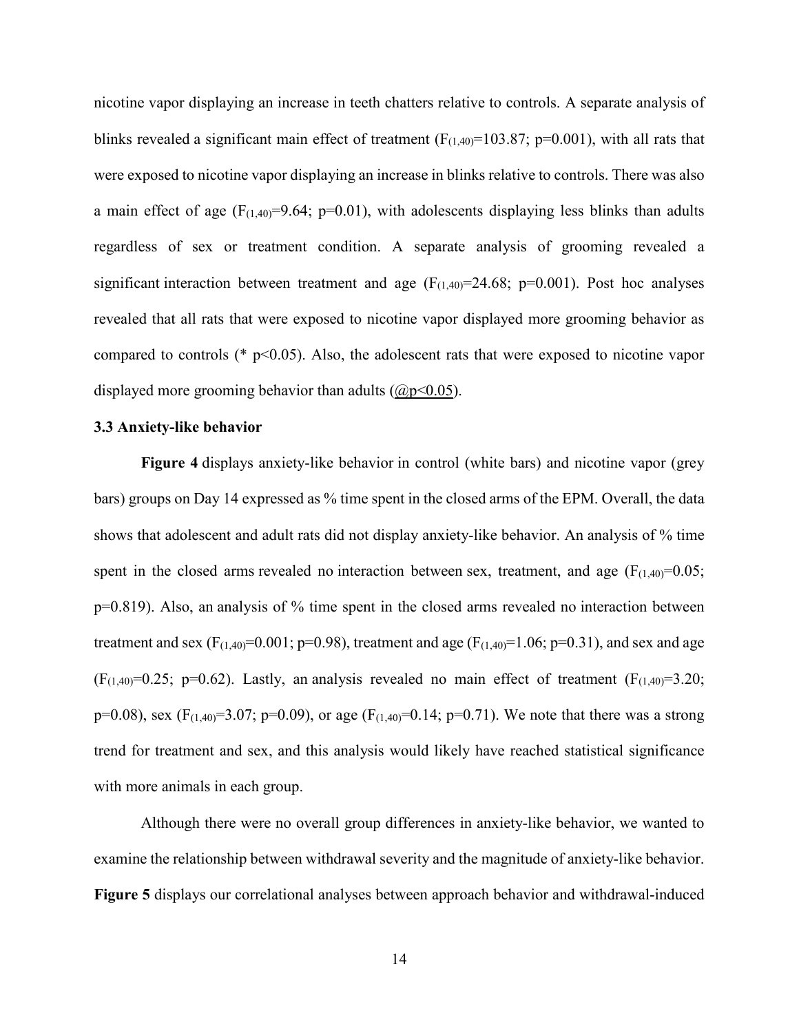nicotine vapor displaying an increase in teeth chatters relative to controls. A separate analysis of blinks revealed a significant main effect of treatment ($F_{(1,40)}=103.87$; $p=0.001$), with all rats that were exposed to nicotine vapor displaying an increase in blinks relative to controls. There was also a main effect of age ($F_{(1,40)}=9.64$; $p=0.01$), with adolescents displaying less blinks than adults regardless of sex or treatment condition. A separate analysis of grooming revealed a significant interaction between treatment and age ($F_{(1,40)}=24.68$; $p=0.001$). Post hoc analyses revealed that all rats that were exposed to nicotine vapor displayed more grooming behavior as compared to controls (* $p<0.05$). Also, the adolescent rats that were exposed to nicotine vapor displayed more grooming behavior than adults (@$p<0.05$).

### 3.3 Anxiety-like behavior

**Figure 4** displays anxiety-like behavior in control (white bars) and nicotine vapor (grey bars) groups on Day 14 expressed as % time spent in the closed arms of the EPM. Overall, the data shows that adolescent and adult rats did not display anxiety-like behavior. An analysis of % time spent in the closed arms revealed no interaction between sex, treatment, and age ($F_{(1,40)}=0.05$; $p=0.819$). Also, an analysis of % time spent in the closed arms revealed no interaction between treatment and sex ($F_{(1,40)}=0.001$; $p=0.98$), treatment and age ($F_{(1,40)}=1.06$; $p=0.31$), and sex and age ($F_{(1,40)}=0.25$; $p=0.62$). Lastly, an analysis revealed no main effect of treatment ($F_{(1,40)}=3.20$; $p=0.08$), sex ($F_{(1,40)}=3.07$; $p=0.09$), or age ($F_{(1,40)}=0.14$; $p=0.71$). We note that there was a strong trend for treatment and sex, and this analysis would likely have reached statistical significance with more animals in each group.

Although there were no overall group differences in anxiety-like behavior, we wanted to examine the relationship between withdrawal severity and the magnitude of anxiety-like behavior. **Figure 5** displays our correlational analyses between approach behavior and withdrawal-induced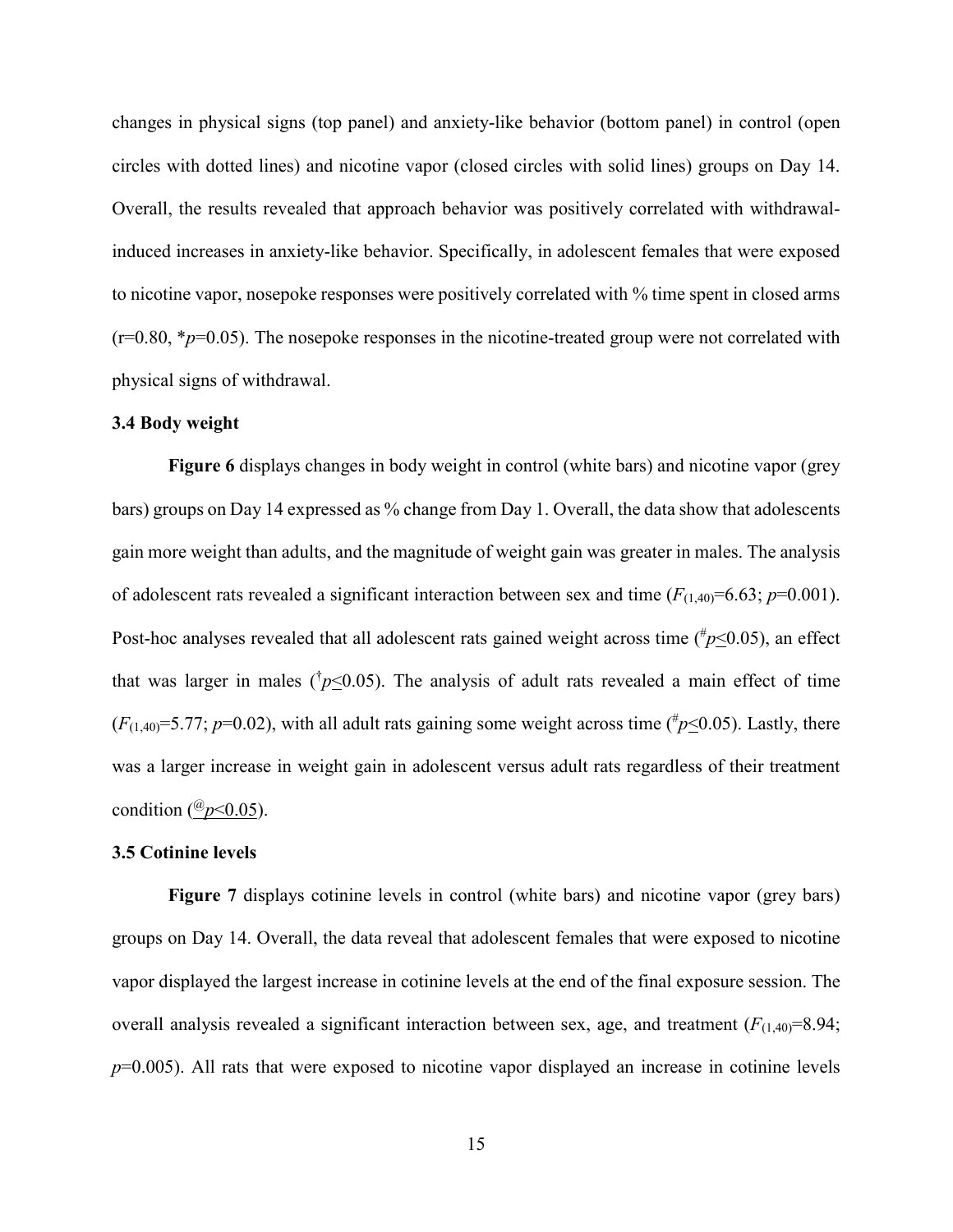changes in physical signs (top panel) and anxiety-like behavior (bottom panel) in control (open circles with dotted lines) and nicotine vapor (closed circles with solid lines) groups on Day 14. Overall, the results revealed that approach behavior was positively correlated with withdrawal-induced increases in anxiety-like behavior. Specifically, in adolescent females that were exposed to nicotine vapor, nosepoke responses were positively correlated with % time spent in closed arms (r=0.80, \*$p$=0.05). The nosepoke responses in the nicotine-treated group were not correlated with physical signs of withdrawal.

### 3.4 Body weight

**Figure 6** displays changes in body weight in control (white bars) and nicotine vapor (grey bars) groups on Day 14 expressed as % change from Day 1. Overall, the data show that adolescents gain more weight than adults, and the magnitude of weight gain was greater in males. The analysis of adolescent rats revealed a significant interaction between sex and time ($F_{(1,40)}$=6.63; $p$=0.001). Post-hoc analyses revealed that all adolescent rats gained weight across time ($^{\#}p \leq 0.05$), an effect that was larger in males ($^{\dagger}p \leq 0.05$). The analysis of adult rats revealed a main effect of time ($F_{(1,40)}$=5.77; $p$=0.02), with all adult rats gaining some weight across time ($^{\#}p \leq 0.05$). Lastly, there was a larger increase in weight gain in adolescent versus adult rats regardless of their treatment condition ($^{@}p<0.05$).

### 3.5 Cotinine levels

**Figure 7** displays cotinine levels in control (white bars) and nicotine vapor (grey bars) groups on Day 14. Overall, the data reveal that adolescent females that were exposed to nicotine vapor displayed the largest increase in cotinine levels at the end of the final exposure session. The overall analysis revealed a significant interaction between sex, age, and treatment ($F_{(1,40)}$=8.94; $p$=0.005). All rats that were exposed to nicotine vapor displayed an increase in cotinine levels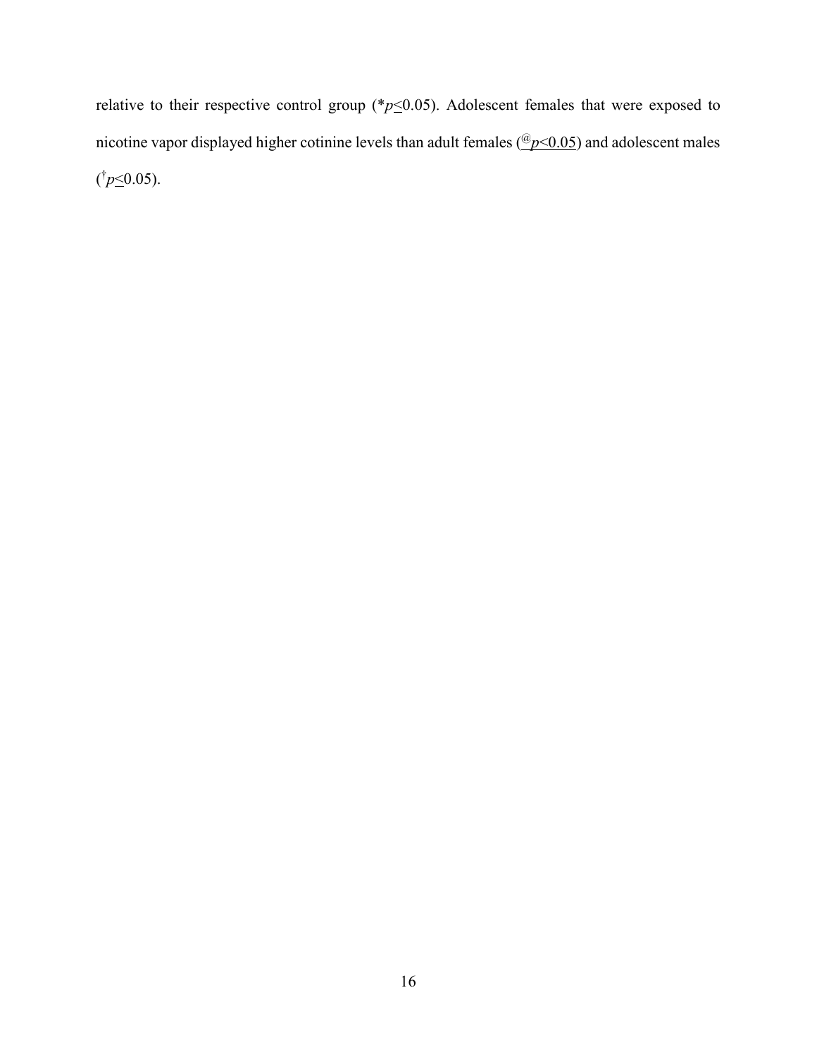relative to their respective control group (*$p \leq 0.05$). Adolescent females that were exposed to nicotine vapor displayed higher cotinine levels than adult females ([@]$p < 0.05$) and adolescent males ([†]$p \leq 0.05$).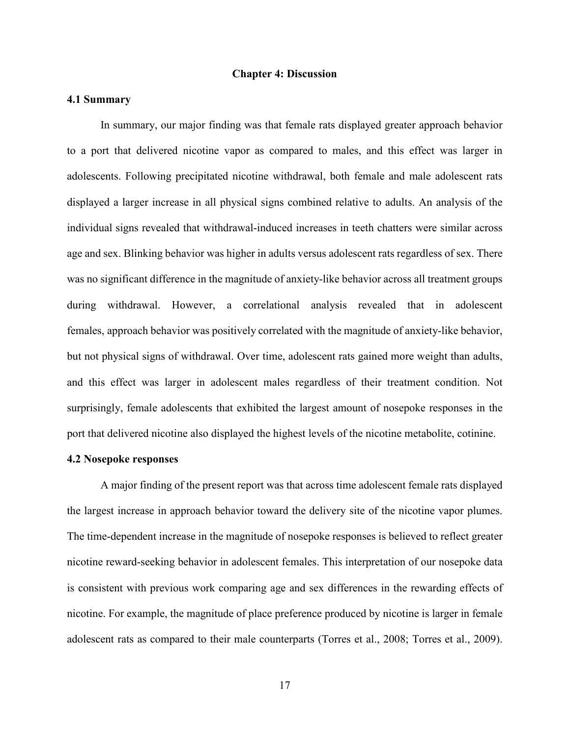# Chapter 4: Discussion

## 4.1 Summary

In summary, our major finding was that female rats displayed greater approach behavior to a port that delivered nicotine vapor as compared to males, and this effect was larger in adolescents. Following precipitated nicotine withdrawal, both female and male adolescent rats displayed a larger increase in all physical signs combined relative to adults. An analysis of the individual signs revealed that withdrawal-induced increases in teeth chatters were similar across age and sex. Blinking behavior was higher in adults versus adolescent rats regardless of sex. There was no significant difference in the magnitude of anxiety-like behavior across all treatment groups during withdrawal. However, a correlational analysis revealed that in adolescent females, approach behavior was positively correlated with the magnitude of anxiety-like behavior, but not physical signs of withdrawal. Over time, adolescent rats gained more weight than adults, and this effect was larger in adolescent males regardless of their treatment condition. Not surprisingly, female adolescents that exhibited the largest amount of nosepoke responses in the port that delivered nicotine also displayed the highest levels of the nicotine metabolite, cotinine.

## 4.2 Nosepoke responses

A major finding of the present report was that across time adolescent female rats displayed the largest increase in approach behavior toward the delivery site of the nicotine vapor plumes. The time-dependent increase in the magnitude of nosepoke responses is believed to reflect greater nicotine reward-seeking behavior in adolescent females. This interpretation of our nosepoke data is consistent with previous work comparing age and sex differences in the rewarding effects of nicotine. For example, the magnitude of place preference produced by nicotine is larger in female adolescent rats as compared to their male counterparts (Torres et al., 2008; Torres et al., 2009).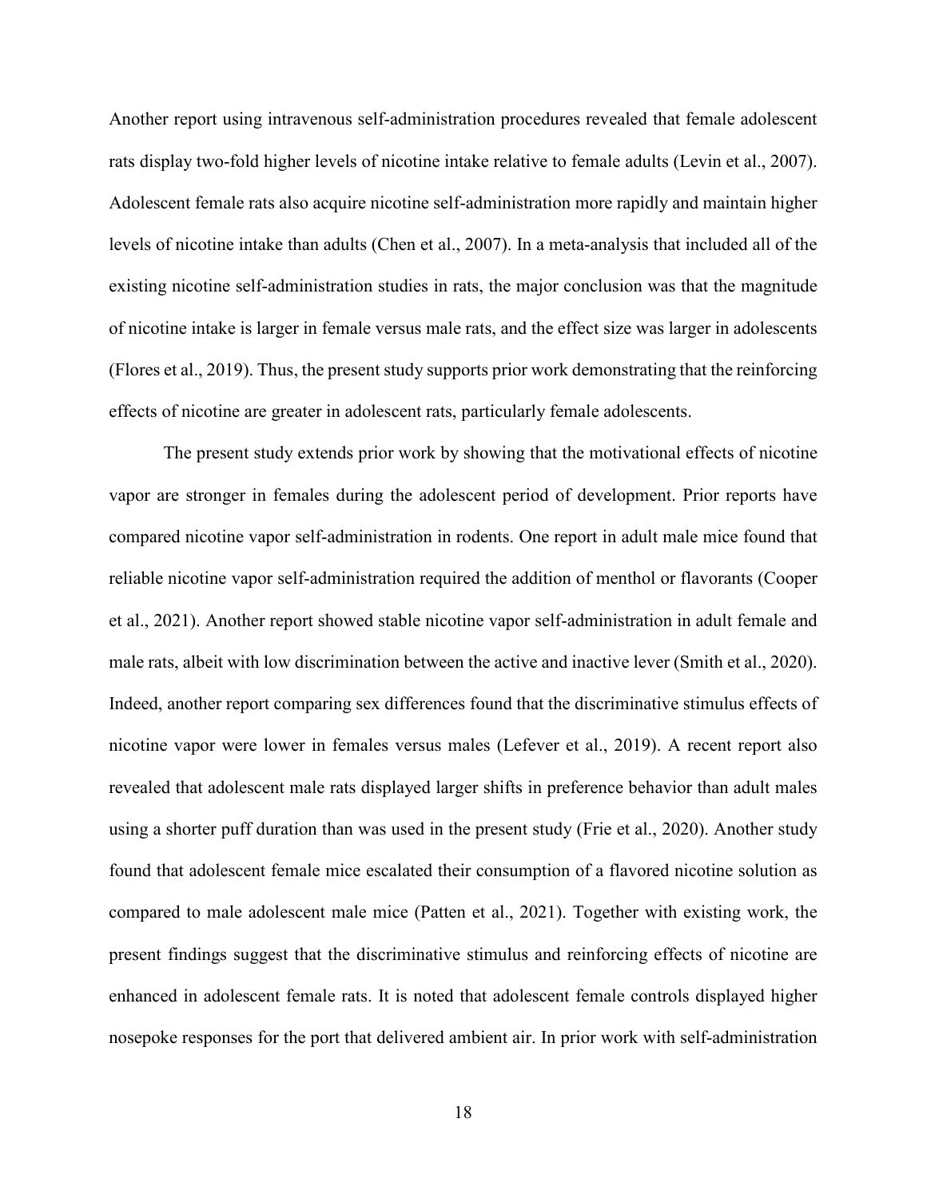Another report using intravenous self-administration procedures revealed that female adolescent rats display two-fold higher levels of nicotine intake relative to female adults (Levin et al., 2007). Adolescent female rats also acquire nicotine self-administration more rapidly and maintain higher levels of nicotine intake than adults (Chen et al., 2007). In a meta-analysis that included all of the existing nicotine self-administration studies in rats, the major conclusion was that the magnitude of nicotine intake is larger in female versus male rats, and the effect size was larger in adolescents (Flores et al., 2019). Thus, the present study supports prior work demonstrating that the reinforcing effects of nicotine are greater in adolescent rats, particularly female adolescents.

The present study extends prior work by showing that the motivational effects of nicotine vapor are stronger in females during the adolescent period of development. Prior reports have compared nicotine vapor self-administration in rodents. One report in adult male mice found that reliable nicotine vapor self-administration required the addition of menthol or flavorants (Cooper et al., 2021). Another report showed stable nicotine vapor self-administration in adult female and male rats, albeit with low discrimination between the active and inactive lever (Smith et al., 2020). Indeed, another report comparing sex differences found that the discriminative stimulus effects of nicotine vapor were lower in females versus males (Lefever et al., 2019). A recent report also revealed that adolescent male rats displayed larger shifts in preference behavior than adult males using a shorter puff duration than was used in the present study (Frie et al., 2020). Another study found that adolescent female mice escalated their consumption of a flavored nicotine solution as compared to male adolescent male mice (Patten et al., 2021). Together with existing work, the present findings suggest that the discriminative stimulus and reinforcing effects of nicotine are enhanced in adolescent female rats. It is noted that adolescent female controls displayed higher nosepoke responses for the port that delivered ambient air. In prior work with self-administration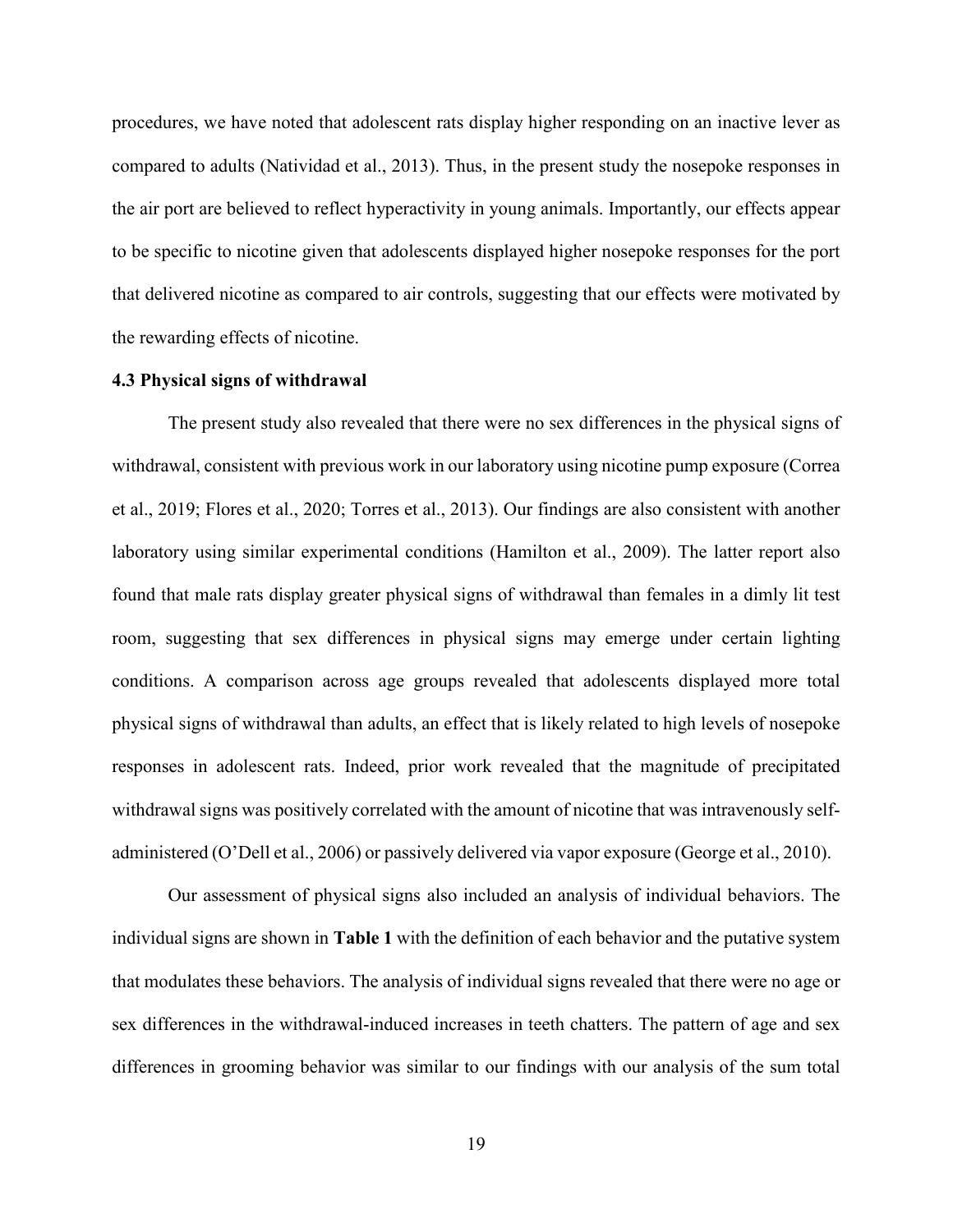procedures, we have noted that adolescent rats display higher responding on an inactive lever as compared to adults (Natividad et al., 2013). Thus, in the present study the nosepoke responses in the air port are believed to reflect hyperactivity in young animals. Importantly, our effects appear to be specific to nicotine given that adolescents displayed higher nosepoke responses for the port that delivered nicotine as compared to air controls, suggesting that our effects were motivated by the rewarding effects of nicotine.

### 4.3 Physical signs of withdrawal

The present study also revealed that there were no sex differences in the physical signs of withdrawal, consistent with previous work in our laboratory using nicotine pump exposure (Correa et al., 2019; Flores et al., 2020; Torres et al., 2013). Our findings are also consistent with another laboratory using similar experimental conditions (Hamilton et al., 2009). The latter report also found that male rats display greater physical signs of withdrawal than females in a dimly lit test room, suggesting that sex differences in physical signs may emerge under certain lighting conditions. A comparison across age groups revealed that adolescents displayed more total physical signs of withdrawal than adults, an effect that is likely related to high levels of nosepoke responses in adolescent rats. Indeed, prior work revealed that the magnitude of precipitated withdrawal signs was positively correlated with the amount of nicotine that was intravenously self-administered (O'Dell et al., 2006) or passively delivered via vapor exposure (George et al., 2010).

Our assessment of physical signs also included an analysis of individual behaviors. The individual signs are shown in **Table 1** with the definition of each behavior and the putative system that modulates these behaviors. The analysis of individual signs revealed that there were no age or sex differences in the withdrawal-induced increases in teeth chatters. The pattern of age and sex differences in grooming behavior was similar to our findings with our analysis of the sum total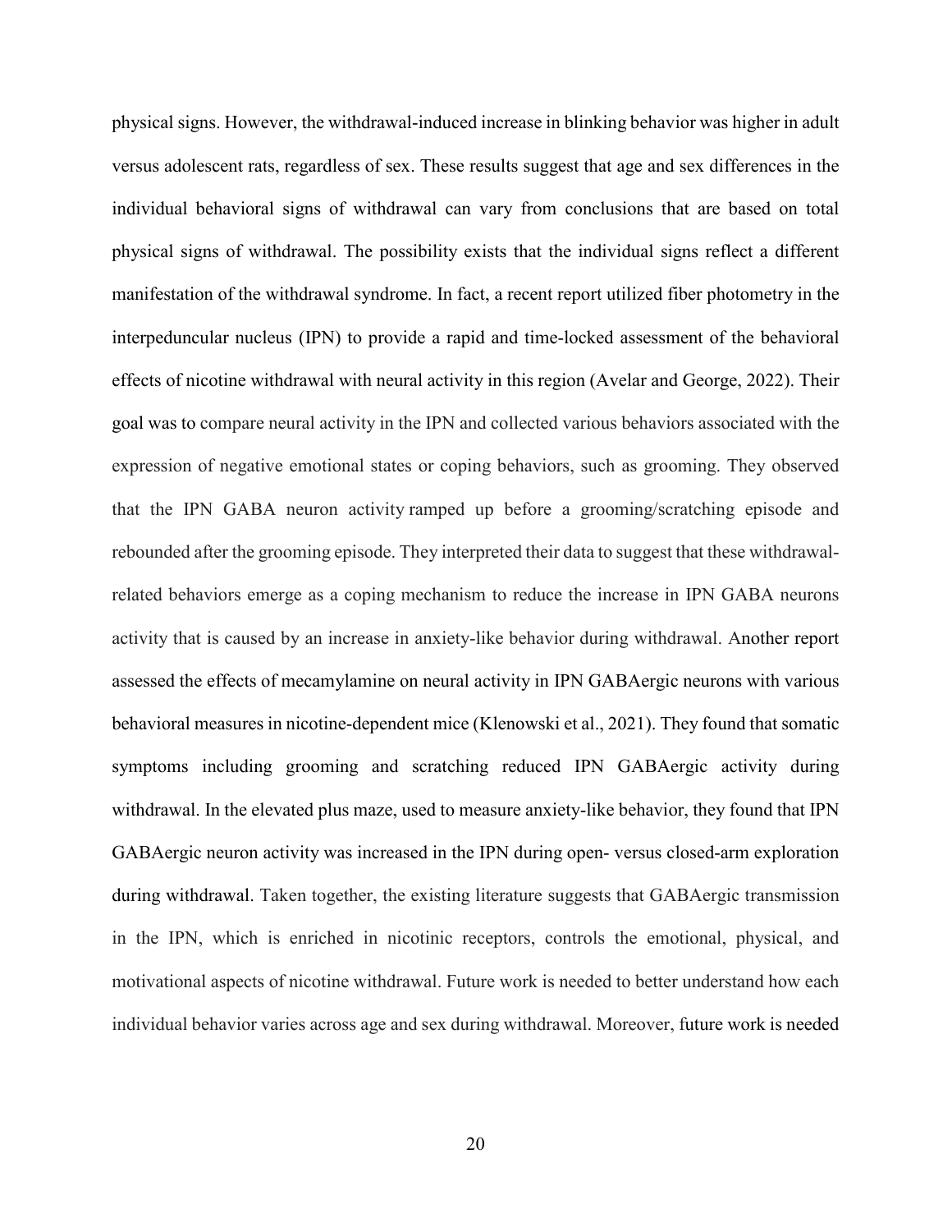physical signs. However, the withdrawal-induced increase in blinking behavior was higher in adult versus adolescent rats, regardless of sex. These results suggest that age and sex differences in the individual behavioral signs of withdrawal can vary from conclusions that are based on total physical signs of withdrawal. The possibility exists that the individual signs reflect a different manifestation of the withdrawal syndrome. In fact, a recent report utilized fiber photometry in the interpeduncular nucleus (IPN) to provide a rapid and time-locked assessment of the behavioral effects of nicotine withdrawal with neural activity in this region (Avelar and George, 2022). Their goal was to compare neural activity in the IPN and collected various behaviors associated with the expression of negative emotional states or coping behaviors, such as grooming. They observed that the IPN GABA neuron activity ramped up before a grooming/scratching episode and rebounded after the grooming episode. They interpreted their data to suggest that these withdrawal-related behaviors emerge as a coping mechanism to reduce the increase in IPN GABA neurons activity that is caused by an increase in anxiety-like behavior during withdrawal. Another report assessed the effects of mecamylamine on neural activity in IPN GABAergic neurons with various behavioral measures in nicotine-dependent mice (Klenowski et al., 2021). They found that somatic symptoms including grooming and scratching reduced IPN GABAergic activity during withdrawal. In the elevated plus maze, used to measure anxiety-like behavior, they found that IPN GABAergic neuron activity was increased in the IPN during open- versus closed-arm exploration during withdrawal. Taken together, the existing literature suggests that GABAergic transmission in the IPN, which is enriched in nicotinic receptors, controls the emotional, physical, and motivational aspects of nicotine withdrawal. Future work is needed to better understand how each individual behavior varies across age and sex during withdrawal. Moreover, future work is needed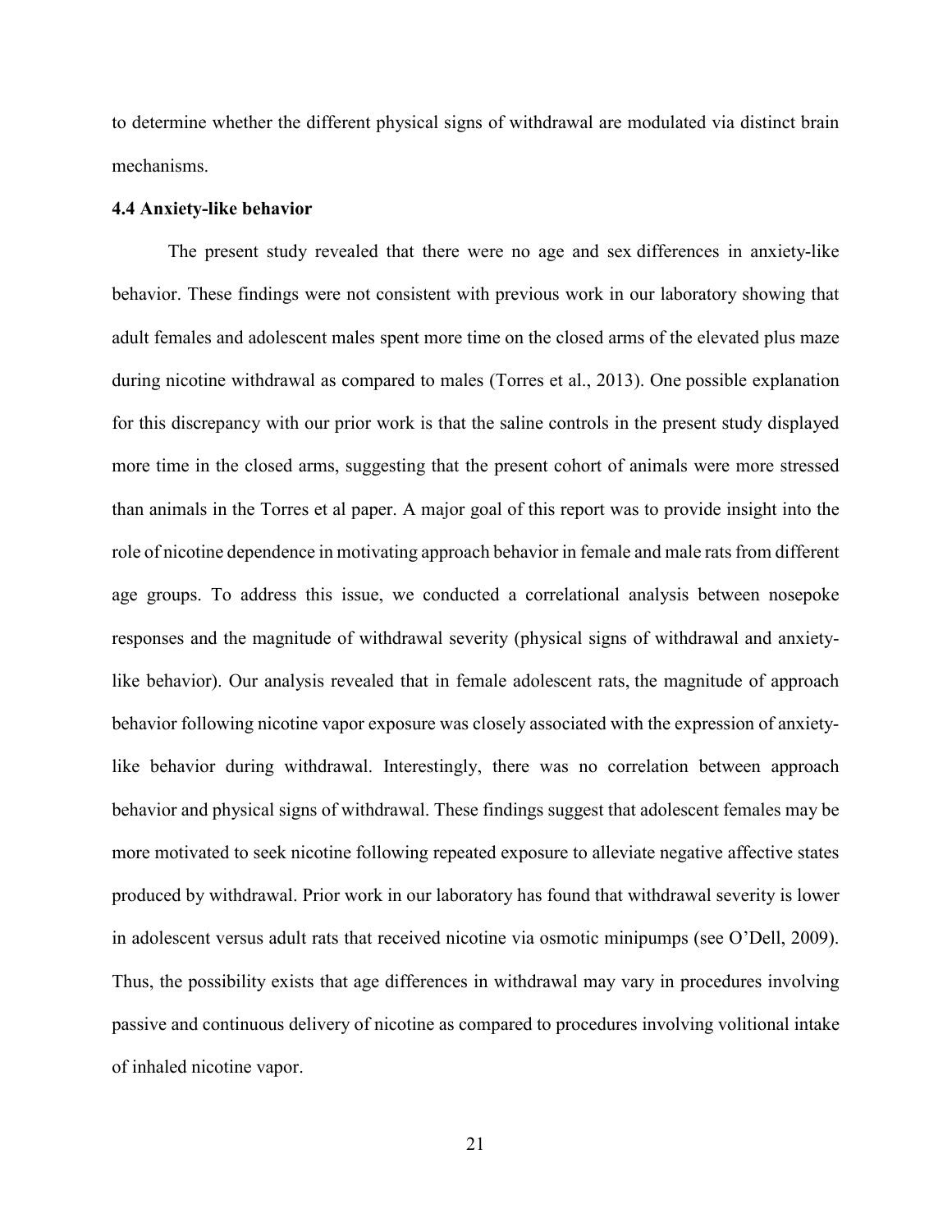to determine whether the different physical signs of withdrawal are modulated via distinct brain mechanisms.

### 4.4 Anxiety-like behavior

The present study revealed that there were no age and sex differences in anxiety-like behavior. These findings were not consistent with previous work in our laboratory showing that adult females and adolescent males spent more time on the closed arms of the elevated plus maze during nicotine withdrawal as compared to males (Torres et al., 2013). One possible explanation for this discrepancy with our prior work is that the saline controls in the present study displayed more time in the closed arms, suggesting that the present cohort of animals were more stressed than animals in the Torres et al paper. A major goal of this report was to provide insight into the role of nicotine dependence in motivating approach behavior in female and male rats from different age groups. To address this issue, we conducted a correlational analysis between nosepoke responses and the magnitude of withdrawal severity (physical signs of withdrawal and anxiety-like behavior). Our analysis revealed that in female adolescent rats, the magnitude of approach behavior following nicotine vapor exposure was closely associated with the expression of anxiety-like behavior during withdrawal. Interestingly, there was no correlation between approach behavior and physical signs of withdrawal. These findings suggest that adolescent females may be more motivated to seek nicotine following repeated exposure to alleviate negative affective states produced by withdrawal. Prior work in our laboratory has found that withdrawal severity is lower in adolescent versus adult rats that received nicotine via osmotic minipumps (see O'Dell, 2009). Thus, the possibility exists that age differences in withdrawal may vary in procedures involving passive and continuous delivery of nicotine as compared to procedures involving volitional intake of inhaled nicotine vapor.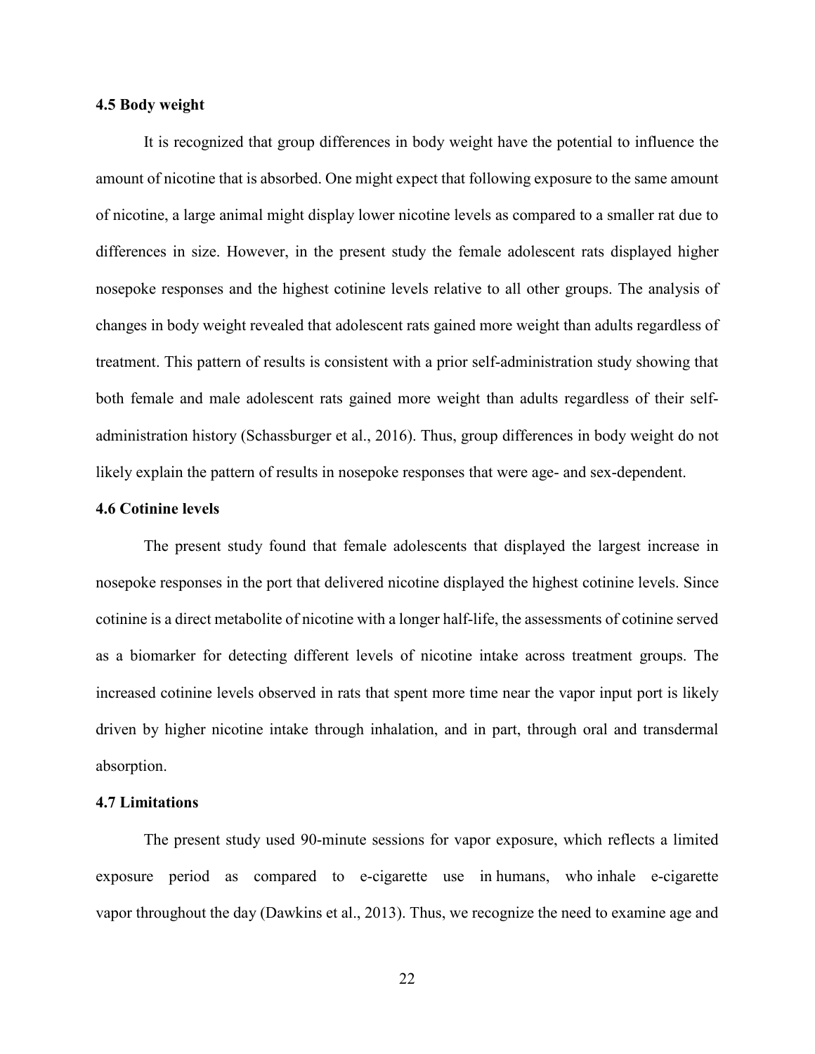### 4.5 Body weight

It is recognized that group differences in body weight have the potential to influence the amount of nicotine that is absorbed. One might expect that following exposure to the same amount of nicotine, a large animal might display lower nicotine levels as compared to a smaller rat due to differences in size. However, in the present study the female adolescent rats displayed higher nosepoke responses and the highest cotinine levels relative to all other groups. The analysis of changes in body weight revealed that adolescent rats gained more weight than adults regardless of treatment. This pattern of results is consistent with a prior self-administration study showing that both female and male adolescent rats gained more weight than adults regardless of their self-administration history (Schassburger et al., 2016). Thus, group differences in body weight do not likely explain the pattern of results in nosepoke responses that were age- and sex-dependent.

### 4.6 Cotinine levels

The present study found that female adolescents that displayed the largest increase in nosepoke responses in the port that delivered nicotine displayed the highest cotinine levels. Since cotinine is a direct metabolite of nicotine with a longer half-life, the assessments of cotinine served as a biomarker for detecting different levels of nicotine intake across treatment groups. The increased cotinine levels observed in rats that spent more time near the vapor input port is likely driven by higher nicotine intake through inhalation, and in part, through oral and transdermal absorption.

### 4.7 Limitations

The present study used 90-minute sessions for vapor exposure, which reflects a limited exposure period as compared to e-cigarette use in humans, who inhale e-cigarette vapor throughout the day (Dawkins et al., 2013). Thus, we recognize the need to examine age and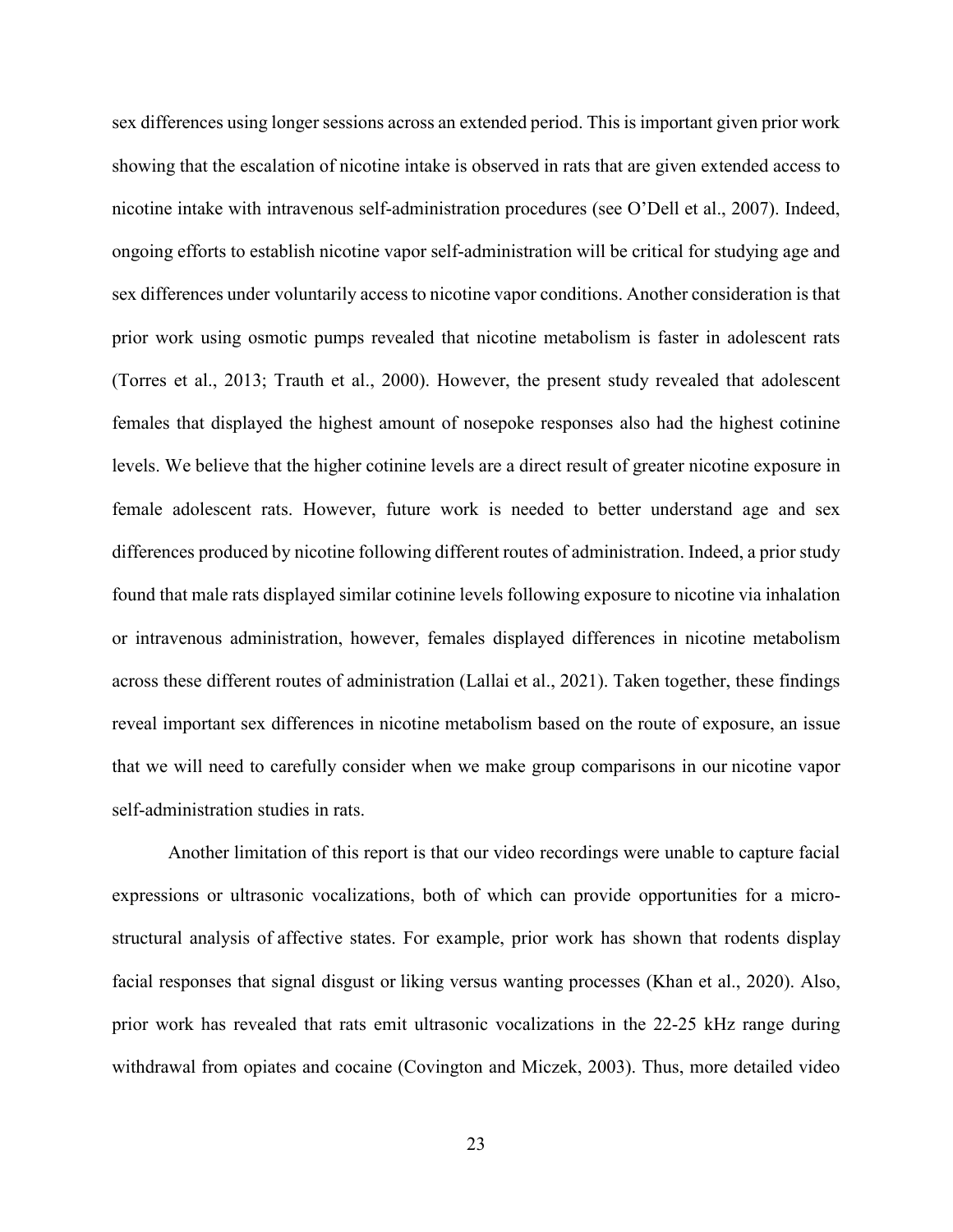sex differences using longer sessions across an extended period. This is important given prior work showing that the escalation of nicotine intake is observed in rats that are given extended access to nicotine intake with intravenous self-administration procedures (see O'Dell et al., 2007). Indeed, ongoing efforts to establish nicotine vapor self-administration will be critical for studying age and sex differences under voluntarily access to nicotine vapor conditions. Another consideration is that prior work using osmotic pumps revealed that nicotine metabolism is faster in adolescent rats (Torres et al., 2013; Trauth et al., 2000). However, the present study revealed that adolescent females that displayed the highest amount of nosepoke responses also had the highest cotinine levels. We believe that the higher cotinine levels are a direct result of greater nicotine exposure in female adolescent rats. However, future work is needed to better understand age and sex differences produced by nicotine following different routes of administration. Indeed, a prior study found that male rats displayed similar cotinine levels following exposure to nicotine via inhalation or intravenous administration, however, females displayed differences in nicotine metabolism across these different routes of administration (Lallai et al., 2021). Taken together, these findings reveal important sex differences in nicotine metabolism based on the route of exposure, an issue that we will need to carefully consider when we make group comparisons in our nicotine vapor self-administration studies in rats.

Another limitation of this report is that our video recordings were unable to capture facial expressions or ultrasonic vocalizations, both of which can provide opportunities for a micro-structural analysis of affective states. For example, prior work has shown that rodents display facial responses that signal disgust or liking versus wanting processes (Khan et al., 2020). Also, prior work has revealed that rats emit ultrasonic vocalizations in the 22-25 kHz range during withdrawal from opiates and cocaine (Covington and Miczek, 2003). Thus, more detailed video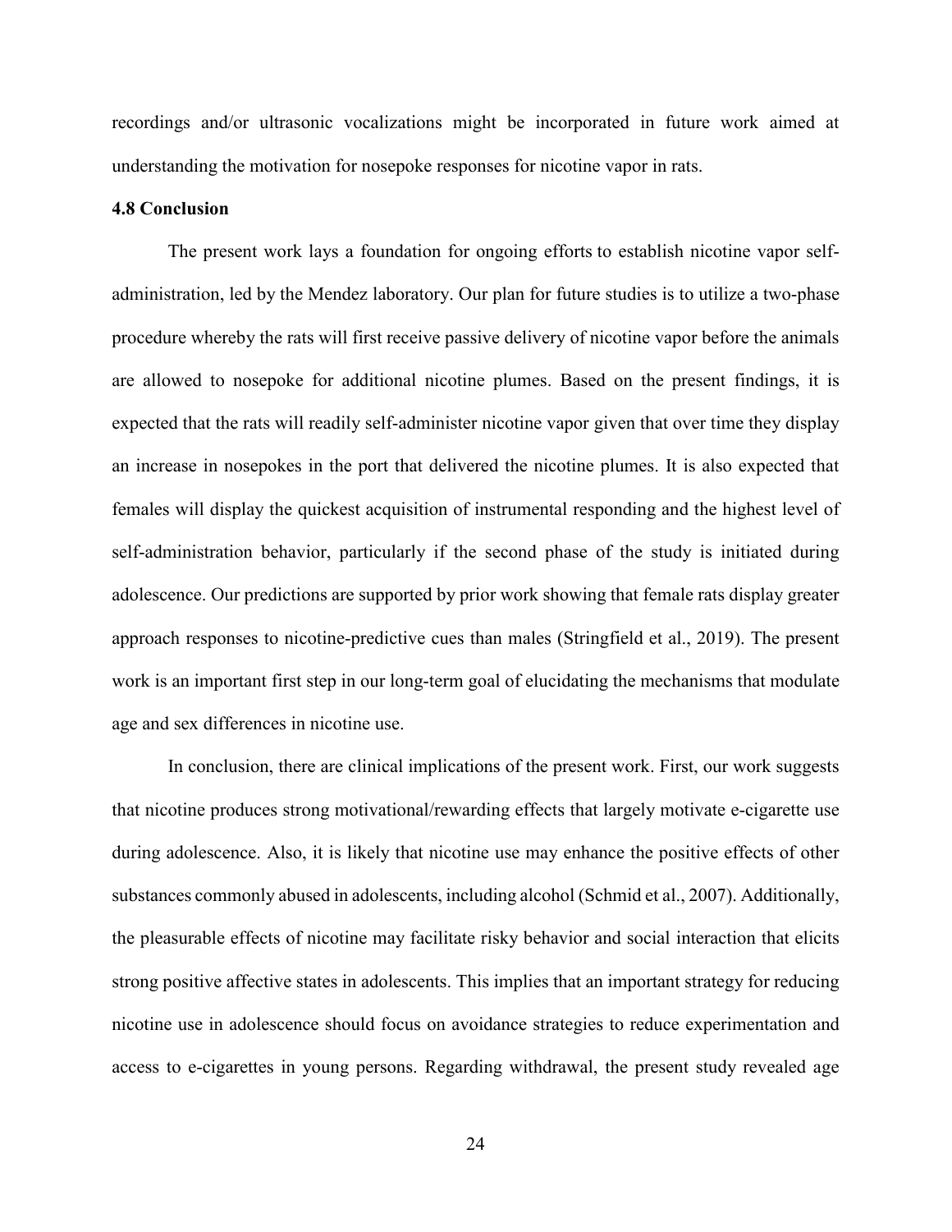recordings and/or ultrasonic vocalizations might be incorporated in future work aimed at understanding the motivation for nosepoke responses for nicotine vapor in rats.

### 4.8 Conclusion

The present work lays a foundation for ongoing efforts to establish nicotine vapor self-administration, led by the Mendez laboratory. Our plan for future studies is to utilize a two-phase procedure whereby the rats will first receive passive delivery of nicotine vapor before the animals are allowed to nosepoke for additional nicotine plumes. Based on the present findings, it is expected that the rats will readily self-administer nicotine vapor given that over time they display an increase in nosepokes in the port that delivered the nicotine plumes. It is also expected that females will display the quickest acquisition of instrumental responding and the highest level of self-administration behavior, particularly if the second phase of the study is initiated during adolescence. Our predictions are supported by prior work showing that female rats display greater approach responses to nicotine-predictive cues than males (Stringfield et al., 2019). The present work is an important first step in our long-term goal of elucidating the mechanisms that modulate age and sex differences in nicotine use.

In conclusion, there are clinical implications of the present work. First, our work suggests that nicotine produces strong motivational/rewarding effects that largely motivate e-cigarette use during adolescence. Also, it is likely that nicotine use may enhance the positive effects of other substances commonly abused in adolescents, including alcohol (Schmid et al., 2007). Additionally, the pleasurable effects of nicotine may facilitate risky behavior and social interaction that elicits strong positive affective states in adolescents. This implies that an important strategy for reducing nicotine use in adolescence should focus on avoidance strategies to reduce experimentation and access to e-cigarettes in young persons. Regarding withdrawal, the present study revealed age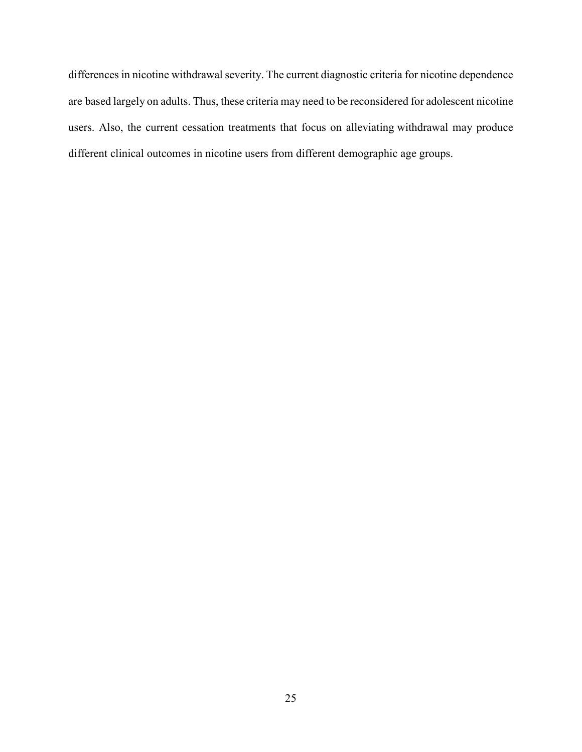differences in nicotine withdrawal severity. The current diagnostic criteria for nicotine dependence are based largely on adults. Thus, these criteria may need to be reconsidered for adolescent nicotine users. Also, the current cessation treatments that focus on alleviating withdrawal may produce different clinical outcomes in nicotine users from different demographic age groups.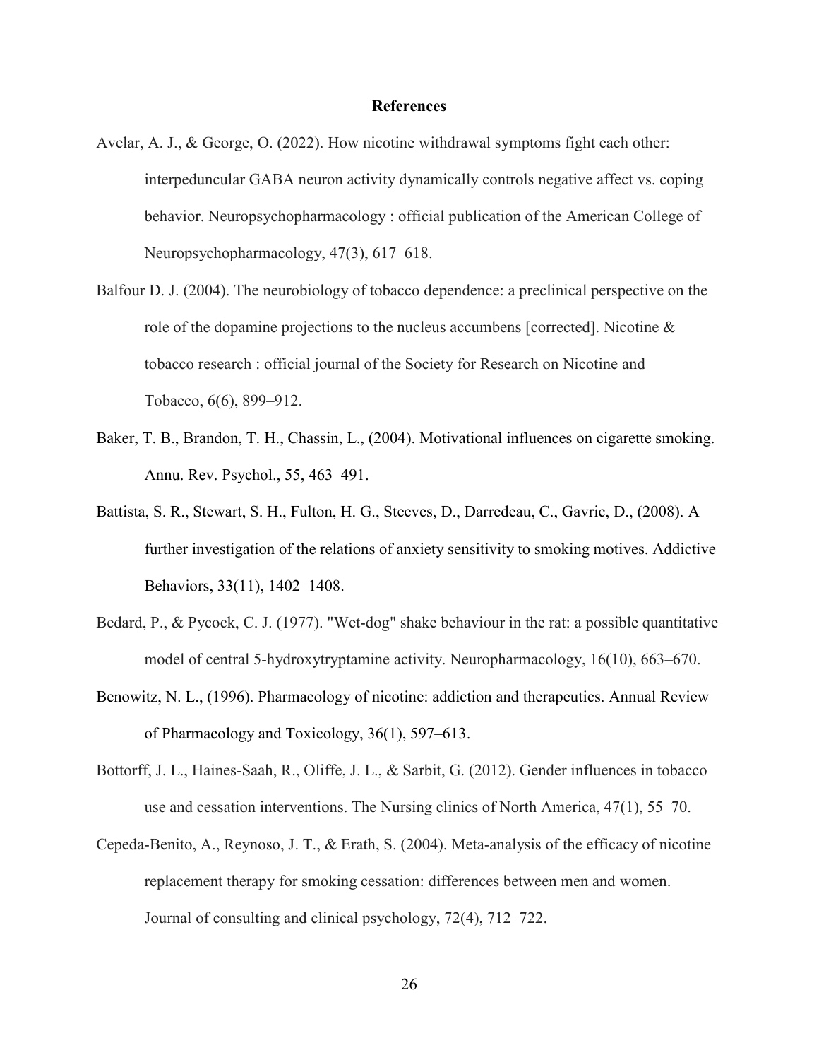## References

Avelar, A. J., & George, O. (2022). How nicotine withdrawal symptoms fight each other: interpeduncular GABA neuron activity dynamically controls negative affect vs. coping behavior. Neuropsychopharmacology : official publication of the American College of Neuropsychopharmacology, 47(3), 617–618.

Balfour D. J. (2004). The neurobiology of tobacco dependence: a preclinical perspective on the role of the dopamine projections to the nucleus accumbens [corrected]. Nicotine & tobacco research : official journal of the Society for Research on Nicotine and Tobacco, 6(6), 899–912.

Baker, T. B., Brandon, T. H., Chassin, L., (2004). Motivational influences on cigarette smoking. Annu. Rev. Psychol., 55, 463–491.

Battista, S. R., Stewart, S. H., Fulton, H. G., Steeves, D., Darredeau, C., Gavric, D., (2008). A further investigation of the relations of anxiety sensitivity to smoking motives. Addictive Behaviors, 33(11), 1402–1408.

Bedard, P., & Pycock, C. J. (1977). "Wet-dog" shake behaviour in the rat: a possible quantitative model of central 5-hydroxytryptamine activity. Neuropharmacology, 16(10), 663–670.

Benowitz, N. L., (1996). Pharmacology of nicotine: addiction and therapeutics. Annual Review of Pharmacology and Toxicology, 36(1), 597–613.

Bottorff, J. L., Haines-Saah, R., Oliffe, J. L., & Sarbit, G. (2012). Gender influences in tobacco use and cessation interventions. The Nursing clinics of North America, 47(1), 55–70.

Cepeda-Benito, A., Reynoso, J. T., & Erath, S. (2004). Meta-analysis of the efficacy of nicotine replacement therapy for smoking cessation: differences between men and women. Journal of consulting and clinical psychology, 72(4), 712–722.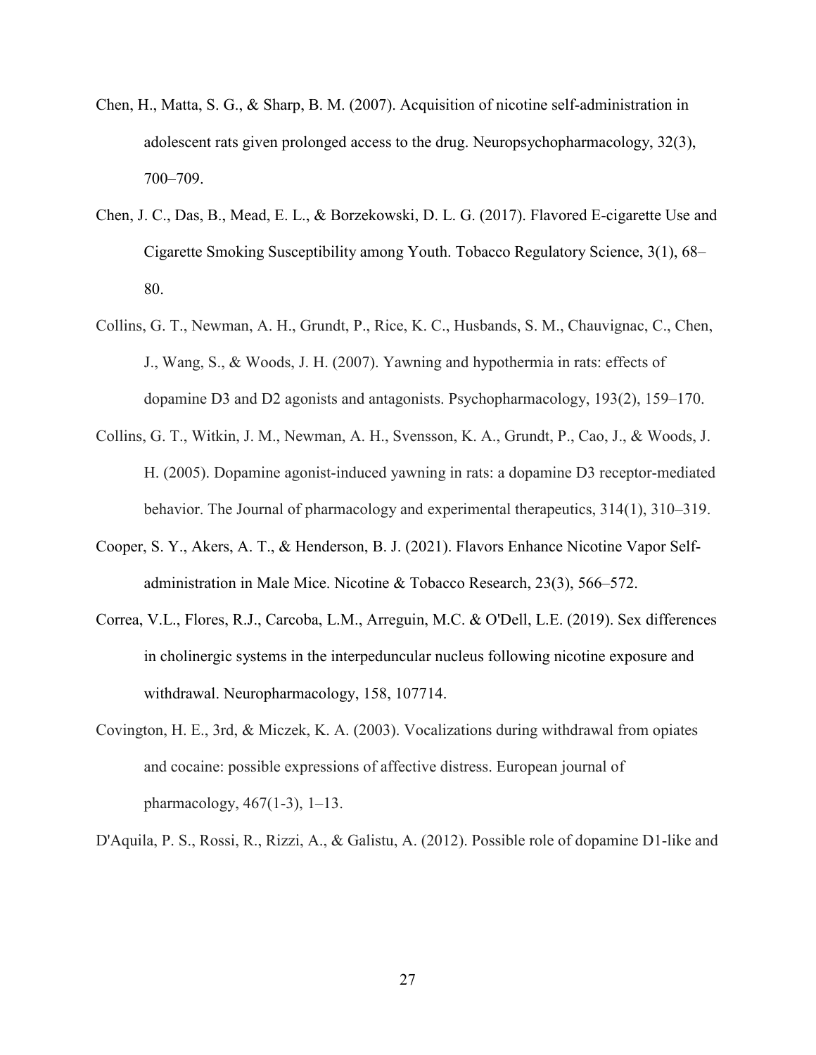Chen, H., Matta, S. G., & Sharp, B. M. (2007). Acquisition of nicotine self-administration in adolescent rats given prolonged access to the drug. Neuropsychopharmacology, 32(3), 700–709.

Chen, J. C., Das, B., Mead, E. L., & Borzekowski, D. L. G. (2017). Flavored E-cigarette Use and Cigarette Smoking Susceptibility among Youth. Tobacco Regulatory Science, 3(1), 68–80.

Collins, G. T., Newman, A. H., Grundt, P., Rice, K. C., Husbands, S. M., Chauvignac, C., Chen, J., Wang, S., & Woods, J. H. (2007). Yawning and hypothermia in rats: effects of dopamine D3 and D2 agonists and antagonists. Psychopharmacology, 193(2), 159–170.

Collins, G. T., Witkin, J. M., Newman, A. H., Svensson, K. A., Grundt, P., Cao, J., & Woods, J. H. (2005). Dopamine agonist-induced yawning in rats: a dopamine D3 receptor-mediated behavior. The Journal of pharmacology and experimental therapeutics, 314(1), 310–319.

Cooper, S. Y., Akers, A. T., & Henderson, B. J. (2021). Flavors Enhance Nicotine Vapor Self-administration in Male Mice. Nicotine & Tobacco Research, 23(3), 566–572.

Correa, V.L., Flores, R.J., Carcoba, L.M., Arreguin, M.C. & O'Dell, L.E. (2019). Sex differences in cholinergic systems in the interpeduncular nucleus following nicotine exposure and withdrawal. Neuropharmacology, 158, 107714.

Covington, H. E., 3rd, & Miczek, K. A. (2003). Vocalizations during withdrawal from opiates and cocaine: possible expressions of affective distress. European journal of pharmacology, 467(1-3), 1–13.

D'Aquila, P. S., Rossi, R., Rizzi, A., & Galistu, A. (2012). Possible role of dopamine D1-like and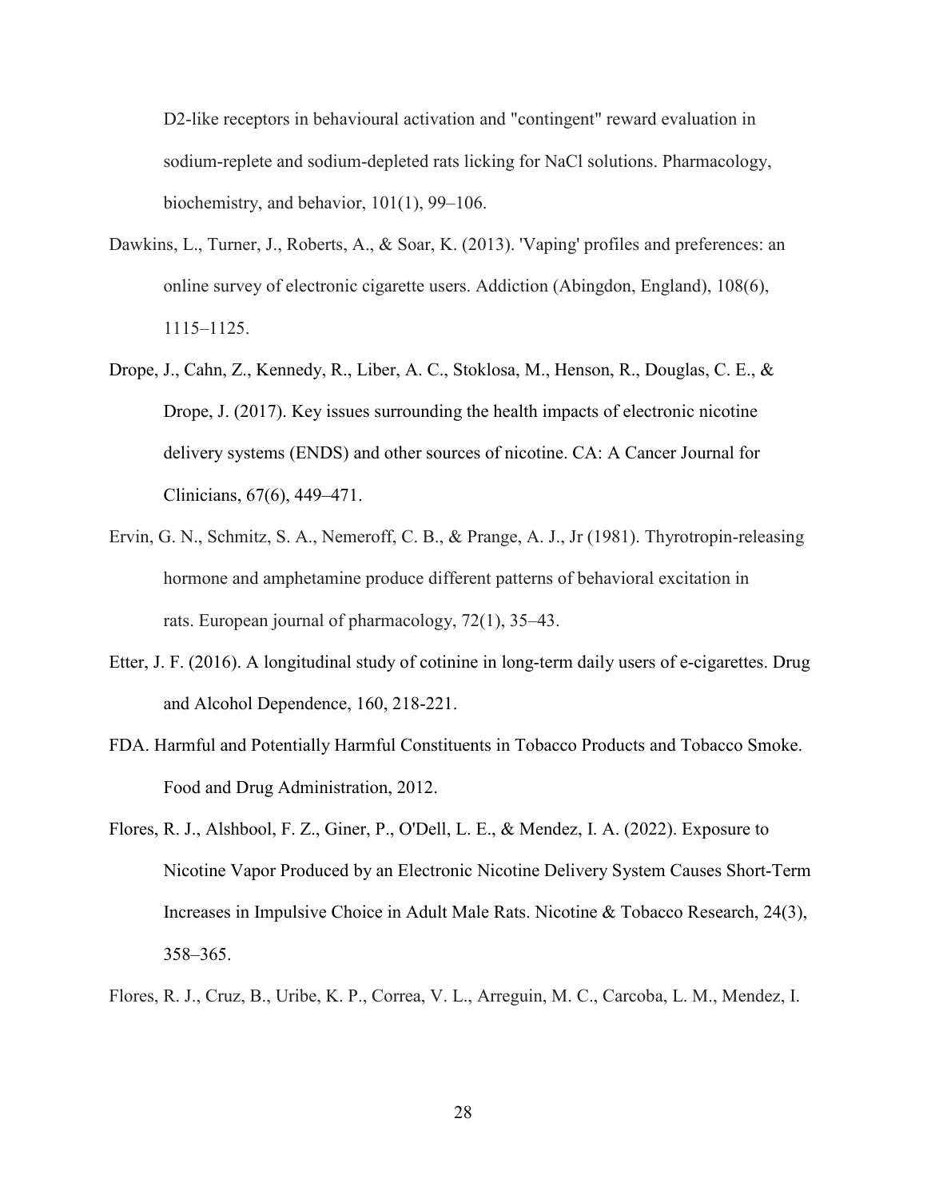D2-like receptors in behavioural activation and "contingent" reward evaluation in sodium-replete and sodium-depleted rats licking for NaCl solutions. Pharmacology, biochemistry, and behavior, 101(1), 99–106.

Dawkins, L., Turner, J., Roberts, A., & Soar, K. (2013). 'Vaping' profiles and preferences: an online survey of electronic cigarette users. Addiction (Abingdon, England), 108(6), 1115–1125.

Drope, J., Cahn, Z., Kennedy, R., Liber, A. C., Stoklosa, M., Henson, R., Douglas, C. E., & Drope, J. (2017). Key issues surrounding the health impacts of electronic nicotine delivery systems (ENDS) and other sources of nicotine. CA: A Cancer Journal for Clinicians, 67(6), 449–471.

Ervin, G. N., Schmitz, S. A., Nemeroff, C. B., & Prange, A. J., Jr (1981). Thyrotropin-releasing hormone and amphetamine produce different patterns of behavioral excitation in rats. European journal of pharmacology, 72(1), 35–43.

Etter, J. F. (2016). A longitudinal study of cotinine in long-term daily users of e-cigarettes. Drug and Alcohol Dependence, 160, 218-221.

FDA. Harmful and Potentially Harmful Constituents in Tobacco Products and Tobacco Smoke. Food and Drug Administration, 2012.

Flores, R. J., Alshbool, F. Z., Giner, P., O'Dell, L. E., & Mendez, I. A. (2022). Exposure to Nicotine Vapor Produced by an Electronic Nicotine Delivery System Causes Short-Term Increases in Impulsive Choice in Adult Male Rats. Nicotine & Tobacco Research, 24(3), 358–365.

Flores, R. J., Cruz, B., Uribe, K. P., Correa, V. L., Arreguin, M. C., Carcoba, L. M., Mendez, I.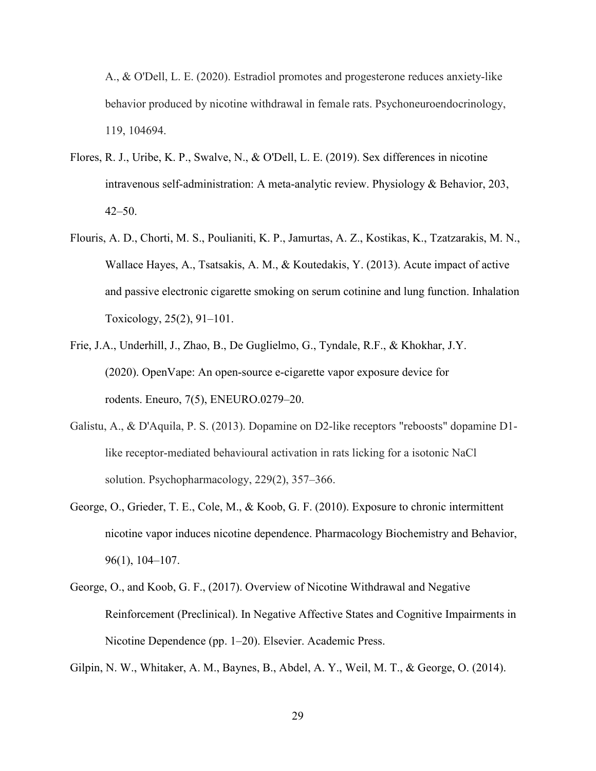A., & O'Dell, L. E. (2020). Estradiol promotes and progesterone reduces anxiety-like behavior produced by nicotine withdrawal in female rats. Psychoneuroendocrinology, 119, 104694.

Flores, R. J., Uribe, K. P., Swalve, N., & O'Dell, L. E. (2019). Sex differences in nicotine intravenous self-administration: A meta-analytic review. Physiology & Behavior, 203, 42–50.

Flouris, A. D., Chorti, M. S., Poulianiti, K. P., Jamurtas, A. Z., Kostikas, K., Tzatzarakis, M. N., Wallace Hayes, A., Tsatsakis, A. M., & Koutedakis, Y. (2013). Acute impact of active and passive electronic cigarette smoking on serum cotinine and lung function. Inhalation Toxicology, 25(2), 91–101.

Frie, J.A., Underhill, J., Zhao, B., De Guglielmo, G., Tyndale, R.F., & Khokhar, J.Y. (2020). OpenVape: An open-source e-cigarette vapor exposure device for rodents. Eneuro, 7(5), ENEURO.0279–20.

Galistu, A., & D'Aquila, P. S. (2013). Dopamine on D2-like receptors "reboosts" dopamine D1-like receptor-mediated behavioural activation in rats licking for a isotonic NaCl solution. Psychopharmacology, 229(2), 357–366.

George, O., Grieder, T. E., Cole, M., & Koob, G. F. (2010). Exposure to chronic intermittent nicotine vapor induces nicotine dependence. Pharmacology Biochemistry and Behavior, 96(1), 104–107.

George, O., and Koob, G. F., (2017). Overview of Nicotine Withdrawal and Negative Reinforcement (Preclinical). In Negative Affective States and Cognitive Impairments in Nicotine Dependence (pp. 1–20). Elsevier. Academic Press.

Gilpin, N. W., Whitaker, A. M., Baynes, B., Abdel, A. Y., Weil, M. T., & George, O. (2014).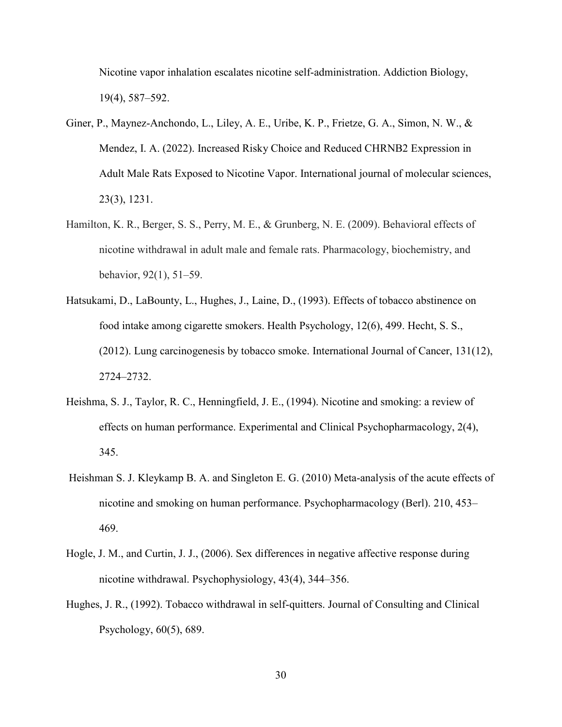Nicotine vapor inhalation escalates nicotine self-administration. Addiction Biology, 19(4), 587–592.

Giner, P., Maynez-Anchondo, L., Liley, A. E., Uribe, K. P., Frietze, G. A., Simon, N. W., & Mendez, I. A. (2022). Increased Risky Choice and Reduced CHRNB2 Expression in Adult Male Rats Exposed to Nicotine Vapor. International journal of molecular sciences, 23(3), 1231.

Hamilton, K. R., Berger, S. S., Perry, M. E., & Grunberg, N. E. (2009). Behavioral effects of nicotine withdrawal in adult male and female rats. Pharmacology, biochemistry, and behavior, 92(1), 51–59.

Hatsukami, D., LaBounty, L., Hughes, J., Laine, D., (1993). Effects of tobacco abstinence on food intake among cigarette smokers. Health Psychology, 12(6), 499. Hecht, S. S., (2012). Lung carcinogenesis by tobacco smoke. International Journal of Cancer, 131(12), 2724–2732.

Heishma, S. J., Taylor, R. C., Henningfield, J. E., (1994). Nicotine and smoking: a review of effects on human performance. Experimental and Clinical Psychopharmacology, 2(4), 345.

Heishman S. J. Kleykamp B. A. and Singleton E. G. (2010) Meta-analysis of the acute effects of nicotine and smoking on human performance. Psychopharmacology (Berl). 210, 453–469.

Hogle, J. M., and Curtin, J. J., (2006). Sex differences in negative affective response during nicotine withdrawal. Psychophysiology, 43(4), 344–356.

Hughes, J. R., (1992). Tobacco withdrawal in self-quitters. Journal of Consulting and Clinical Psychology, 60(5), 689.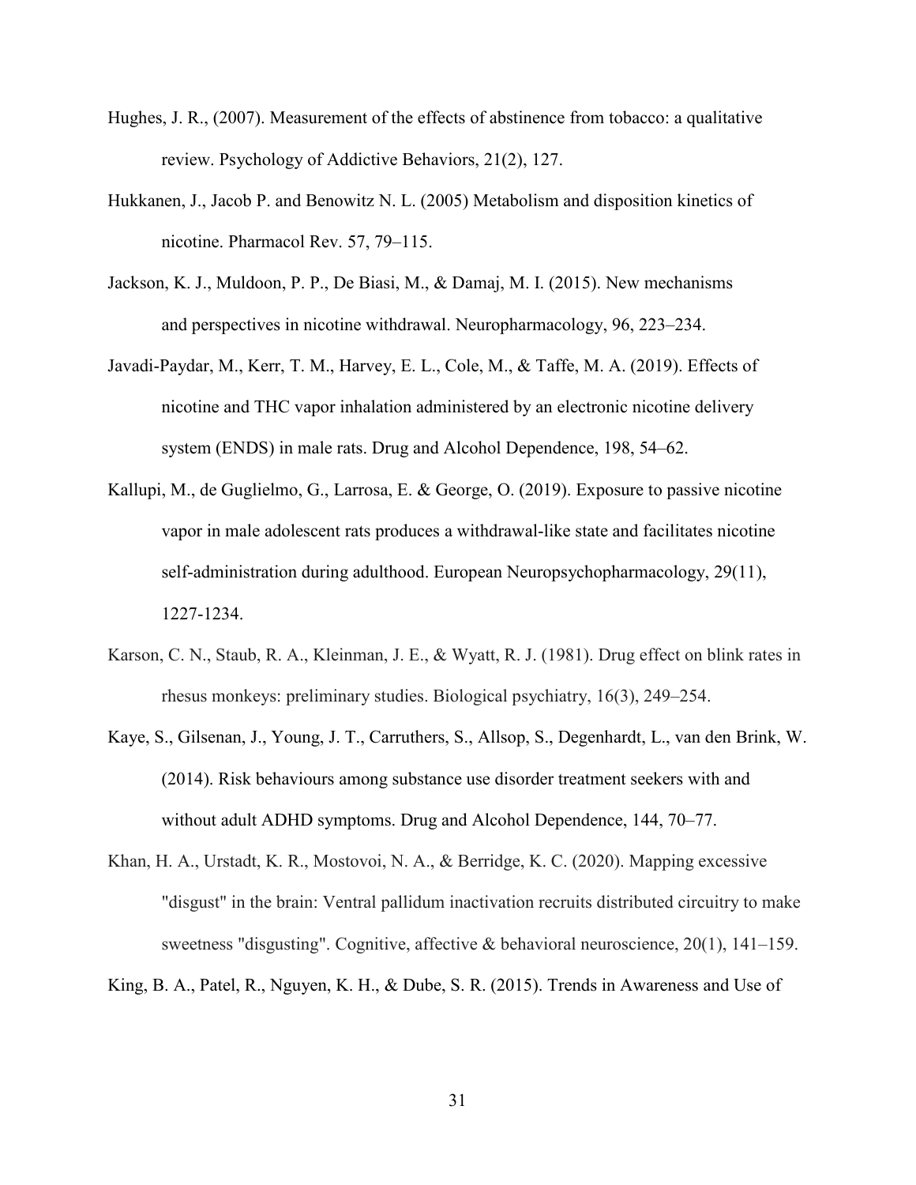Hughes, J. R., (2007). Measurement of the effects of abstinence from tobacco: a qualitative review. Psychology of Addictive Behaviors, 21(2), 127.

Hukkanen, J., Jacob P. and Benowitz N. L. (2005) Metabolism and disposition kinetics of nicotine. Pharmacol Rev. 57, 79–115.

Jackson, K. J., Muldoon, P. P., De Biasi, M., & Damaj, M. I. (2015). New mechanisms and perspectives in nicotine withdrawal. Neuropharmacology, 96, 223–234.

Javadi-Paydar, M., Kerr, T. M., Harvey, E. L., Cole, M., & Taffe, M. A. (2019). Effects of nicotine and THC vapor inhalation administered by an electronic nicotine delivery system (ENDS) in male rats. Drug and Alcohol Dependence, 198, 54–62.

Kallupi, M., de Guglielmo, G., Larrosa, E. & George, O. (2019). Exposure to passive nicotine vapor in male adolescent rats produces a withdrawal-like state and facilitates nicotine self-administration during adulthood. European Neuropsychopharmacology, 29(11), 1227-1234.

Karson, C. N., Staub, R. A., Kleinman, J. E., & Wyatt, R. J. (1981). Drug effect on blink rates in rhesus monkeys: preliminary studies. Biological psychiatry, 16(3), 249–254.

Kaye, S., Gilsenan, J., Young, J. T., Carruthers, S., Allsop, S., Degenhardt, L., van den Brink, W. (2014). Risk behaviours among substance use disorder treatment seekers with and without adult ADHD symptoms. Drug and Alcohol Dependence, 144, 70–77.

Khan, H. A., Urstadt, K. R., Mostovoi, N. A., & Berridge, K. C. (2020). Mapping excessive "disgust" in the brain: Ventral pallidum inactivation recruits distributed circuitry to make sweetness "disgusting". Cognitive, affective & behavioral neuroscience, 20(1), 141–159.

King, B. A., Patel, R., Nguyen, K. H., & Dube, S. R. (2015). Trends in Awareness and Use of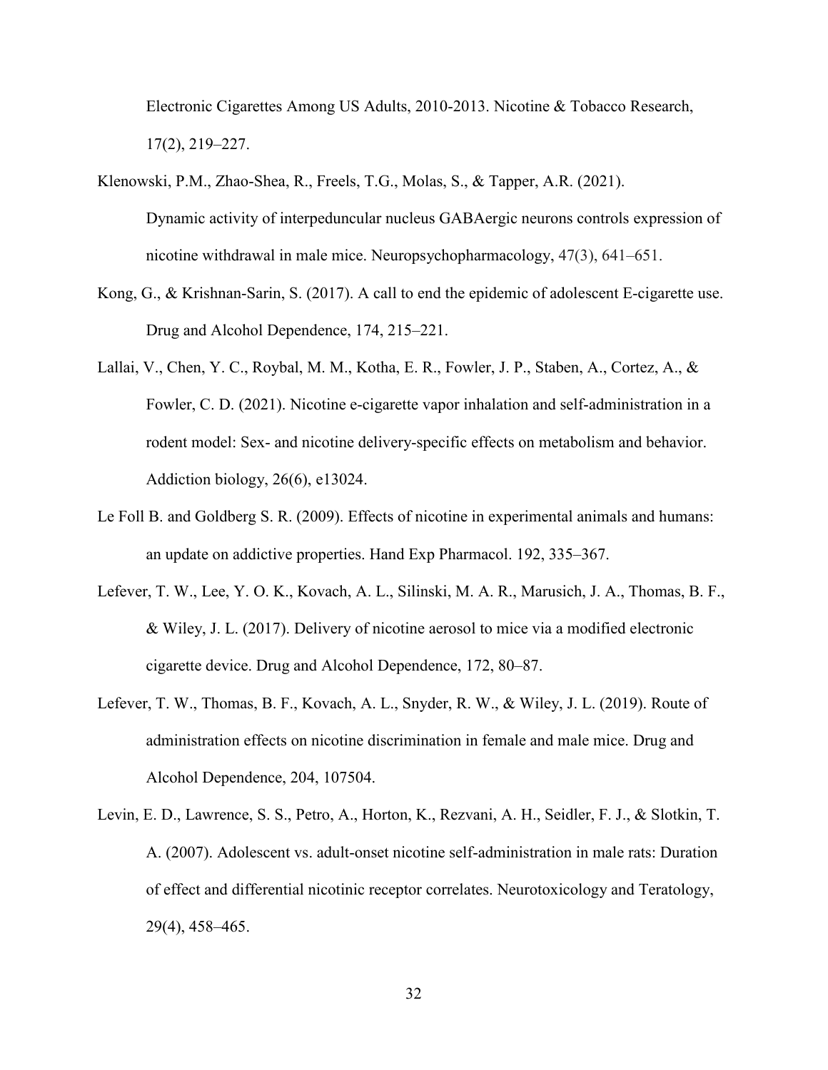Electronic Cigarettes Among US Adults, 2010-2013. Nicotine & Tobacco Research, 17(2), 219–227.

Klenowski, P.M., Zhao-Shea, R., Freels, T.G., Molas, S., & Tapper, A.R. (2021). Dynamic activity of interpeduncular nucleus GABAergic neurons controls expression of nicotine withdrawal in male mice. Neuropsychopharmacology, 47(3), 641–651.

Kong, G., & Krishnan-Sarin, S. (2017). A call to end the epidemic of adolescent E-cigarette use. Drug and Alcohol Dependence, 174, 215–221.

Lallai, V., Chen, Y. C., Roybal, M. M., Kotha, E. R., Fowler, J. P., Staben, A., Cortez, A., & Fowler, C. D. (2021). Nicotine e-cigarette vapor inhalation and self-administration in a rodent model: Sex- and nicotine delivery-specific effects on metabolism and behavior. Addiction biology, 26(6), e13024.

Le Foll B. and Goldberg S. R. (2009). Effects of nicotine in experimental animals and humans: an update on addictive properties. Hand Exp Pharmacol. 192, 335–367.

Lefever, T. W., Lee, Y. O. K., Kovach, A. L., Silinski, M. A. R., Marusich, J. A., Thomas, B. F., & Wiley, J. L. (2017). Delivery of nicotine aerosol to mice via a modified electronic cigarette device. Drug and Alcohol Dependence, 172, 80–87.

Lefever, T. W., Thomas, B. F., Kovach, A. L., Snyder, R. W., & Wiley, J. L. (2019). Route of administration effects on nicotine discrimination in female and male mice. Drug and Alcohol Dependence, 204, 107504.

Levin, E. D., Lawrence, S. S., Petro, A., Horton, K., Rezvani, A. H., Seidler, F. J., & Slotkin, T. A. (2007). Adolescent vs. adult-onset nicotine self-administration in male rats: Duration of effect and differential nicotinic receptor correlates. Neurotoxicology and Teratology, 29(4), 458–465.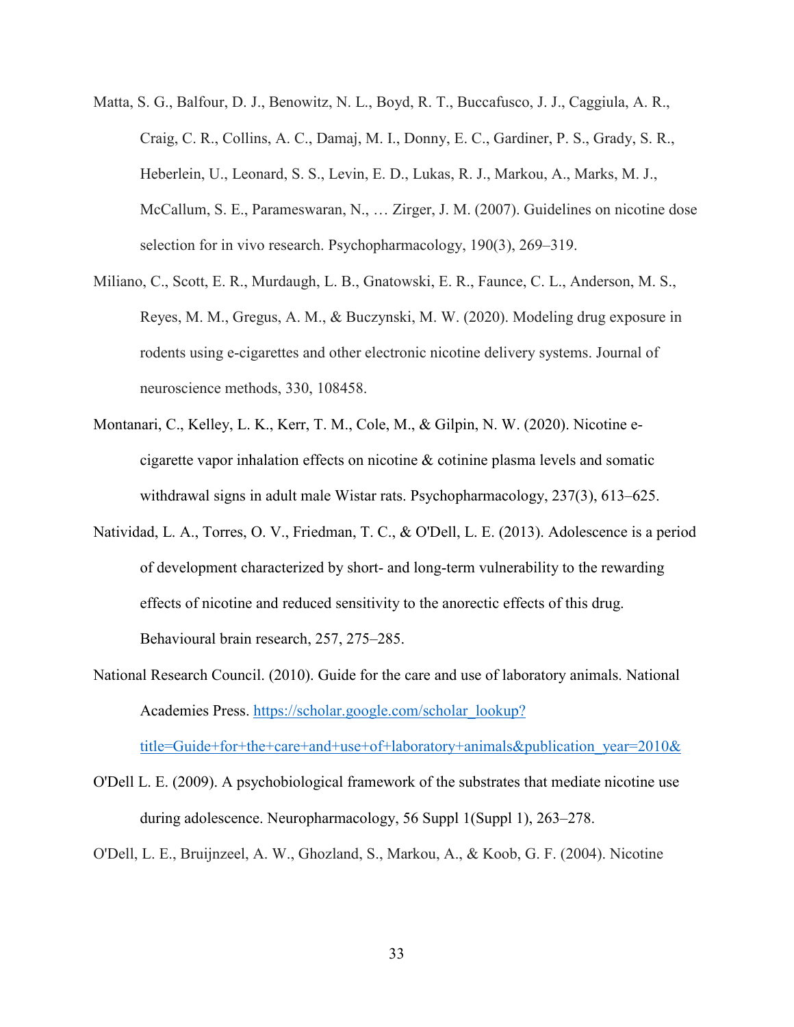Matta, S. G., Balfour, D. J., Benowitz, N. L., Boyd, R. T., Buccafusco, J. J., Caggiula, A. R., Craig, C. R., Collins, A. C., Damaj, M. I., Donny, E. C., Gardiner, P. S., Grady, S. R., Heberlein, U., Leonard, S. S., Levin, E. D., Lukas, R. J., Markou, A., Marks, M. J., McCallum, S. E., Parameswaran, N., … Zirger, J. M. (2007). Guidelines on nicotine dose selection for in vivo research. Psychopharmacology, 190(3), 269–319.

Miliano, C., Scott, E. R., Murdaugh, L. B., Gnatowski, E. R., Faunce, C. L., Anderson, M. S., Reyes, M. M., Gregus, A. M., & Buczynski, M. W. (2020). Modeling drug exposure in rodents using e-cigarettes and other electronic nicotine delivery systems. Journal of neuroscience methods, 330, 108458.

Montanari, C., Kelley, L. K., Kerr, T. M., Cole, M., & Gilpin, N. W. (2020). Nicotine e-cigarette vapor inhalation effects on nicotine & cotinine plasma levels and somatic withdrawal signs in adult male Wistar rats. Psychopharmacology, 237(3), 613–625.

Natividad, L. A., Torres, O. V., Friedman, T. C., & O'Dell, L. E. (2013). Adolescence is a period of development characterized by short- and long-term vulnerability to the rewarding effects of nicotine and reduced sensitivity to the anorectic effects of this drug. Behavioural brain research, 257, 275–285.

National Research Council. (2010). Guide for the care and use of laboratory animals. National Academies Press. [https://scholar.google.com/scholar_lookup?title=Guide+for+the+care+and+use+of+laboratory+animals&publication_year=2010&](https://scholar.google.com/scholar_lookup?title=Guide+for+the+care+and+use+of+laboratory+animals&publication_year=2010&)

O'Dell L. E. (2009). A psychobiological framework of the substrates that mediate nicotine use during adolescence. Neuropharmacology, 56 Suppl 1(Suppl 1), 263–278.

O'Dell, L. E., Bruijnzeel, A. W., Ghozland, S., Markou, A., & Koob, G. F. (2004). Nicotine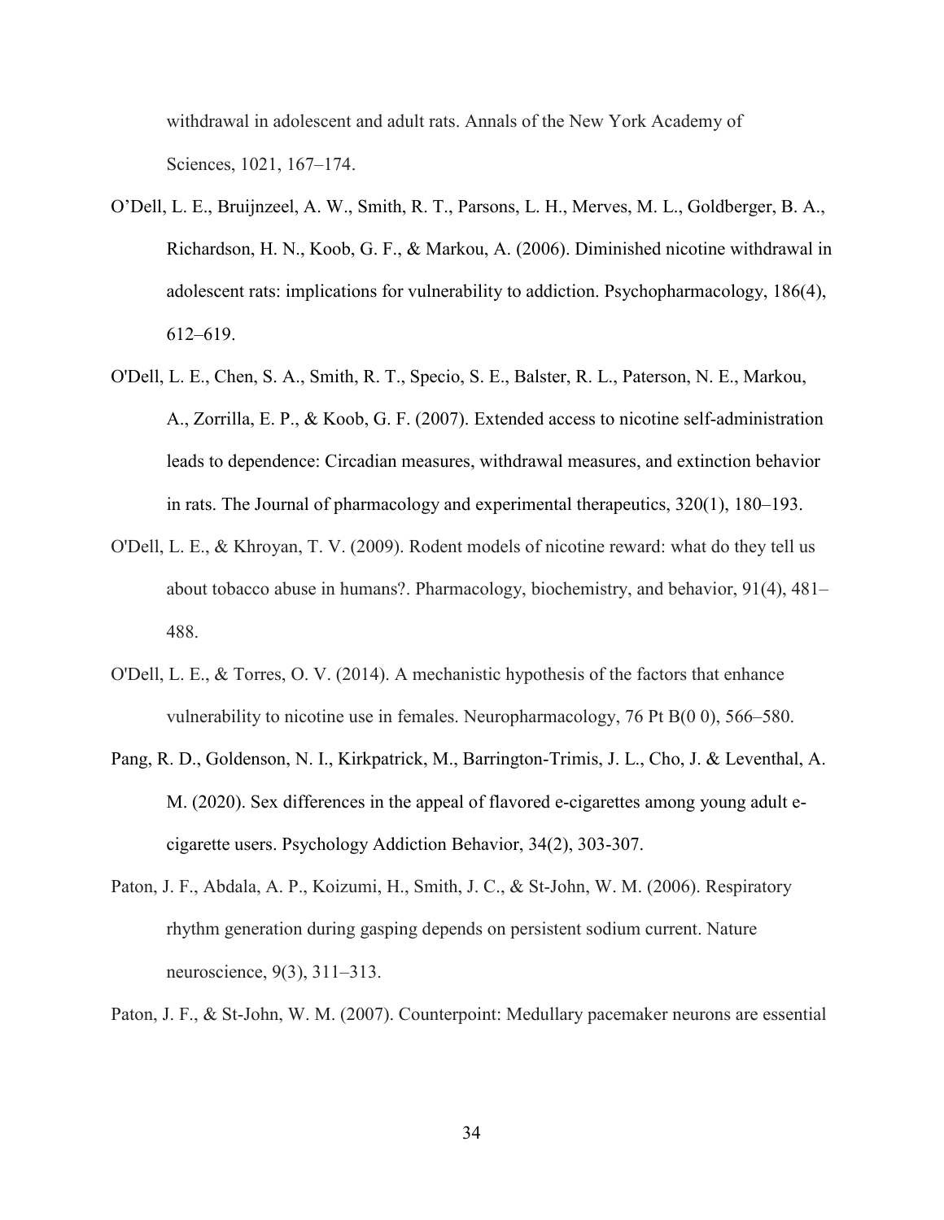withdrawal in adolescent and adult rats. Annals of the New York Academy of Sciences, 1021, 167–174.

O'Dell, L. E., Bruijnzeel, A. W., Smith, R. T., Parsons, L. H., Merves, M. L., Goldberger, B. A., Richardson, H. N., Koob, G. F., & Markou, A. (2006). Diminished nicotine withdrawal in adolescent rats: implications for vulnerability to addiction. Psychopharmacology, 186(4), 612–619.

O'Dell, L. E., Chen, S. A., Smith, R. T., Specio, S. E., Balster, R. L., Paterson, N. E., Markou, A., Zorrilla, E. P., & Koob, G. F. (2007). Extended access to nicotine self-administration leads to dependence: Circadian measures, withdrawal measures, and extinction behavior in rats. The Journal of pharmacology and experimental therapeutics, 320(1), 180–193.

O'Dell, L. E., & Khroyan, T. V. (2009). Rodent models of nicotine reward: what do they tell us about tobacco abuse in humans?. Pharmacology, biochemistry, and behavior, 91(4), 481–488.

O'Dell, L. E., & Torres, O. V. (2014). A mechanistic hypothesis of the factors that enhance vulnerability to nicotine use in females. Neuropharmacology, 76 Pt B(0 0), 566–580.

Pang, R. D., Goldenson, N. I., Kirkpatrick, M., Barrington-Trimis, J. L., Cho, J. & Leventhal, A. M. (2020). Sex differences in the appeal of flavored e-cigarettes among young adult e-cigarette users. Psychology Addiction Behavior, 34(2), 303-307.

Paton, J. F., Abdala, A. P., Koizumi, H., Smith, J. C., & St-John, W. M. (2006). Respiratory rhythm generation during gasping depends on persistent sodium current. Nature neuroscience, 9(3), 311–313.

Paton, J. F., & St-John, W. M. (2007). Counterpoint: Medullary pacemaker neurons are essential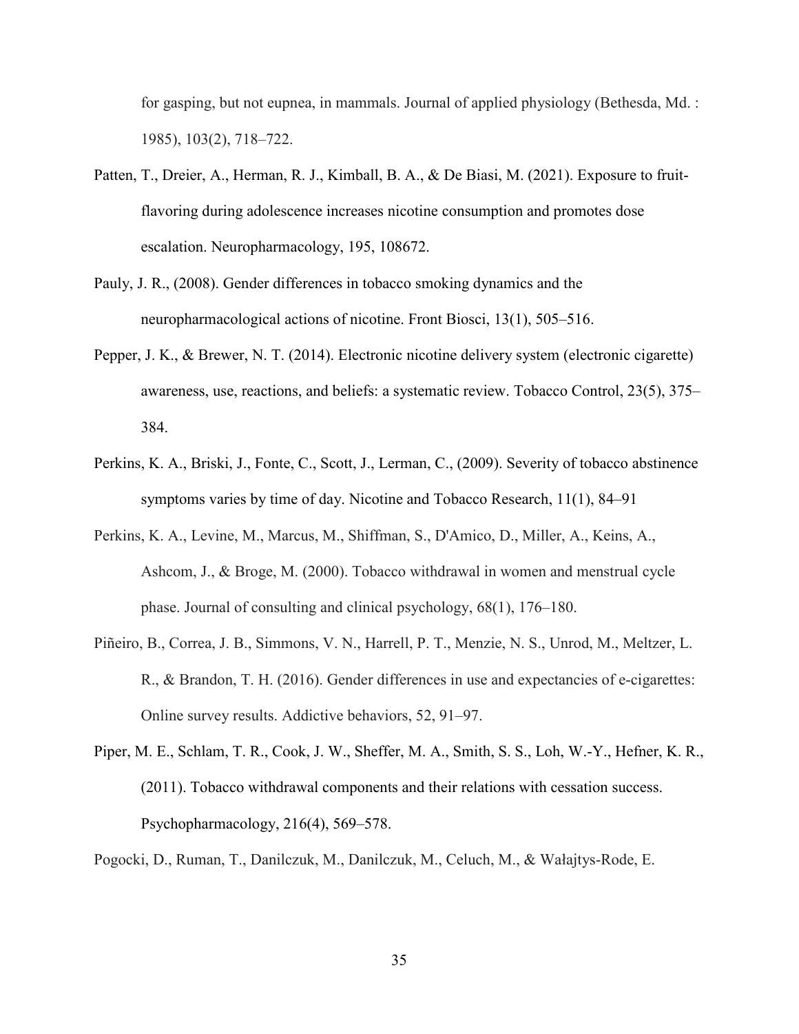for gasping, but not eupnea, in mammals. Journal of applied physiology (Bethesda, Md. : 1985), 103(2), 718–722.

Patten, T., Dreier, A., Herman, R. J., Kimball, B. A., & De Biasi, M. (2021). Exposure to fruit-flavoring during adolescence increases nicotine consumption and promotes dose escalation. Neuropharmacology, 195, 108672.

Pauly, J. R., (2008). Gender differences in tobacco smoking dynamics and the neuropharmacological actions of nicotine. Front Biosci, 13(1), 505–516.

Pepper, J. K., & Brewer, N. T. (2014). Electronic nicotine delivery system (electronic cigarette) awareness, use, reactions, and beliefs: a systematic review. Tobacco Control, 23(5), 375–384.

Perkins, K. A., Briski, J., Fonte, C., Scott, J., Lerman, C., (2009). Severity of tobacco abstinence symptoms varies by time of day. Nicotine and Tobacco Research, 11(1), 84–91

Perkins, K. A., Levine, M., Marcus, M., Shiffman, S., D'Amico, D., Miller, A., Keins, A., Ashcom, J., & Broge, M. (2000). Tobacco withdrawal in women and menstrual cycle phase. Journal of consulting and clinical psychology, 68(1), 176–180.

Piñeiro, B., Correa, J. B., Simmons, V. N., Harrell, P. T., Menzie, N. S., Unrod, M., Meltzer, L. R., & Brandon, T. H. (2016). Gender differences in use and expectancies of e-cigarettes: Online survey results. Addictive behaviors, 52, 91–97.

Piper, M. E., Schlam, T. R., Cook, J. W., Sheffer, M. A., Smith, S. S., Loh, W.-Y., Hefner, K. R., (2011). Tobacco withdrawal components and their relations with cessation success. Psychopharmacology, 216(4), 569–578.

Pogocki, D., Ruman, T., Danilczuk, M., Danilczuk, M., Celuch, M., & Wałajtys-Rode, E.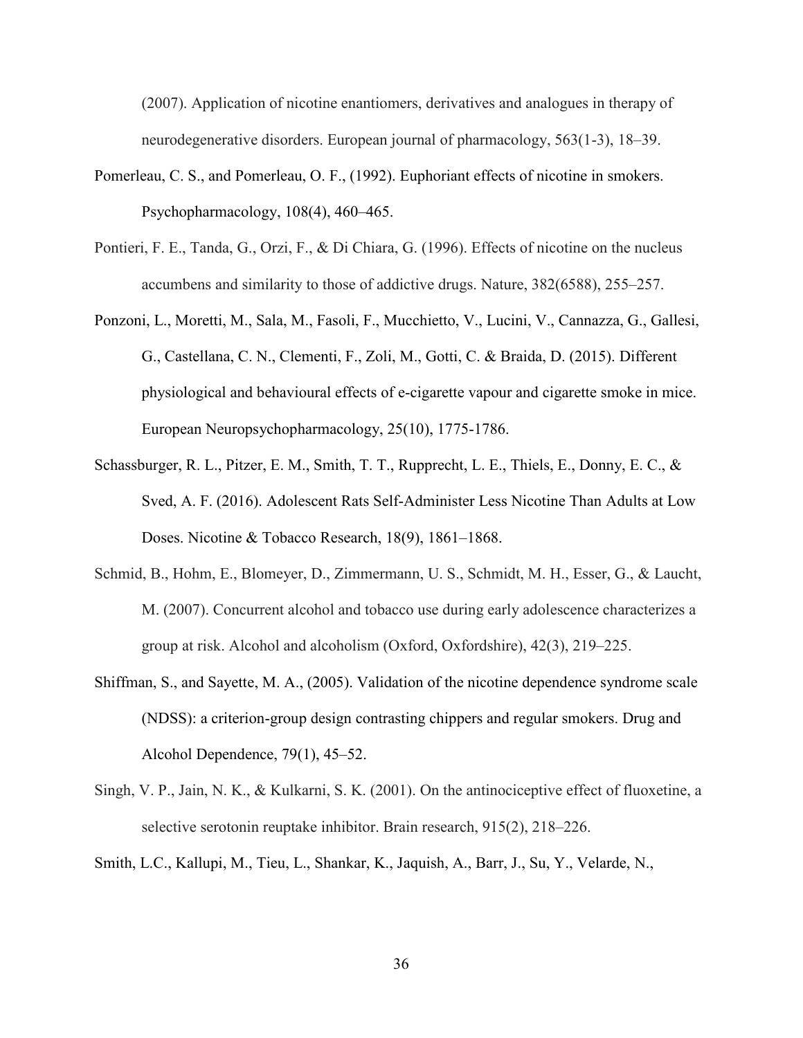(2007). Application of nicotine enantiomers, derivatives and analogues in therapy of neurodegenerative disorders. European journal of pharmacology, 563(1-3), 18–39.

Pomerleau, C. S., and Pomerleau, O. F., (1992). Euphoriant effects of nicotine in smokers. Psychopharmacology, 108(4), 460–465.

Pontieri, F. E., Tanda, G., Orzi, F., & Di Chiara, G. (1996). Effects of nicotine on the nucleus accumbens and similarity to those of addictive drugs. Nature, 382(6588), 255–257.

Ponzoni, L., Moretti, M., Sala, M., Fasoli, F., Mucchietto, V., Lucini, V., Cannazza, G., Gallesi, G., Castellana, C. N., Clementi, F., Zoli, M., Gotti, C. & Braida, D. (2015). Different physiological and behavioural effects of e-cigarette vapour and cigarette smoke in mice. European Neuropsychopharmacology, 25(10), 1775-1786.

Schassburger, R. L., Pitzer, E. M., Smith, T. T., Rupprecht, L. E., Thiels, E., Donny, E. C., & Sved, A. F. (2016). Adolescent Rats Self-Administer Less Nicotine Than Adults at Low Doses. Nicotine & Tobacco Research, 18(9), 1861–1868.

Schmid, B., Hohm, E., Blomeyer, D., Zimmermann, U. S., Schmidt, M. H., Esser, G., & Laucht, M. (2007). Concurrent alcohol and tobacco use during early adolescence characterizes a group at risk. Alcohol and alcoholism (Oxford, Oxfordshire), 42(3), 219–225.

Shiffman, S., and Sayette, M. A., (2005). Validation of the nicotine dependence syndrome scale (NDSS): a criterion-group design contrasting chippers and regular smokers. Drug and Alcohol Dependence, 79(1), 45–52.

Singh, V. P., Jain, N. K., & Kulkarni, S. K. (2001). On the antinociceptive effect of fluoxetine, a selective serotonin reuptake inhibitor. Brain research, 915(2), 218–226.

Smith, L.C., Kallupi, M., Tieu, L., Shankar, K., Jaquish, A., Barr, J., Su, Y., Velarde, N.,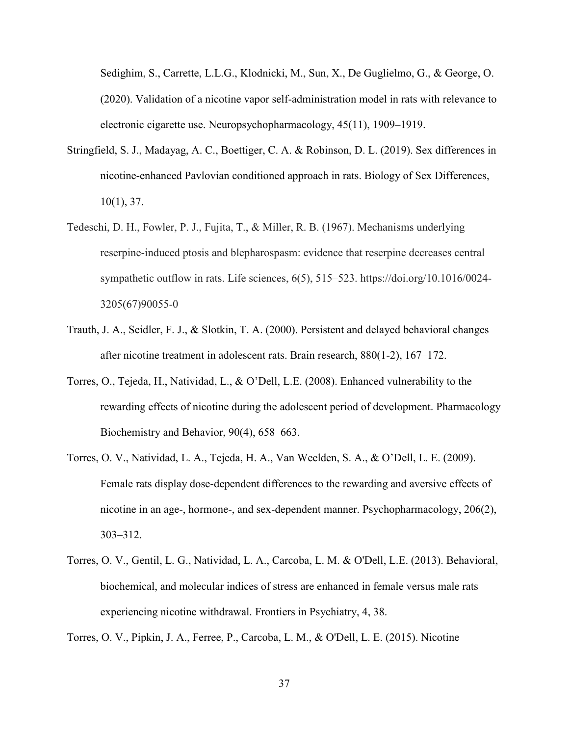Sedighim, S., Carrette, L.L.G., Klodnicki, M., Sun, X., De Guglielmo, G., & George, O. (2020). Validation of a nicotine vapor self-administration model in rats with relevance to electronic cigarette use. Neuropsychopharmacology, 45(11), 1909–1919.

Stringfield, S. J., Madayag, A. C., Boettiger, C. A. & Robinson, D. L. (2019). Sex differences in nicotine-enhanced Pavlovian conditioned approach in rats. Biology of Sex Differences, 10(1), 37.

Tedeschi, D. H., Fowler, P. J., Fujita, T., & Miller, R. B. (1967). Mechanisms underlying reserpine-induced ptosis and blepharospasm: evidence that reserpine decreases central sympathetic outflow in rats. Life sciences, 6(5), 515–523. https://doi.org/10.1016/0024-3205(67)90055-0

Trauth, J. A., Seidler, F. J., & Slotkin, T. A. (2000). Persistent and delayed behavioral changes after nicotine treatment in adolescent rats. Brain research, 880(1-2), 167–172.

Torres, O., Tejeda, H., Natividad, L., & O'Dell, L.E. (2008). Enhanced vulnerability to the rewarding effects of nicotine during the adolescent period of development. Pharmacology Biochemistry and Behavior, 90(4), 658–663.

Torres, O. V., Natividad, L. A., Tejeda, H. A., Van Weelden, S. A., & O'Dell, L. E. (2009). Female rats display dose-dependent differences to the rewarding and aversive effects of nicotine in an age-, hormone-, and sex-dependent manner. Psychopharmacology, 206(2), 303–312.

Torres, O. V., Gentil, L. G., Natividad, L. A., Carcoba, L. M. & O'Dell, L.E. (2013). Behavioral, biochemical, and molecular indices of stress are enhanced in female versus male rats experiencing nicotine withdrawal. Frontiers in Psychiatry, 4, 38.

Torres, O. V., Pipkin, J. A., Ferree, P., Carcoba, L. M., & O'Dell, L. E. (2015). Nicotine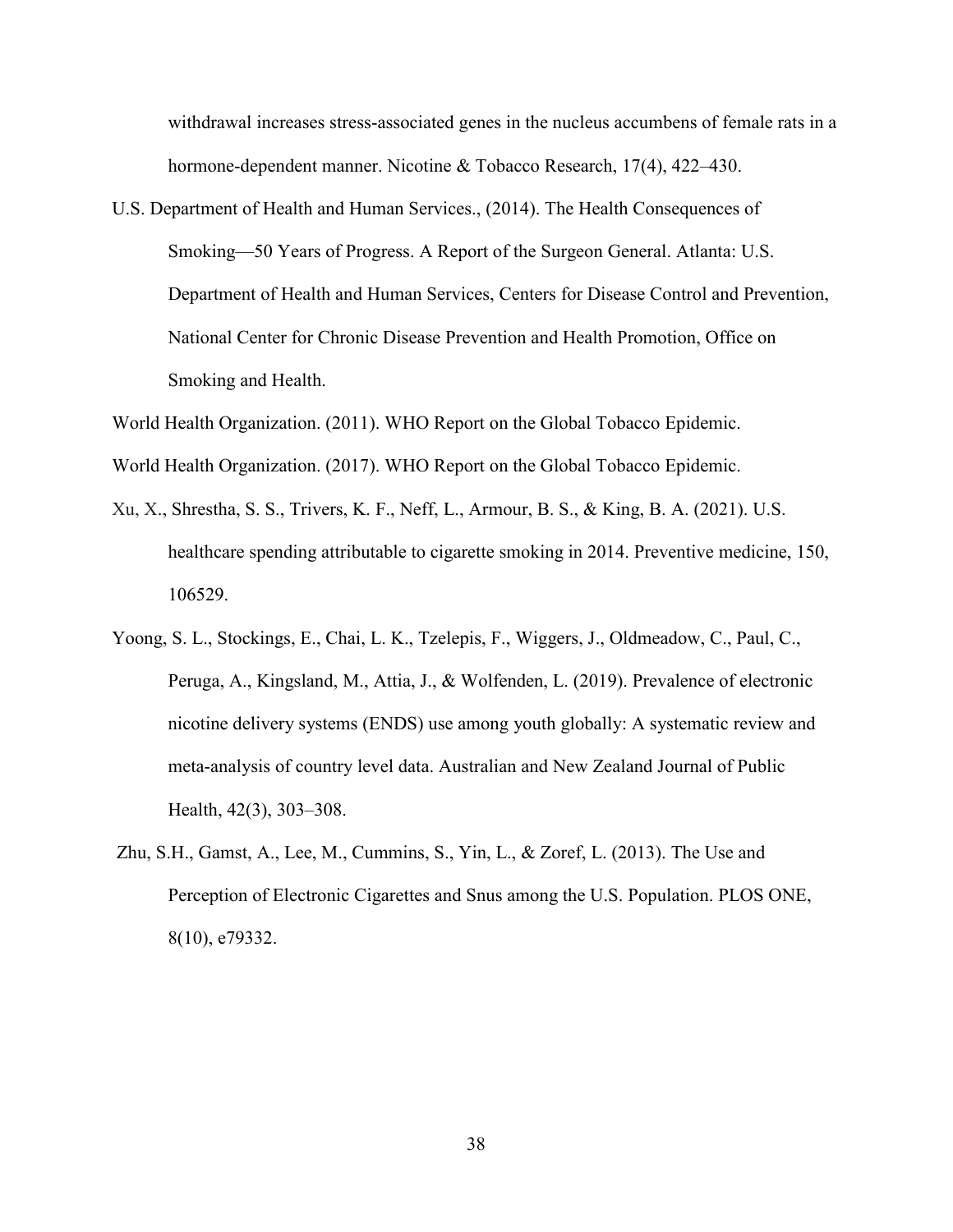withdrawal increases stress-associated genes in the nucleus accumbens of female rats in a hormone-dependent manner. Nicotine & Tobacco Research, 17(4), 422–430.

U.S. Department of Health and Human Services., (2014). The Health Consequences of Smoking—50 Years of Progress. A Report of the Surgeon General. Atlanta: U.S. Department of Health and Human Services, Centers for Disease Control and Prevention, National Center for Chronic Disease Prevention and Health Promotion, Office on Smoking and Health.

World Health Organization. (2011). WHO Report on the Global Tobacco Epidemic.

World Health Organization. (2017). WHO Report on the Global Tobacco Epidemic.

Xu, X., Shrestha, S. S., Trivers, K. F., Neff, L., Armour, B. S., & King, B. A. (2021). U.S. healthcare spending attributable to cigarette smoking in 2014. Preventive medicine, 150, 106529.

Yoong, S. L., Stockings, E., Chai, L. K., Tzelepis, F., Wiggers, J., Oldmeadow, C., Paul, C., Peruga, A., Kingsland, M., Attia, J., & Wolfenden, L. (2019). Prevalence of electronic nicotine delivery systems (ENDS) use among youth globally: A systematic review and meta-analysis of country level data. Australian and New Zealand Journal of Public Health, 42(3), 303–308.

Zhu, S.H., Gamst, A., Lee, M., Cummins, S., Yin, L., & Zoref, L. (2013). The Use and Perception of Electronic Cigarettes and Snus among the U.S. Population. PLOS ONE, 8(10), e79332.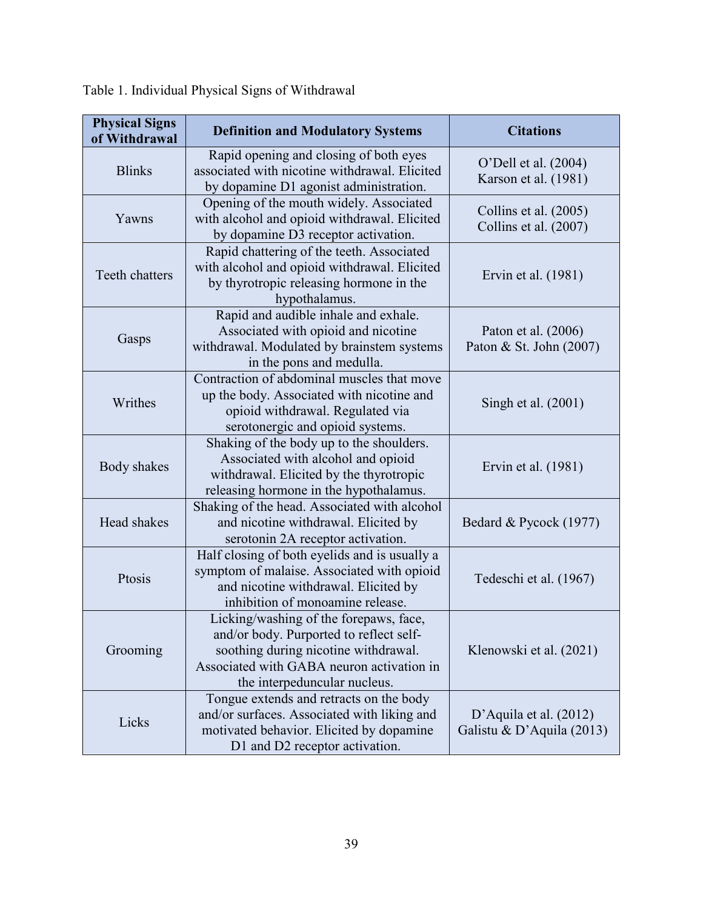Table 1. Individual Physical Signs of Withdrawal

| Physical Signs of Withdrawal | Definition and Modulatory Systems | Citations |
| --- | --- | --- |
| Blinks | Rapid opening and closing of both eyes associated with nicotine withdrawal. Elicited by dopamine D1 agonist administration. | O'Dell et al. (2004) Karson et al. (1981) |
| Yawns | Opening of the mouth widely. Associated with alcohol and opioid withdrawal. Elicited by dopamine D3 receptor activation. | Collins et al. (2005) Collins et al. (2007) |
| Teeth chatters | Rapid chattering of the teeth. Associated with alcohol and opioid withdrawal. Elicited by thyrotropic releasing hormone in the hypothalamus. | Ervin et al. (1981) |
| Gasps | Rapid and audible inhale and exhale. Associated with opioid and nicotine withdrawal. Modulated by brainstem systems in the pons and medulla. | Paton et al. (2006) Paton & St. John (2007) |
| Writhes | Contraction of abdominal muscles that move up the body. Associated with nicotine and opioid withdrawal. Regulated via serotonergic and opioid systems. | Singh et al. (2001) |
| Body shakes | Shaking of the body up to the shoulders. Associated with alcohol and opioid withdrawal. Elicited by the thyrotropic releasing hormone in the hypothalamus. | Ervin et al. (1981) |
| Head shakes | Shaking of the head. Associated with alcohol and nicotine withdrawal. Elicited by serotonin 2A receptor activation. | Bedard & Pycock (1977) |
| Ptosis | Half closing of both eyelids and is usually a symptom of malaise. Associated with opioid and nicotine withdrawal. Elicited by inhibition of monoamine release. | Tedeschi et al. (1967) |
| Grooming | Licking/washing of the forepaws, face, and/or body. Purported to reflect self-soothing during nicotine withdrawal. Associated with GABA neuron activation in the interpeduncular nucleus. | Klenowski et al. (2021) |
| Licks | Tongue extends and retracts on the body and/or surfaces. Associated with liking and motivated behavior. Elicited by dopamine D1 and D2 receptor activation. | D'Aquila et al. (2012) Galistu & D'Aquila (2013) |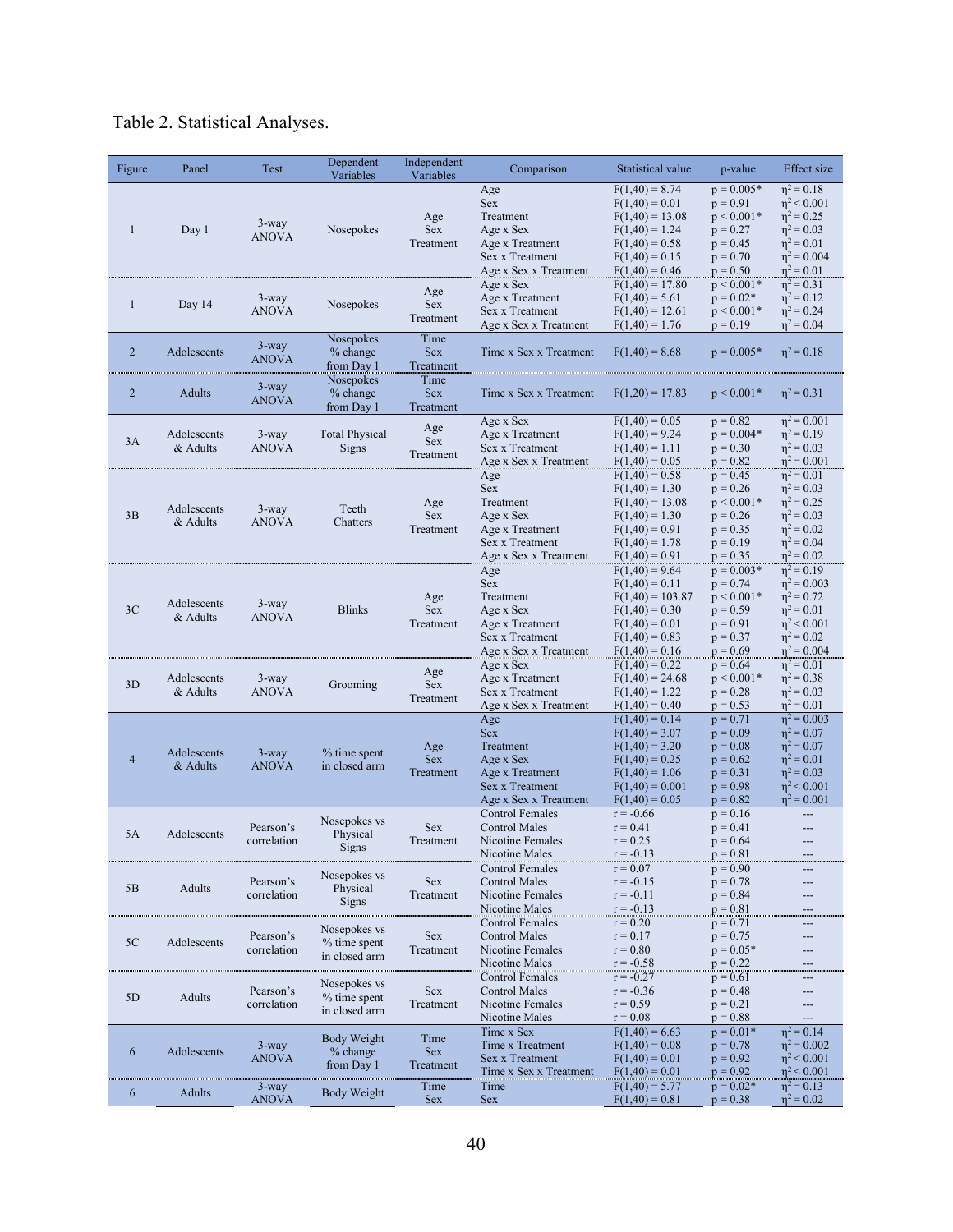Table 2. Statistical Analyses.

| Figure | Panel | Test | Dependent Variables | Independent Variables | Comparison | Statistical value | p-value | Effect size |
|---|---|---|---|---|---|---|---|---|
| 1 | Day 1 | 3-way ANOVA | Nosepokes | Age Sex Treatment | Age | $F(1,40) = 8.74$ | $p = 0.005$* | $\eta^2 = 0.18$ |
| | | | | | Sex | $F(1,40) = 0.01$ | $p = 0.91$ | $\eta^2 < 0.001$ |
| | | | | | Treatment | $F(1,40) = 13.08$ | $p < 0.001$* | $\eta^2 = 0.25$ |
| | | | | | Age x Sex | $F(1,40) = 1.24$ | $p = 0.27$ | $\eta^2 = 0.03$ |
| | | | | | Age x Treatment | $F(1,40) = 0.58$ | $p = 0.45$ | $\eta^2 = 0.01$ |
| | | | | | Sex x Treatment | $F(1,40) = 0.15$ | $p = 0.70$ | $\eta^2 = 0.004$ |
| | | | | | Age x Sex x Treatment | $F(1,40) = 0.46$ | $p = 0.50$ | $\eta^2 = 0.01$ |
| 1 | Day 14 | 3-way ANOVA | Nosepokes | Age Sex Treatment | Age x Sex | $F(1,40) = 17.80$ | $p < 0.001$* | $\eta^2 = 0.31$ |
| | | | | | Age x Treatment | $F(1,40) = 5.61$ | $p = 0.02$* | $\eta^2 = 0.12$ |
| | | | | | Sex x Treatment | $F(1,40) = 12.61$ | $p < 0.001$* | $\eta^2 = 0.24$ |
| | | | | | Age x Sex x Treatment | $F(1,40) = 1.76$ | $p = 0.19$ | $\eta^2 = 0.04$ |
| 2 | Adolescents | 3-way ANOVA | Nosepokes % change from Day 1 | Time Sex Treatment | Time x Sex x Treatment | $F(1,40) = 8.68$ | $p = 0.005$* | $\eta^2 = 0.18$ |
| 2 | Adults | 3-way ANOVA | Nosepokes % change from Day 1 | Time Sex Treatment | Time x Sex x Treatment | $F(1,20) = 17.83$ | $p < 0.001$* | $\eta^2 = 0.31$ |
| 3A | Adolescents & Adults | 3-way ANOVA | Total Physical Signs | Age Sex Treatment | Age x Sex | $F(1,40) = 0.05$ | $p = 0.82$ | $\eta^2 = 0.001$ |
| | | | | | Age x Treatment | $F(1,40) = 9.24$ | $p = 0.004$* | $\eta^2 = 0.19$ |
| | | | | | Sex x Treatment | $F(1,40) = 1.11$ | $p = 0.30$ | $\eta^2 = 0.03$ |
| | | | | | Age x Sex x Treatment | $F(1,40) = 0.05$ | $p = 0.82$ | $\eta^2 = 0.001$ |
| 3B | Adolescents & Adults | 3-way ANOVA | Teeth Chatters | Age Sex Treatment | Age | $F(1,40) = 0.58$ | $p = 0.45$ | $\eta^2 = 0.01$ |
| | | | | | Sex | $F(1,40) = 1.30$ | $p = 0.26$ | $\eta^2 = 0.03$ |
| | | | | | Treatment | $F(1,40) = 13.08$ | $p < 0.001$* | $\eta^2 = 0.25$ |
| | | | | | Age x Sex | $F(1,40) = 1.30$ | $p = 0.26$ | $\eta^2 = 0.03$ |
| | | | | | Age x Treatment | $F(1,40) = 0.91$ | $p = 0.35$ | $\eta^2 = 0.02$ |
| | | | | | Sex x Treatment | $F(1,40) = 1.78$ | $p = 0.19$ | $\eta^2 = 0.04$ |
| | | | | | Age x Sex x Treatment | $F(1,40) = 0.91$ | $p = 0.35$ | $\eta^2 = 0.02$ |
| 3C | Adolescents & Adults | 3-way ANOVA | Blinks | Age Sex Treatment | Age | $F(1,40) = 9.64$ | $p = 0.003$* | $\eta^2 = 0.19$ |
| | | | | | Sex | $F(1,40) = 0.11$ | $p = 0.74$ | $\eta^2 = 0.003$ |
| | | | | | Treatment | $F(1,40) = 103.87$ | $p < 0.001$* | $\eta^2 = 0.72$ |
| | | | | | Age x Sex | $F(1,40) = 0.30$ | $p = 0.59$ | $\eta^2 = 0.01$ |
| | | | | | Age x Treatment | $F(1,40) = 0.01$ | $p = 0.91$ | $\eta^2 < 0.001$ |
| | | | | | Sex x Treatment | $F(1,40) = 0.83$ | $p = 0.37$ | $\eta^2 = 0.02$ |
| | | | | | Age x Sex x Treatment | $F(1,40) = 0.16$ | $p = 0.69$ | $\eta^2 = 0.004$ |
| 3D | Adolescents & Adults | 3-way ANOVA | Grooming | Age Sex Treatment | Age x Sex | $F(1,40) = 0.22$ | $p = 0.64$ | $\eta^2 = 0.01$ |
| | | | | | Age x Treatment | $F(1,40) = 24.68$ | $p < 0.001$* | $\eta^2 = 0.38$ |
| | | | | | Sex x Treatment | $F(1,40) = 1.22$ | $p = 0.28$ | $\eta^2 = 0.03$ |
| | | | | | Age x Sex x Treatment | $F(1,40) = 0.40$ | $p = 0.53$ | $\eta^2 = 0.01$ |
| 4 | Adolescents & Adults | 3-way ANOVA | % time spent in closed arm | Age Sex Treatment | Age | $F(1,40) = 0.14$ | $p = 0.71$ | $\eta^2 = 0.003$ |
| | | | | | Sex | $F(1,40) = 3.07$ | $p = 0.09$ | $\eta^2 = 0.07$ |
| | | | | | Treatment | $F(1,40) = 3.20$ | $p = 0.08$ | $\eta^2 = 0.07$ |
| | | | | | Age x Sex | $F(1,40) = 0.25$ | $p = 0.62$ | $\eta^2 = 0.01$ |
| | | | | | Age x Treatment | $F(1,40) = 1.06$ | $p = 0.31$ | $\eta^2 = 0.03$ |
| | | | | | Sex x Treatment | $F(1,40) = 0.001$ | $p = 0.98$ | $\eta^2 < 0.001$ |
| | | | | | Age x Sex x Treatment | $F(1,40) = 0.05$ | $p = 0.82$ | $\eta^2 = 0.001$ |
| 5A | Adolescents | Pearson's correlation | Nosepokes vs Physical Signs | Sex Treatment | Control Females | $r = -0.66$ | $p = 0.16$ | --- |
| | | | | | Control Males | $r = 0.41$ | $p = 0.41$ | --- |
| | | | | | Nicotine Females | $r = 0.25$ | $p = 0.64$ | --- |
| | | | | | Nicotine Males | $r = -0.13$ | $p = 0.81$ | --- |
| 5B | Adults | Pearson's correlation | Nosepokes vs Physical Signs | Sex Treatment | Control Females | $r = 0.07$ | $p = 0.90$ | --- |
| | | | | | Control Males | $r = -0.15$ | $p = 0.78$ | --- |
| | | | | | Nicotine Females | $r = -0.11$ | $p = 0.84$ | --- |
| | | | | | Nicotine Males | $r = -0.13$ | $p = 0.81$ | --- |
| 5C | Adolescents | Pearson's correlation | Nosepokes vs % time spent in closed arm | Sex Treatment | Control Females | $r = 0.20$ | $p = 0.71$ | --- |
| | | | | | Control Males | $r = 0.17$ | $p = 0.75$ | --- |
| | | | | | Nicotine Females | $r = 0.80$ | $p = 0.05$* | --- |
| | | | | | Nicotine Males | $r = -0.58$ | $p = 0.22$ | --- |
| 5D | Adults | Pearson's correlation | Nosepokes vs % time spent in closed arm | Sex Treatment | Control Females | $r = -0.27$ | $p = 0.61$ | --- |
| | | | | | Control Males | $r = -0.36$ | $p = 0.48$ | --- |
| | | | | | Nicotine Females | $r = 0.59$ | $p = 0.21$ | --- |
| | | | | | Nicotine Males | $r = 0.08$ | $p = 0.88$ | --- |
| 6 | Adolescents | 3-way ANOVA | Body Weight % change from Day 1 | Time Sex Treatment | Time x Sex | $F(1,40) = 6.63$ | $p = 0.01$* | $\eta^2 = 0.14$ |
| | | | | | Time x Treatment | $F(1,40) = 0.08$ | $p = 0.78$ | $\eta^2 = 0.002$ |
| | | | | | Sex x Treatment | $F(1,40) = 0.01$ | $p = 0.92$ | $\eta^2 < 0.001$ |
| | | | | | Time x Sex x Treatment | $F(1,40) = 0.01$ | $p = 0.92$ | $\eta^2 < 0.001$ |
| 6 | Adults | 3-way ANOVA | Body Weight | Time Sex | Time | $F(1,40) = 5.77$ | $p = 0.02$* | $\eta^2 = 0.13$ |
| | | | | | Sex | $F(1,40) = 0.81$ | $p = 0.38$ | $\eta^2 = 0.02$ |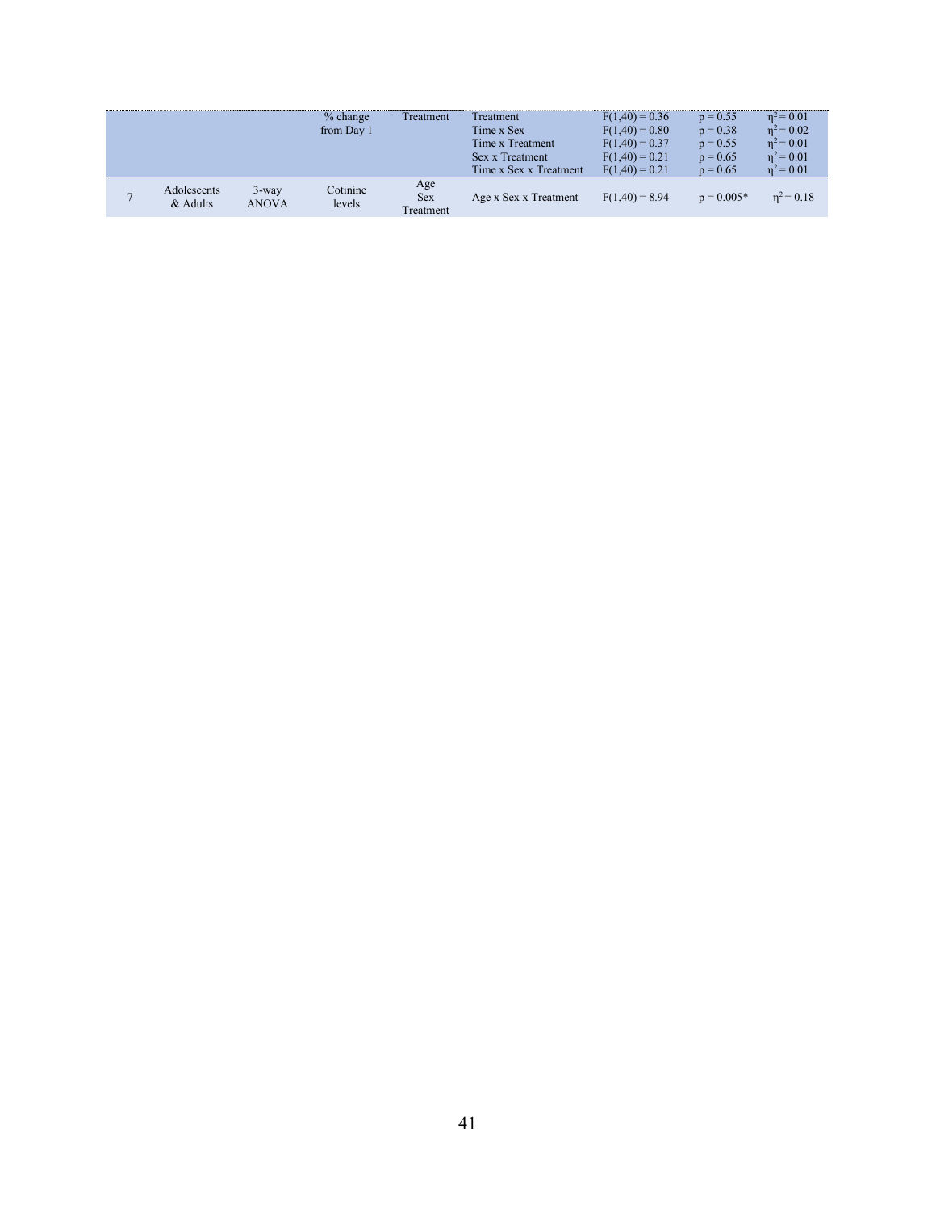|  |  |  | % change from Day 1 | Treatment | Treatment | $F(1,40) = 0.36$ | $p = 0.55$ | $\eta^2 = 0.01$ |
|---|---|---|---|---|---|---|---|---|
|  |  |  |  |  | Time x Sex | $F(1,40) = 0.80$ | $p = 0.38$ | $\eta^2 = 0.02$ |
|  |  |  |  |  | Time x Treatment | $F(1,40) = 0.37$ | $p = 0.55$ | $\eta^2 = 0.01$ |
|  |  |  |  |  | Sex x Treatment | $F(1,40) = 0.21$ | $p = 0.65$ | $\eta^2 = 0.01$ |
|  |  |  |  |  | Time x Sex x Treatment | $F(1,40) = 0.21$ | $p = 0.65$ | $\eta^2 = 0.01$ |
| 7 | Adolescents & Adults | 3-way ANOVA | Cotinine levels | Age Sex Treatment | Age x Sex x Treatment | $F(1,40) = 8.94$ | $p = 0.005$* | $\eta^2 = 0.18$ |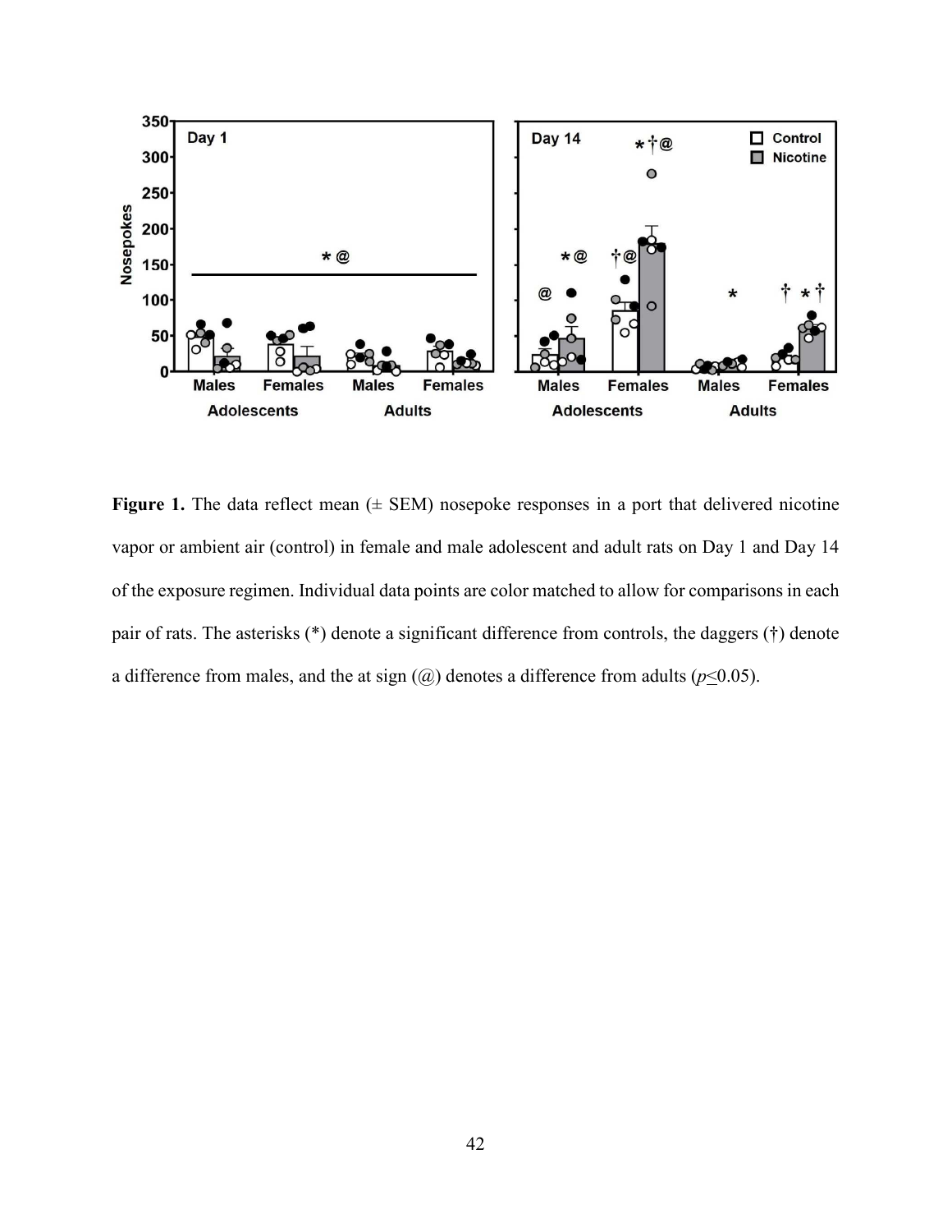**Figure 1.** The data reflect mean (± SEM) nosepoke responses in a port that delivered nicotine vapor or ambient air (control) in female and male adolescent and adult rats on Day 1 and Day 14 of the exposure regimen. Individual data points are color matched to allow for comparisons in each pair of rats. The asterisks (*) denote a significant difference from controls, the daggers (†) denote a difference from males, and the at sign (@) denotes a difference from adults ($p \leq 0.05$).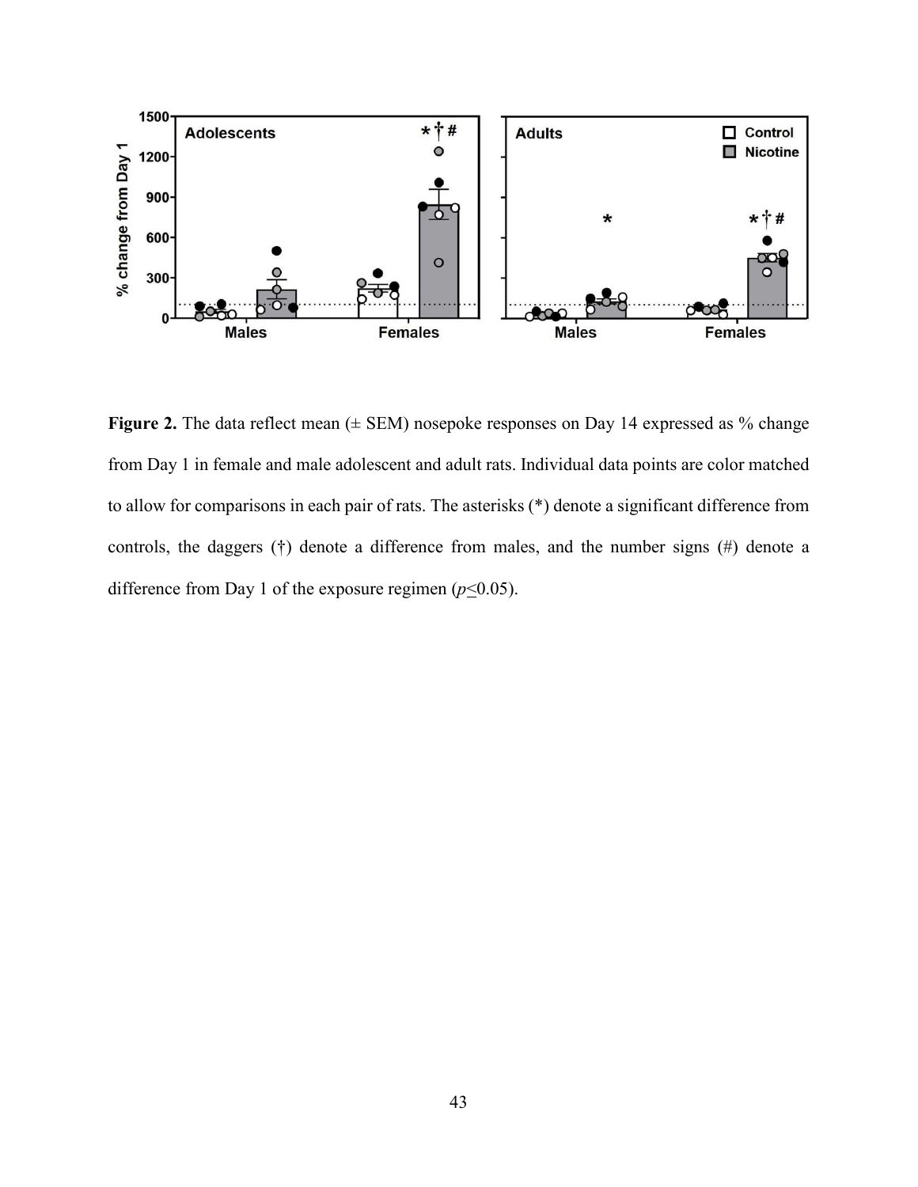**Figure 2.** The data reflect mean (± SEM) nosepoke responses on Day 14 expressed as % change from Day 1 in female and male adolescent and adult rats. Individual data points are color matched to allow for comparisons in each pair of rats. The asterisks (*) denote a significant difference from controls, the daggers (†) denote a difference from males, and the number signs (#) denote a difference from Day 1 of the exposure regimen ($p \leq 0.05$).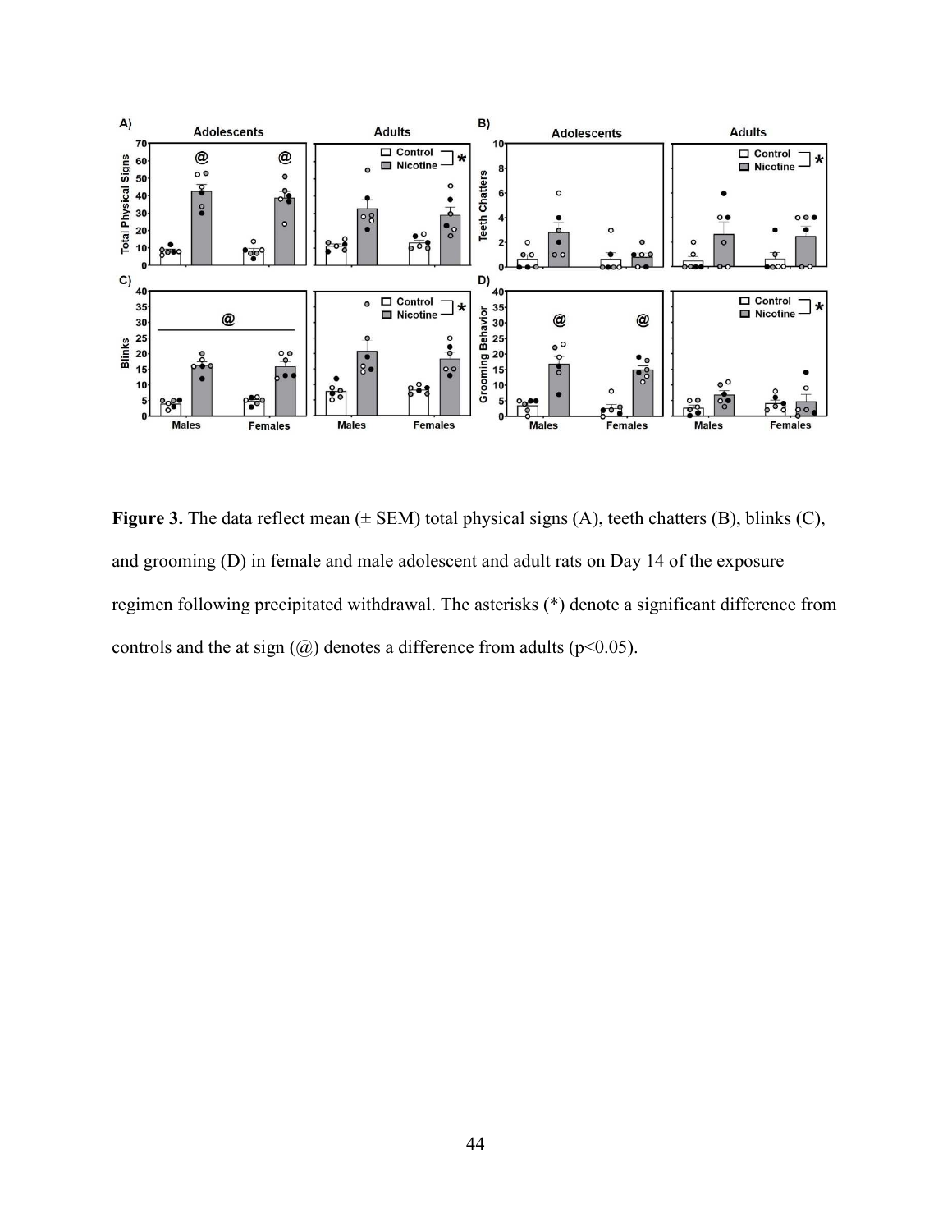**Figure 3.** The data reflect mean (± SEM) total physical signs (A), teeth chatters (B), blinks (C), and grooming (D) in female and male adolescent and adult rats on Day 14 of the exposure regimen following precipitated withdrawal. The asterisks (*) denote a significant difference from controls and the at sign (@) denotes a difference from adults ($p<0.05$).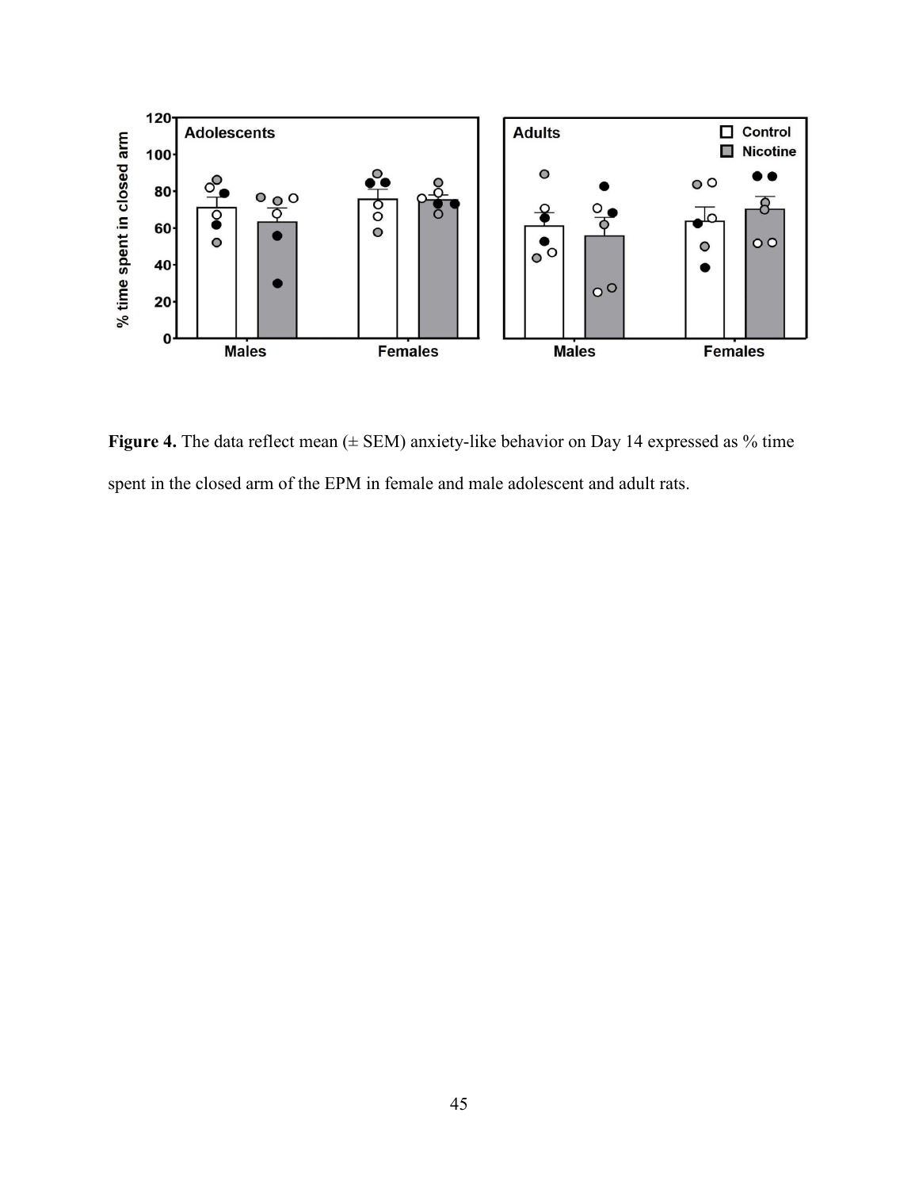**Figure 4.** The data reflect mean (± SEM) anxiety-like behavior on Day 14 expressed as % time spent in the closed arm of the EPM in female and male adolescent and adult rats.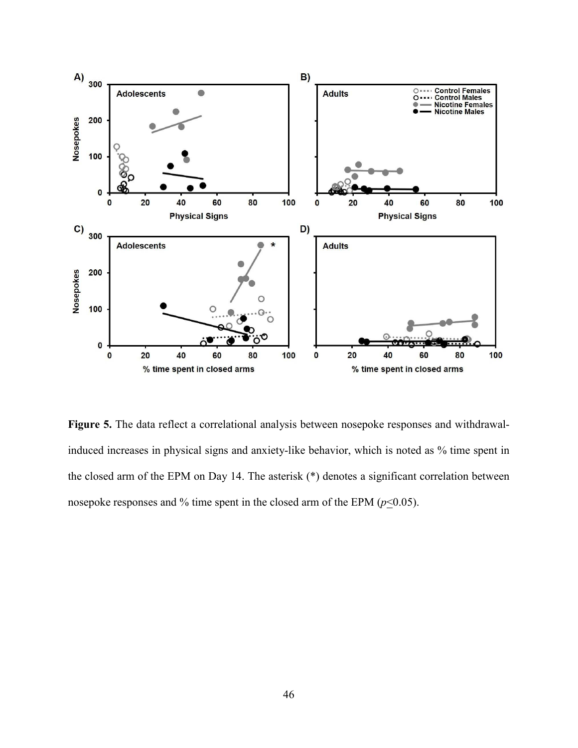**Figure 5.** The data reflect a correlational analysis between nosepoke responses and withdrawal-induced increases in physical signs and anxiety-like behavior, which is noted as % time spent in the closed arm of the EPM on Day 14. The asterisk (*) denotes a significant correlation between nosepoke responses and % time spent in the closed arm of the EPM ($p \leq 0.05$).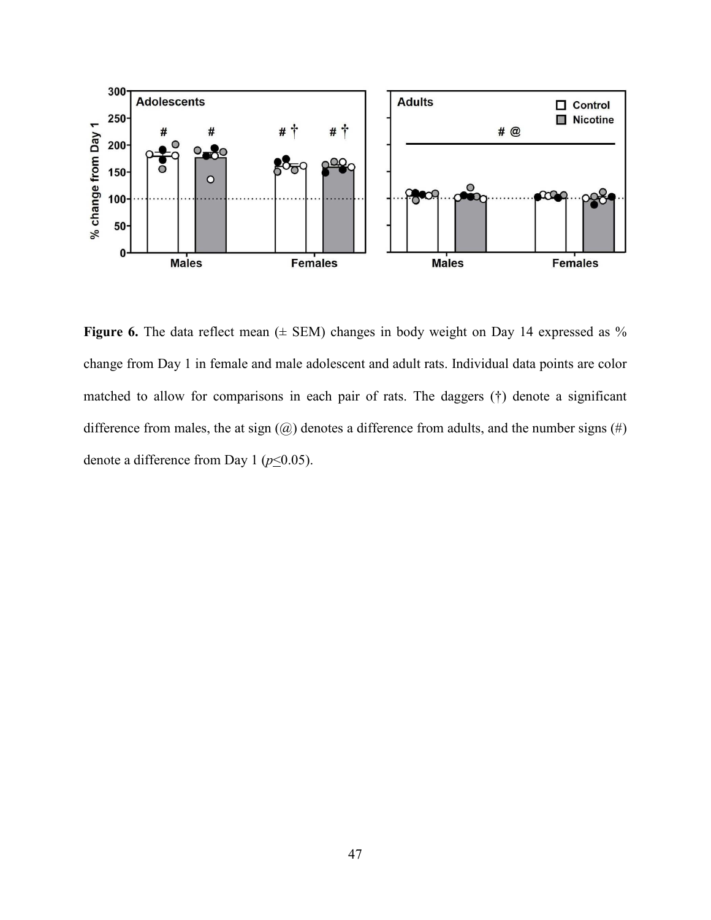**Figure 6.** The data reflect mean (± SEM) changes in body weight on Day 14 expressed as % change from Day 1 in female and male adolescent and adult rats. Individual data points are color matched to allow for comparisons in each pair of rats. The daggers (†) denote a significant difference from males, the at sign (@) denotes a difference from adults, and the number signs (#) denote a difference from Day 1 ($p \leq 0.05$).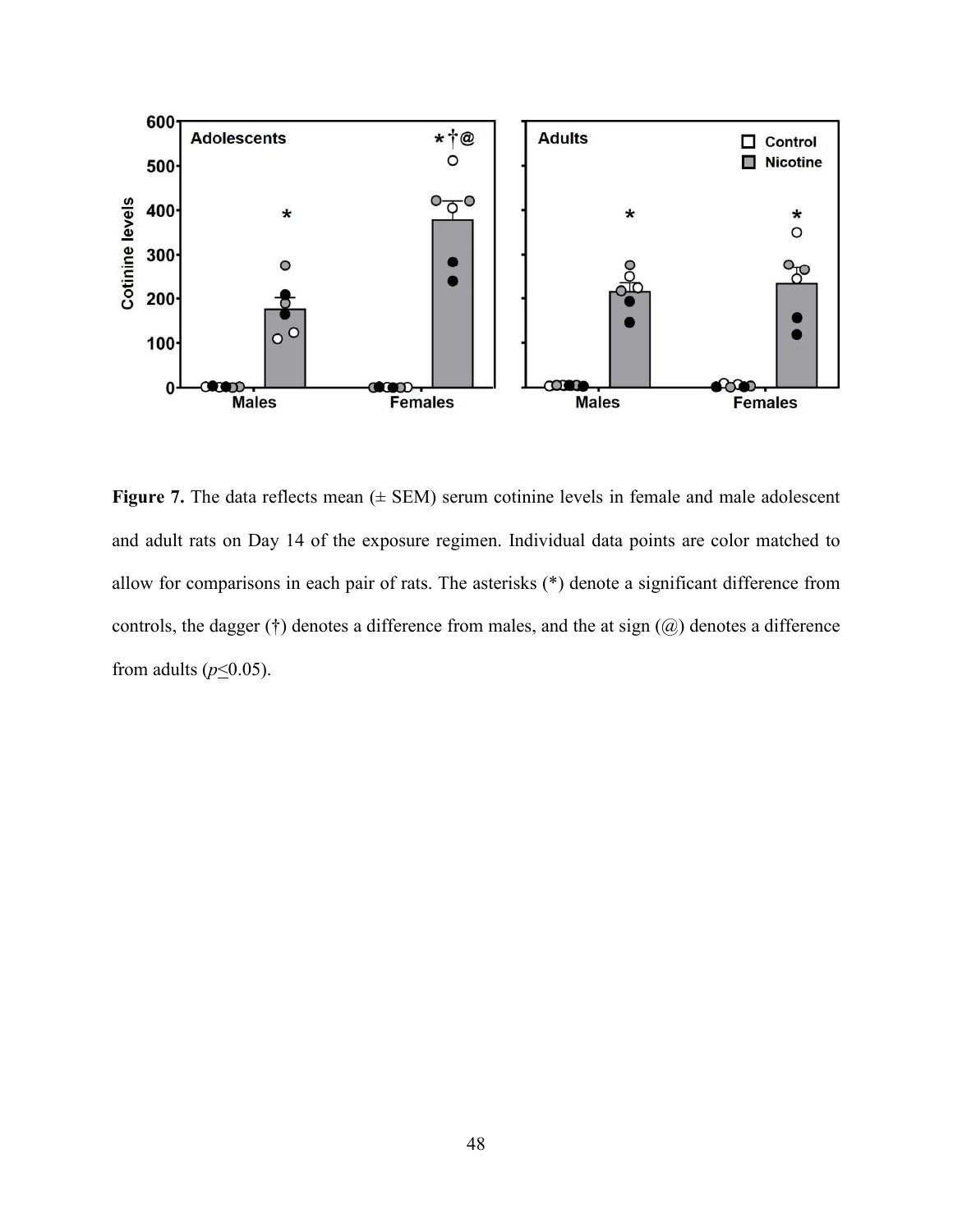**Figure 7.** The data reflects mean (± SEM) serum cotinine levels in female and male adolescent and adult rats on Day 14 of the exposure regimen. Individual data points are color matched to allow for comparisons in each pair of rats. The asterisks (*) denote a significant difference from controls, the dagger (†) denotes a difference from males, and the at sign (@) denotes a difference from adults ($p \leq 0.05$).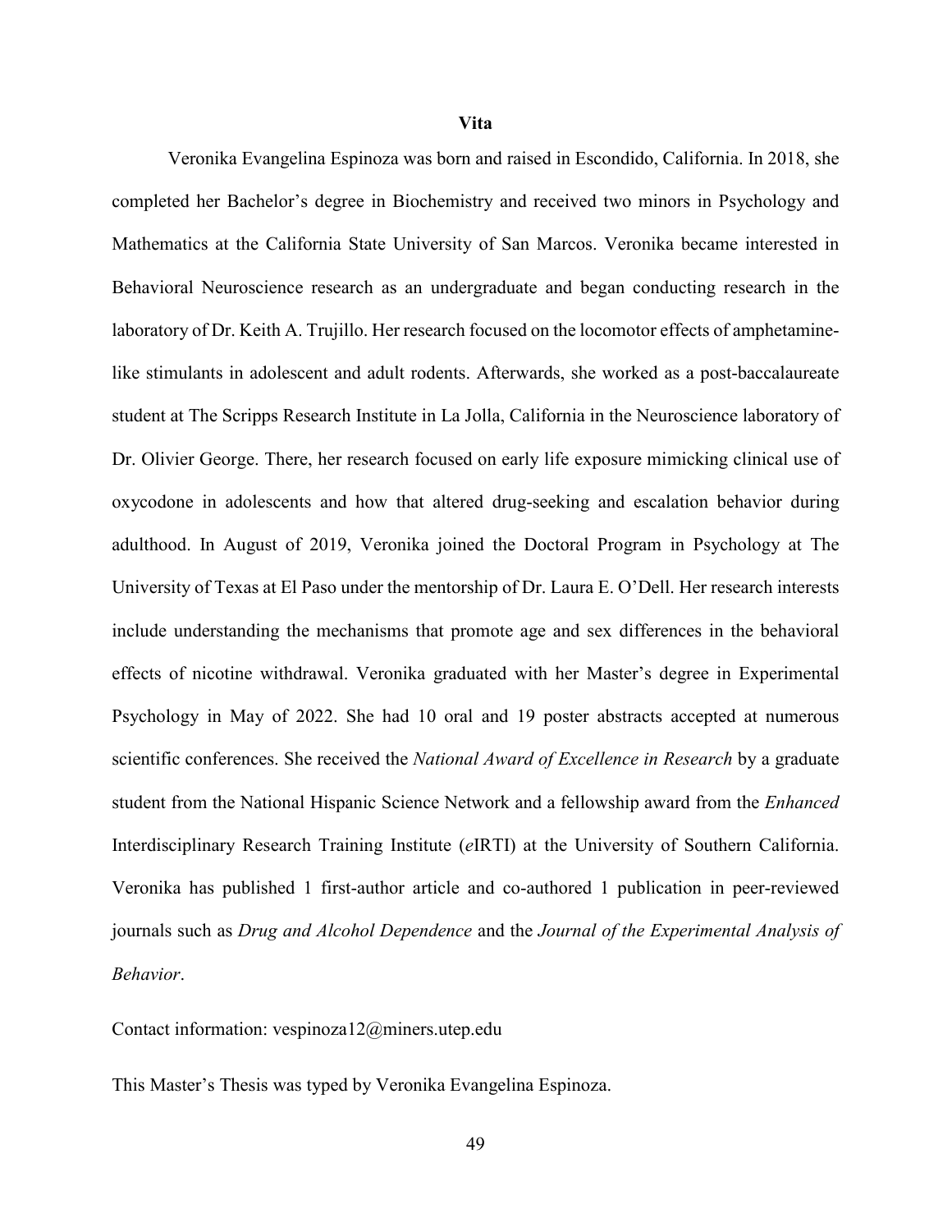# Vita

Veronika Evangelina Espinoza was born and raised in Escondido, California. In 2018, she completed her Bachelor's degree in Biochemistry and received two minors in Psychology and Mathematics at the California State University of San Marcos. Veronika became interested in Behavioral Neuroscience research as an undergraduate and began conducting research in the laboratory of Dr. Keith A. Trujillo. Her research focused on the locomotor effects of amphetamine-like stimulants in adolescent and adult rodents. Afterwards, she worked as a post-baccalaureate student at The Scripps Research Institute in La Jolla, California in the Neuroscience laboratory of Dr. Olivier George. There, her research focused on early life exposure mimicking clinical use of oxycodone in adolescents and how that altered drug-seeking and escalation behavior during adulthood. In August of 2019, Veronika joined the Doctoral Program in Psychology at The University of Texas at El Paso under the mentorship of Dr. Laura E. O'Dell. Her research interests include understanding the mechanisms that promote age and sex differences in the behavioral effects of nicotine withdrawal. Veronika graduated with her Master's degree in Experimental Psychology in May of 2022. She had 10 oral and 19 poster abstracts accepted at numerous scientific conferences. She received the *National Award of Excellence in Research* by a graduate student from the National Hispanic Science Network and a fellowship award from the *Enhanced* Interdisciplinary Research Training Institute (*e*IRTI) at the University of Southern California. Veronika has published 1 first-author article and co-authored 1 publication in peer-reviewed journals such as *Drug and Alcohol Dependence* and the *Journal of the Experimental Analysis of Behavior*.

Contact information: vespinoza12@miners.utep.edu

This Master's Thesis was typed by Veronika Evangelina Espinoza.